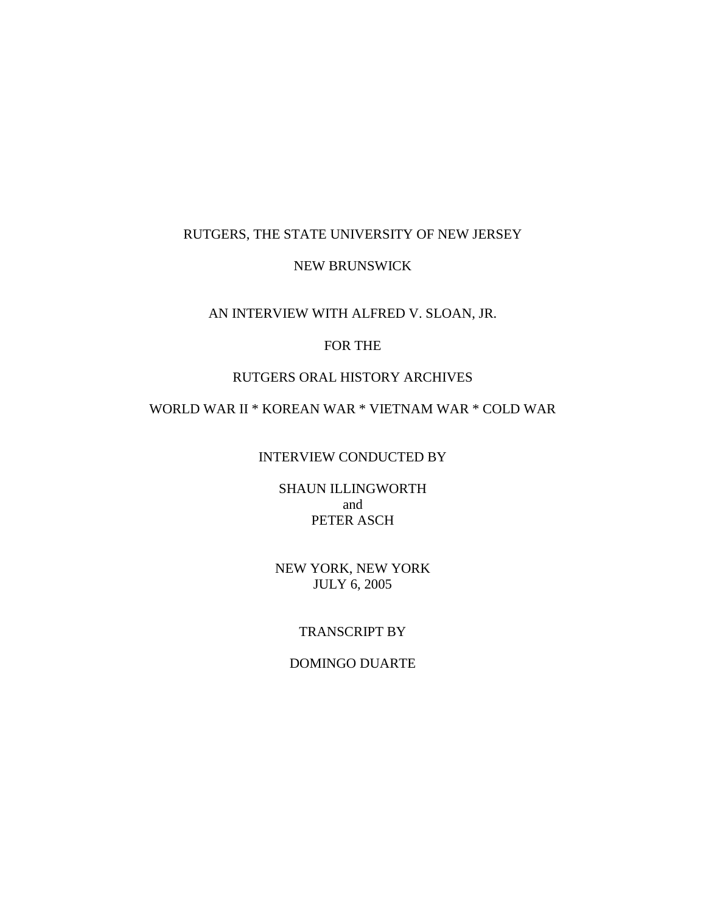RUTGERS, THE STATE UNIVERSITY OF NEW JERSEY

NEW BRUNSWICK

AN INTERVIEW WITH ALFRED V. SLOAN, JR.

FOR THE

RUTGERS ORAL HISTORY ARCHIVES

WORLD WAR II * KOREAN WAR * VIETNAM WAR * COLD WAR

INTERVIEW CONDUCTED BY

SHAUN ILLINGWORTH
and
PETER ASCH

NEW YORK, NEW YORK
JULY 6, 2005

TRANSCRIPT BY

DOMINGO DUARTE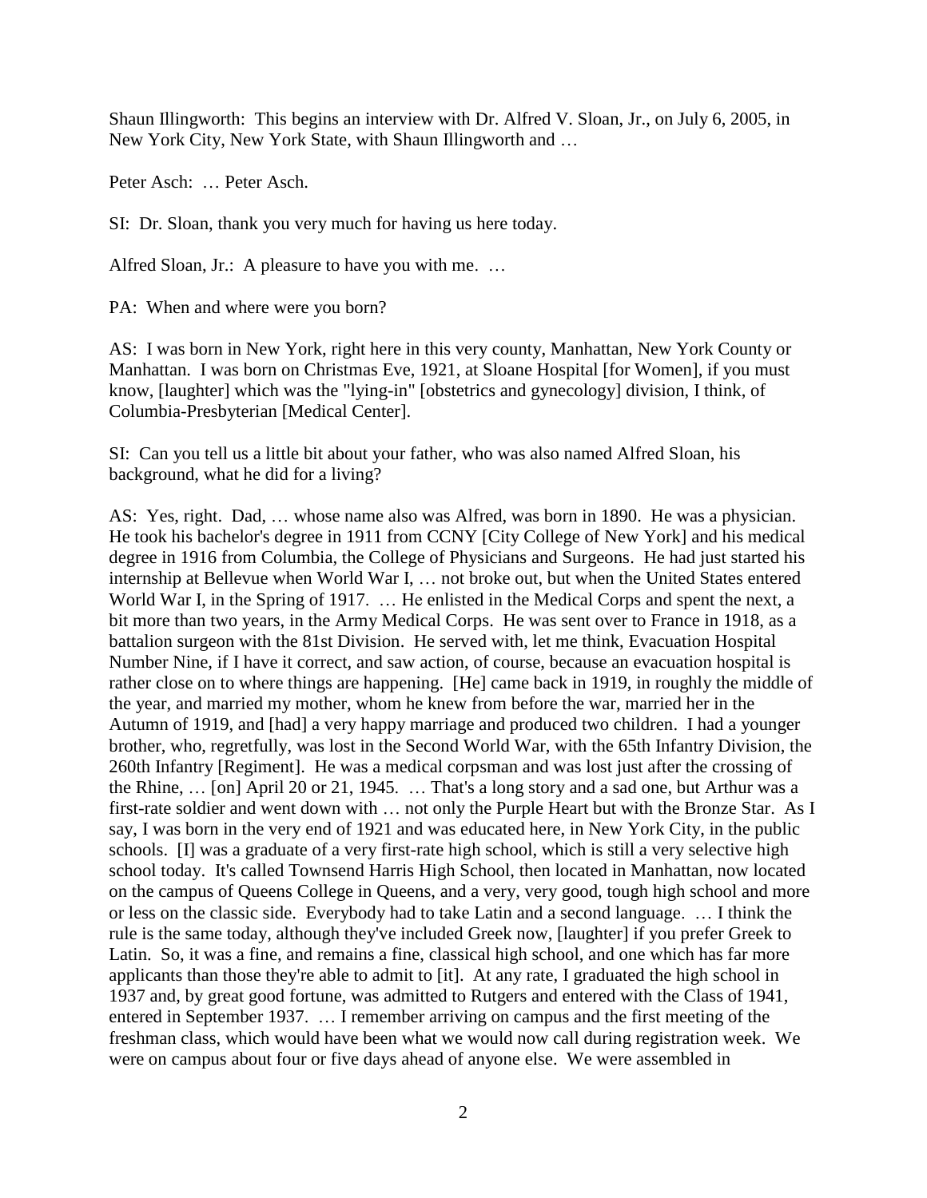Shaun Illingworth: This begins an interview with Dr. Alfred V. Sloan, Jr., on July 6, 2005, in New York City, New York State, with Shaun Illingworth and …

Peter Asch: … Peter Asch.

SI: Dr. Sloan, thank you very much for having us here today.

Alfred Sloan, Jr.: A pleasure to have you with me. …

PA: When and where were you born?

AS: I was born in New York, right here in this very county, Manhattan, New York County or Manhattan. I was born on Christmas Eve, 1921, at Sloane Hospital [for Women], if you must know, [laughter] which was the "lying-in" [obstetrics and gynecology] division, I think, of Columbia-Presbyterian [Medical Center].

SI: Can you tell us a little bit about your father, who was also named Alfred Sloan, his background, what he did for a living?

AS: Yes, right. Dad, … whose name also was Alfred, was born in 1890. He was a physician. He took his bachelor's degree in 1911 from CCNY [City College of New York] and his medical degree in 1916 from Columbia, the College of Physicians and Surgeons. He had just started his internship at Bellevue when World War I, … not broke out, but when the United States entered World War I, in the Spring of 1917. … He enlisted in the Medical Corps and spent the next, a bit more than two years, in the Army Medical Corps. He was sent over to France in 1918, as a battalion surgeon with the 81st Division. He served with, let me think, Evacuation Hospital Number Nine, if I have it correct, and saw action, of course, because an evacuation hospital is rather close on to where things are happening. [He] came back in 1919, in roughly the middle of the year, and married my mother, whom he knew from before the war, married her in the Autumn of 1919, and [had] a very happy marriage and produced two children. I had a younger brother, who, regretfully, was lost in the Second World War, with the 65th Infantry Division, the 260th Infantry [Regiment]. He was a medical corpsman and was lost just after the crossing of the Rhine, … [on] April 20 or 21, 1945. … That's a long story and a sad one, but Arthur was a first-rate soldier and went down with … not only the Purple Heart but with the Bronze Star. As I say, I was born in the very end of 1921 and was educated here, in New York City, in the public schools. [I] was a graduate of a very first-rate high school, which is still a very selective high school today. It's called Townsend Harris High School, then located in Manhattan, now located on the campus of Queens College in Queens, and a very, very good, tough high school and more or less on the classic side. Everybody had to take Latin and a second language. … I think the rule is the same today, although they've included Greek now, [laughter] if you prefer Greek to Latin. So, it was a fine, and remains a fine, classical high school, and one which has far more applicants than those they're able to admit to [it]. At any rate, I graduated the high school in 1937 and, by great good fortune, was admitted to Rutgers and entered with the Class of 1941, entered in September 1937. … I remember arriving on campus and the first meeting of the freshman class, which would have been what we would now call during registration week. We were on campus about four or five days ahead of anyone else. We were assembled in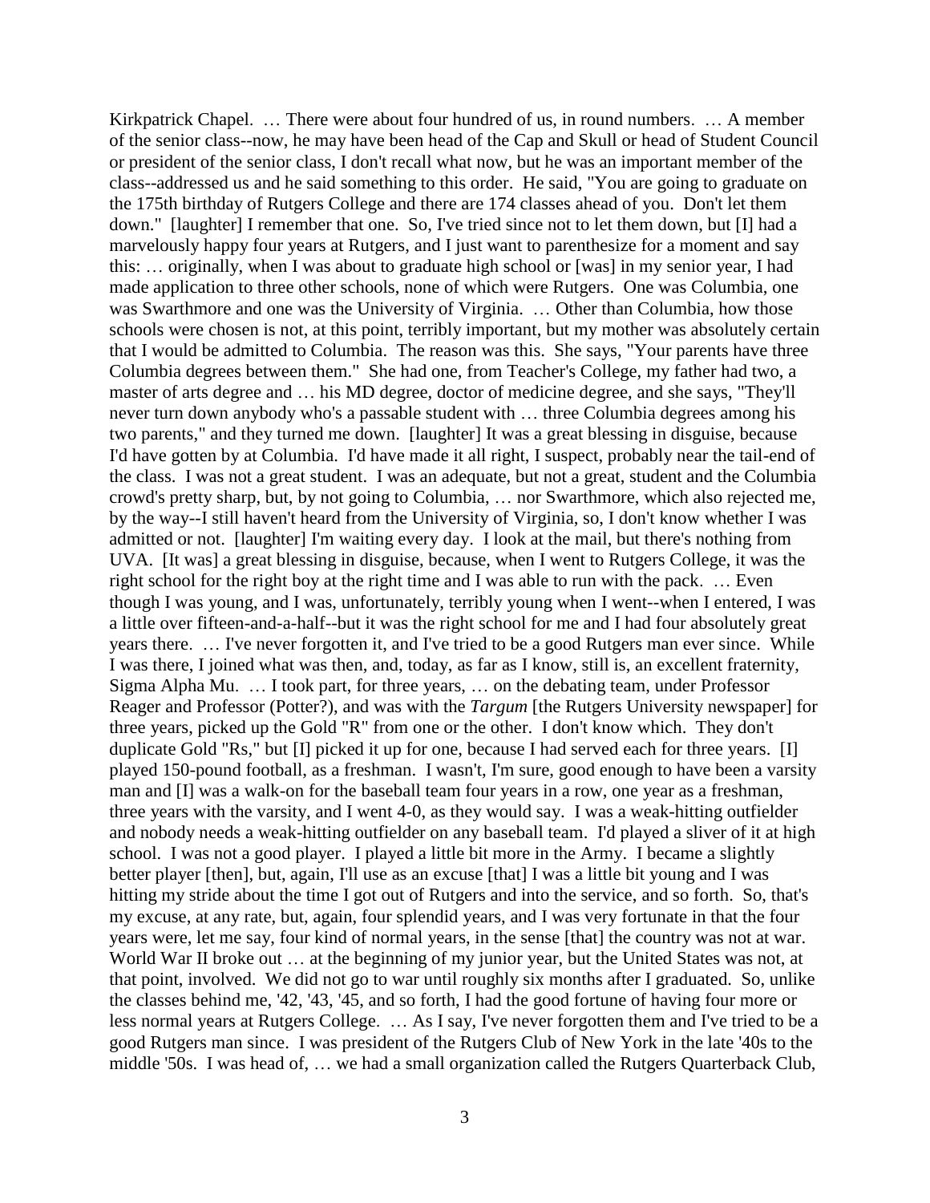Kirkpatrick Chapel. … There were about four hundred of us, in round numbers. … A member of the senior class--now, he may have been head of the Cap and Skull or head of Student Council or president of the senior class, I don't recall what now, but he was an important member of the class--addressed us and he said something to this order. He said, "You are going to graduate on the 175th birthday of Rutgers College and there are 174 classes ahead of you. Don't let them down." [laughter] I remember that one. So, I've tried since not to let them down, but [I] had a marvelously happy four years at Rutgers, and I just want to parenthesize for a moment and say this: … originally, when I was about to graduate high school or [was] in my senior year, I had made application to three other schools, none of which were Rutgers. One was Columbia, one was Swarthmore and one was the University of Virginia. … Other than Columbia, how those schools were chosen is not, at this point, terribly important, but my mother was absolutely certain that I would be admitted to Columbia. The reason was this. She says, "Your parents have three Columbia degrees between them." She had one, from Teacher's College, my father had two, a master of arts degree and … his MD degree, doctor of medicine degree, and she says, "They'll never turn down anybody who's a passable student with … three Columbia degrees among his two parents," and they turned me down. [laughter] It was a great blessing in disguise, because I'd have gotten by at Columbia. I'd have made it all right, I suspect, probably near the tail-end of the class. I was not a great student. I was an adequate, but not a great, student and the Columbia crowd's pretty sharp, but, by not going to Columbia, … nor Swarthmore, which also rejected me, by the way--I still haven't heard from the University of Virginia, so, I don't know whether I was admitted or not. [laughter] I'm waiting every day. I look at the mail, but there's nothing from UVA. [It was] a great blessing in disguise, because, when I went to Rutgers College, it was the right school for the right boy at the right time and I was able to run with the pack. … Even though I was young, and I was, unfortunately, terribly young when I went--when I entered, I was a little over fifteen-and-a-half--but it was the right school for me and I had four absolutely great years there. … I've never forgotten it, and I've tried to be a good Rutgers man ever since. While I was there, I joined what was then, and, today, as far as I know, still is, an excellent fraternity, Sigma Alpha Mu. … I took part, for three years, … on the debating team, under Professor Reager and Professor (Potter?), and was with the *Targum* [the Rutgers University newspaper] for three years, picked up the Gold "R" from one or the other. I don't know which. They don't duplicate Gold "Rs," but [I] picked it up for one, because I had served each for three years. [I] played 150-pound football, as a freshman. I wasn't, I'm sure, good enough to have been a varsity man and [I] was a walk-on for the baseball team four years in a row, one year as a freshman, three years with the varsity, and I went 4-0, as they would say. I was a weak-hitting outfielder and nobody needs a weak-hitting outfielder on any baseball team. I'd played a sliver of it at high school. I was not a good player. I played a little bit more in the Army. I became a slightly better player [then], but, again, I'll use as an excuse [that] I was a little bit young and I was hitting my stride about the time I got out of Rutgers and into the service, and so forth. So, that's my excuse, at any rate, but, again, four splendid years, and I was very fortunate in that the four years were, let me say, four kind of normal years, in the sense [that] the country was not at war. World War II broke out … at the beginning of my junior year, but the United States was not, at that point, involved. We did not go to war until roughly six months after I graduated. So, unlike the classes behind me, '42, '43, '45, and so forth, I had the good fortune of having four more or less normal years at Rutgers College. … As I say, I've never forgotten them and I've tried to be a good Rutgers man since. I was president of the Rutgers Club of New York in the late '40s to the middle '50s. I was head of, … we had a small organization called the Rutgers Quarterback Club,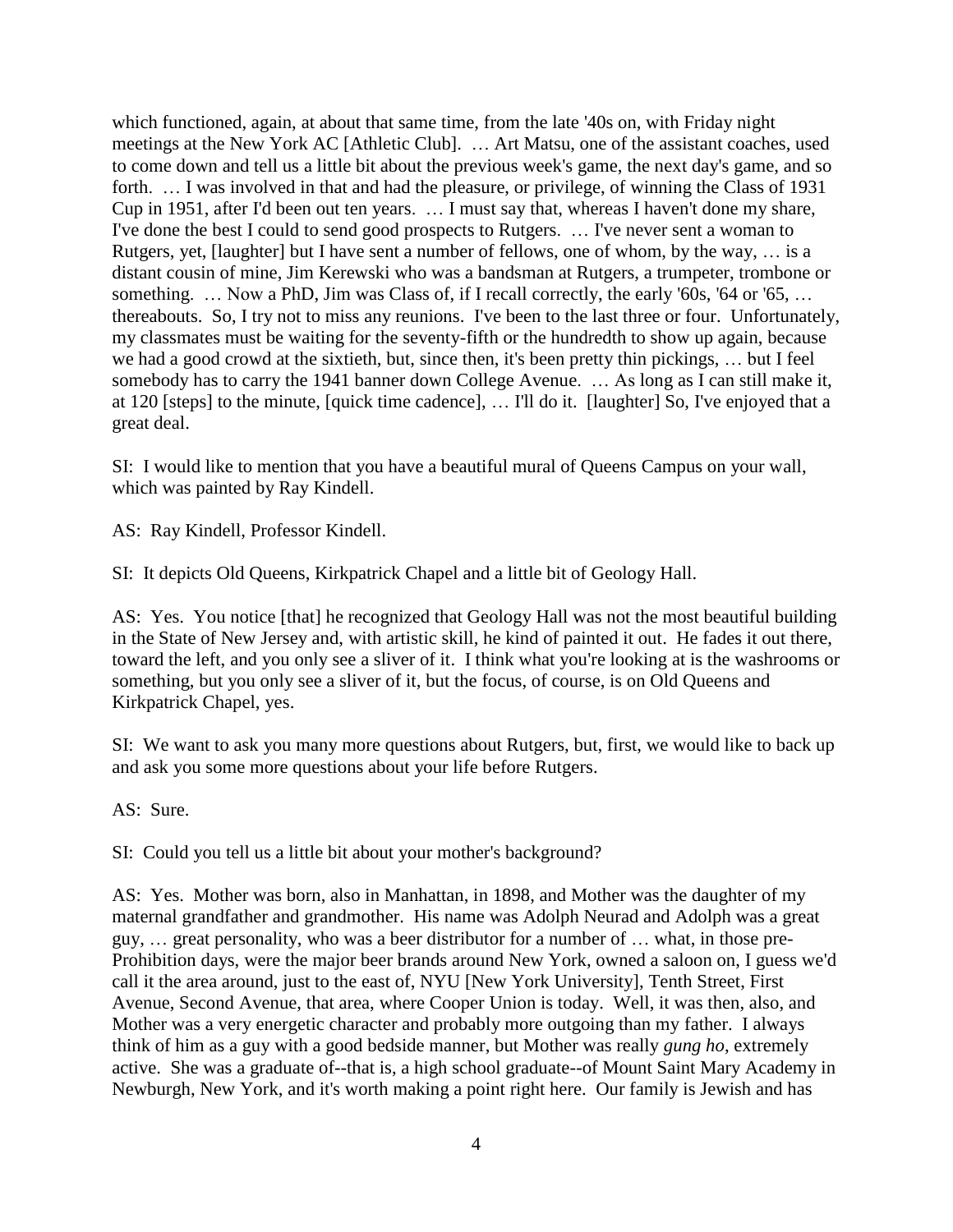which functioned, again, at about that same time, from the late '40s on, with Friday night meetings at the New York AC [Athletic Club]. … Art Matsu, one of the assistant coaches, used to come down and tell us a little bit about the previous week's game, the next day's game, and so forth. … I was involved in that and had the pleasure, or privilege, of winning the Class of 1931 Cup in 1951, after I'd been out ten years. … I must say that, whereas I haven't done my share, I've done the best I could to send good prospects to Rutgers. … I've never sent a woman to Rutgers, yet, [laughter] but I have sent a number of fellows, one of whom, by the way, … is a distant cousin of mine, Jim Kerewski who was a bandsman at Rutgers, a trumpeter, trombone or something. … Now a PhD, Jim was Class of, if I recall correctly, the early '60s, '64 or '65, … thereabouts. So, I try not to miss any reunions. I've been to the last three or four. Unfortunately, my classmates must be waiting for the seventy-fifth or the hundredth to show up again, because we had a good crowd at the sixtieth, but, since then, it's been pretty thin pickings, … but I feel somebody has to carry the 1941 banner down College Avenue. … As long as I can still make it, at 120 [steps] to the minute, [quick time cadence], … I'll do it. [laughter] So, I've enjoyed that a great deal.

SI: I would like to mention that you have a beautiful mural of Queens Campus on your wall, which was painted by Ray Kindell.

AS: Ray Kindell, Professor Kindell.

SI: It depicts Old Queens, Kirkpatrick Chapel and a little bit of Geology Hall.

AS: Yes. You notice [that] he recognized that Geology Hall was not the most beautiful building in the State of New Jersey and, with artistic skill, he kind of painted it out. He fades it out there, toward the left, and you only see a sliver of it. I think what you're looking at is the washrooms or something, but you only see a sliver of it, but the focus, of course, is on Old Queens and Kirkpatrick Chapel, yes.

SI: We want to ask you many more questions about Rutgers, but, first, we would like to back up and ask you some more questions about your life before Rutgers.

AS: Sure.

SI: Could you tell us a little bit about your mother's background?

AS: Yes. Mother was born, also in Manhattan, in 1898, and Mother was the daughter of my maternal grandfather and grandmother. His name was Adolph Neurad and Adolph was a great guy, … great personality, who was a beer distributor for a number of … what, in those pre-Prohibition days, were the major beer brands around New York, owned a saloon on, I guess we'd call it the area around, just to the east of, NYU [New York University], Tenth Street, First Avenue, Second Avenue, that area, where Cooper Union is today. Well, it was then, also, and Mother was a very energetic character and probably more outgoing than my father. I always think of him as a guy with a good bedside manner, but Mother was really *gung ho*, extremely active. She was a graduate of--that is, a high school graduate--of Mount Saint Mary Academy in Newburgh, New York, and it's worth making a point right here. Our family is Jewish and has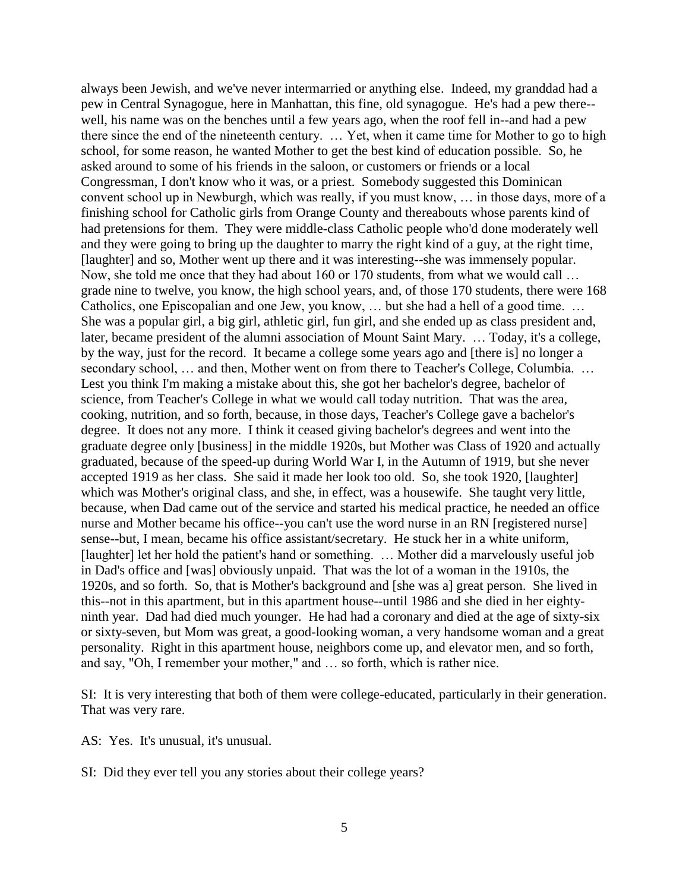always been Jewish, and we've never intermarried or anything else. Indeed, my granddad had a pew in Central Synagogue, here in Manhattan, this fine, old synagogue. He's had a pew there--well, his name was on the benches until a few years ago, when the roof fell in--and had a pew there since the end of the nineteenth century. … Yet, when it came time for Mother to go to high school, for some reason, he wanted Mother to get the best kind of education possible. So, he asked around to some of his friends in the saloon, or customers or friends or a local Congressman, I don't know who it was, or a priest. Somebody suggested this Dominican convent school up in Newburgh, which was really, if you must know, … in those days, more of a finishing school for Catholic girls from Orange County and thereabouts whose parents kind of had pretensions for them. They were middle-class Catholic people who'd done moderately well and they were going to bring up the daughter to marry the right kind of a guy, at the right time, [laughter] and so, Mother went up there and it was interesting--she was immensely popular. Now, she told me once that they had about 160 or 170 students, from what we would call … grade nine to twelve, you know, the high school years, and, of those 170 students, there were 168 Catholics, one Episcopalian and one Jew, you know, … but she had a hell of a good time. … She was a popular girl, a big girl, athletic girl, fun girl, and she ended up as class president and, later, became president of the alumni association of Mount Saint Mary. … Today, it's a college, by the way, just for the record. It became a college some years ago and [there is] no longer a secondary school, … and then, Mother went on from there to Teacher's College, Columbia. … Lest you think I'm making a mistake about this, she got her bachelor's degree, bachelor of science, from Teacher's College in what we would call today nutrition. That was the area, cooking, nutrition, and so forth, because, in those days, Teacher's College gave a bachelor's degree. It does not any more. I think it ceased giving bachelor's degrees and went into the graduate degree only [business] in the middle 1920s, but Mother was Class of 1920 and actually graduated, because of the speed-up during World War I, in the Autumn of 1919, but she never accepted 1919 as her class. She said it made her look too old. So, she took 1920, [laughter] which was Mother's original class, and she, in effect, was a housewife. She taught very little, because, when Dad came out of the service and started his medical practice, he needed an office nurse and Mother became his office--you can't use the word nurse in an RN [registered nurse] sense--but, I mean, became his office assistant/secretary. He stuck her in a white uniform, [laughter] let her hold the patient's hand or something. … Mother did a marvelously useful job in Dad's office and [was] obviously unpaid. That was the lot of a woman in the 1910s, the 1920s, and so forth. So, that is Mother's background and [she was a] great person. She lived in this--not in this apartment, but in this apartment house--until 1986 and she died in her eighty-ninth year. Dad had died much younger. He had had a coronary and died at the age of sixty-six or sixty-seven, but Mom was great, a good-looking woman, a very handsome woman and a great personality. Right in this apartment house, neighbors come up, and elevator men, and so forth, and say, "Oh, I remember your mother," and … so forth, which is rather nice.

SI: It is very interesting that both of them were college-educated, particularly in their generation. That was very rare.

AS: Yes. It's unusual, it's unusual.

SI: Did they ever tell you any stories about their college years?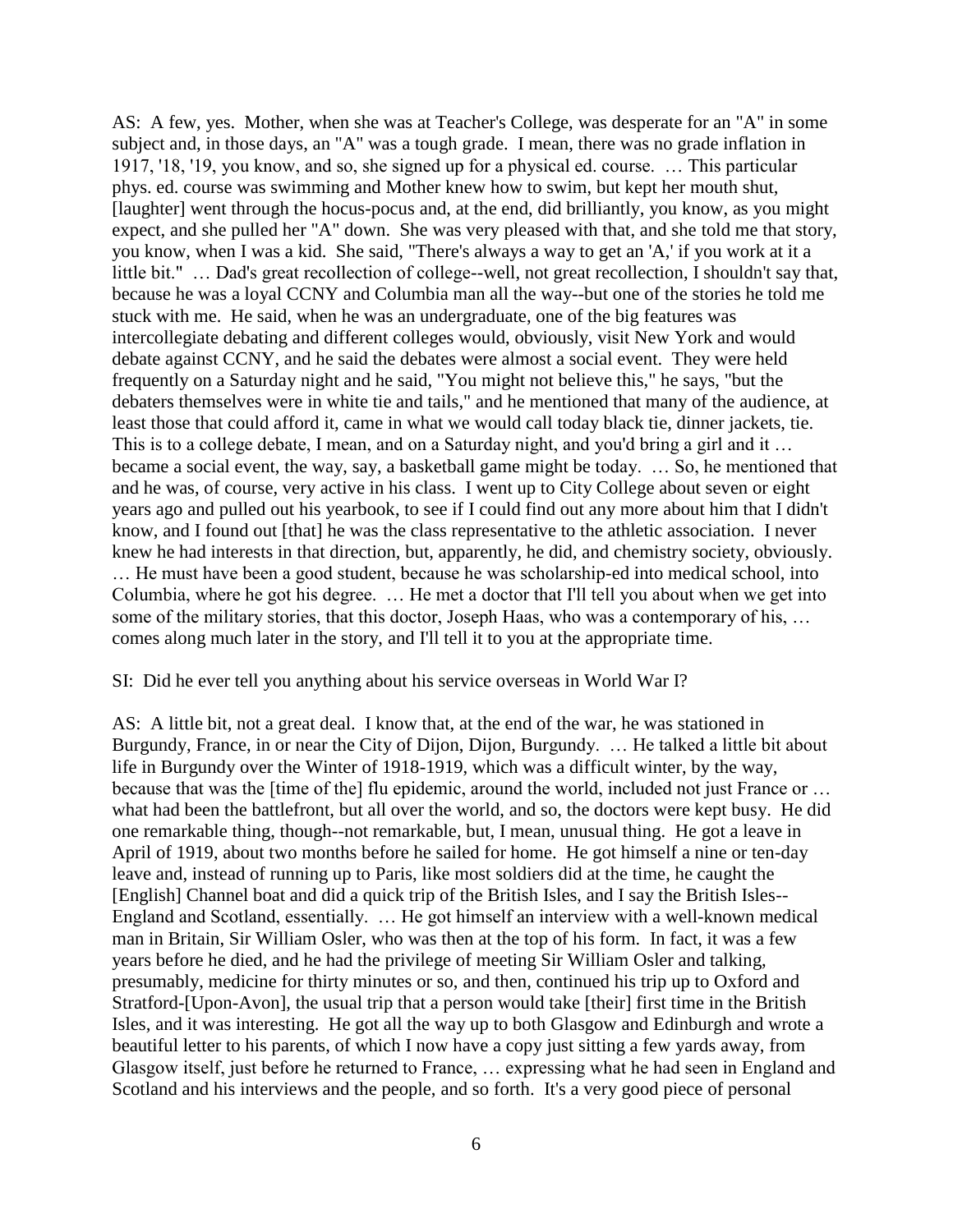AS: A few, yes. Mother, when she was at Teacher's College, was desperate for an "A" in some subject and, in those days, an "A" was a tough grade. I mean, there was no grade inflation in 1917, '18, '19, you know, and so, she signed up for a physical ed. course. … This particular phys. ed. course was swimming and Mother knew how to swim, but kept her mouth shut, [laughter] went through the hocus-pocus and, at the end, did brilliantly, you know, as you might expect, and she pulled her "A" down. She was very pleased with that, and she told me that story, you know, when I was a kid. She said, "There's always a way to get an 'A,' if you work at it a little bit." … Dad's great recollection of college--well, not great recollection, I shouldn't say that, because he was a loyal CCNY and Columbia man all the way--but one of the stories he told me stuck with me. He said, when he was an undergraduate, one of the big features was intercollegiate debating and different colleges would, obviously, visit New York and would debate against CCNY, and he said the debates were almost a social event. They were held frequently on a Saturday night and he said, "You might not believe this," he says, "but the debaters themselves were in white tie and tails," and he mentioned that many of the audience, at least those that could afford it, came in what we would call today black tie, dinner jackets, tie. This is to a college debate, I mean, and on a Saturday night, and you'd bring a girl and it … became a social event, the way, say, a basketball game might be today. … So, he mentioned that and he was, of course, very active in his class. I went up to City College about seven or eight years ago and pulled out his yearbook, to see if I could find out any more about him that I didn't know, and I found out [that] he was the class representative to the athletic association. I never knew he had interests in that direction, but, apparently, he did, and chemistry society, obviously. … He must have been a good student, because he was scholarship-ed into medical school, into Columbia, where he got his degree. … He met a doctor that I'll tell you about when we get into some of the military stories, that this doctor, Joseph Haas, who was a contemporary of his, … comes along much later in the story, and I'll tell it to you at the appropriate time.

SI: Did he ever tell you anything about his service overseas in World War I?

AS: A little bit, not a great deal. I know that, at the end of the war, he was stationed in Burgundy, France, in or near the City of Dijon, Dijon, Burgundy. … He talked a little bit about life in Burgundy over the Winter of 1918-1919, which was a difficult winter, by the way, because that was the [time of the] flu epidemic, around the world, included not just France or … what had been the battlefront, but all over the world, and so, the doctors were kept busy. He did one remarkable thing, though--not remarkable, but, I mean, unusual thing. He got a leave in April of 1919, about two months before he sailed for home. He got himself a nine or ten-day leave and, instead of running up to Paris, like most soldiers did at the time, he caught the [English] Channel boat and did a quick trip of the British Isles, and I say the British Isles--England and Scotland, essentially. … He got himself an interview with a well-known medical man in Britain, Sir William Osler, who was then at the top of his form. In fact, it was a few years before he died, and he had the privilege of meeting Sir William Osler and talking, presumably, medicine for thirty minutes or so, and then, continued his trip up to Oxford and Stratford-[Upon-Avon], the usual trip that a person would take [their] first time in the British Isles, and it was interesting. He got all the way up to both Glasgow and Edinburgh and wrote a beautiful letter to his parents, of which I now have a copy just sitting a few yards away, from Glasgow itself, just before he returned to France, … expressing what he had seen in England and Scotland and his interviews and the people, and so forth. It's a very good piece of personal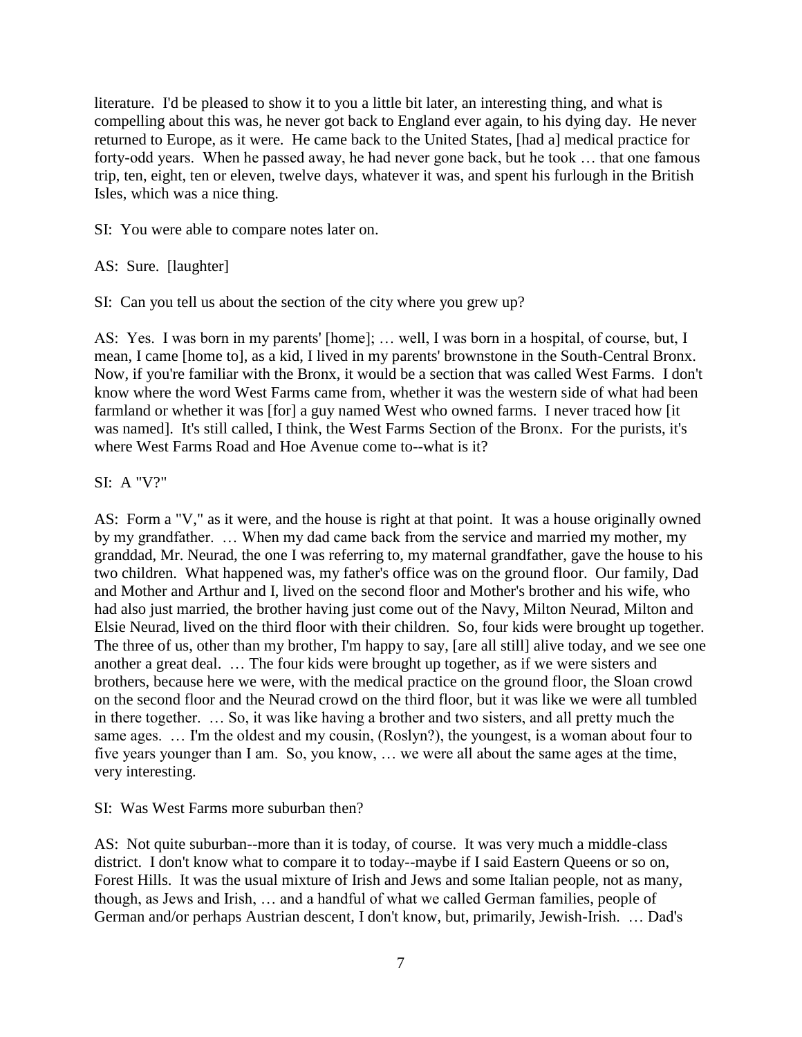literature. I'd be pleased to show it to you a little bit later, an interesting thing, and what is compelling about this was, he never got back to England ever again, to his dying day. He never returned to Europe, as it were. He came back to the United States, [had a] medical practice for forty-odd years. When he passed away, he had never gone back, but he took … that one famous trip, ten, eight, ten or eleven, twelve days, whatever it was, and spent his furlough in the British Isles, which was a nice thing.

SI: You were able to compare notes later on.

AS: Sure. [laughter]

SI: Can you tell us about the section of the city where you grew up?

AS: Yes. I was born in my parents' [home]; … well, I was born in a hospital, of course, but, I mean, I came [home to], as a kid, I lived in my parents' brownstone in the South-Central Bronx. Now, if you're familiar with the Bronx, it would be a section that was called West Farms. I don't know where the word West Farms came from, whether it was the western side of what had been farmland or whether it was [for] a guy named West who owned farms. I never traced how [it was named]. It's still called, I think, the West Farms Section of the Bronx. For the purists, it's where West Farms Road and Hoe Avenue come to--what is it?

SI: A "V?"

AS: Form a "V," as it were, and the house is right at that point. It was a house originally owned by my grandfather. … When my dad came back from the service and married my mother, my granddad, Mr. Neurad, the one I was referring to, my maternal grandfather, gave the house to his two children. What happened was, my father's office was on the ground floor. Our family, Dad and Mother and Arthur and I, lived on the second floor and Mother's brother and his wife, who had also just married, the brother having just come out of the Navy, Milton Neurad, Milton and Elsie Neurad, lived on the third floor with their children. So, four kids were brought up together. The three of us, other than my brother, I'm happy to say, [are all still] alive today, and we see one another a great deal. … The four kids were brought up together, as if we were sisters and brothers, because here we were, with the medical practice on the ground floor, the Sloan crowd on the second floor and the Neurad crowd on the third floor, but it was like we were all tumbled in there together. … So, it was like having a brother and two sisters, and all pretty much the same ages. … I'm the oldest and my cousin, (Roslyn?), the youngest, is a woman about four to five years younger than I am. So, you know, … we were all about the same ages at the time, very interesting.

SI: Was West Farms more suburban then?

AS: Not quite suburban--more than it is today, of course. It was very much a middle-class district. I don't know what to compare it to today--maybe if I said Eastern Queens or so on, Forest Hills. It was the usual mixture of Irish and Jews and some Italian people, not as many, though, as Jews and Irish, … and a handful of what we called German families, people of German and/or perhaps Austrian descent, I don't know, but, primarily, Jewish-Irish. … Dad's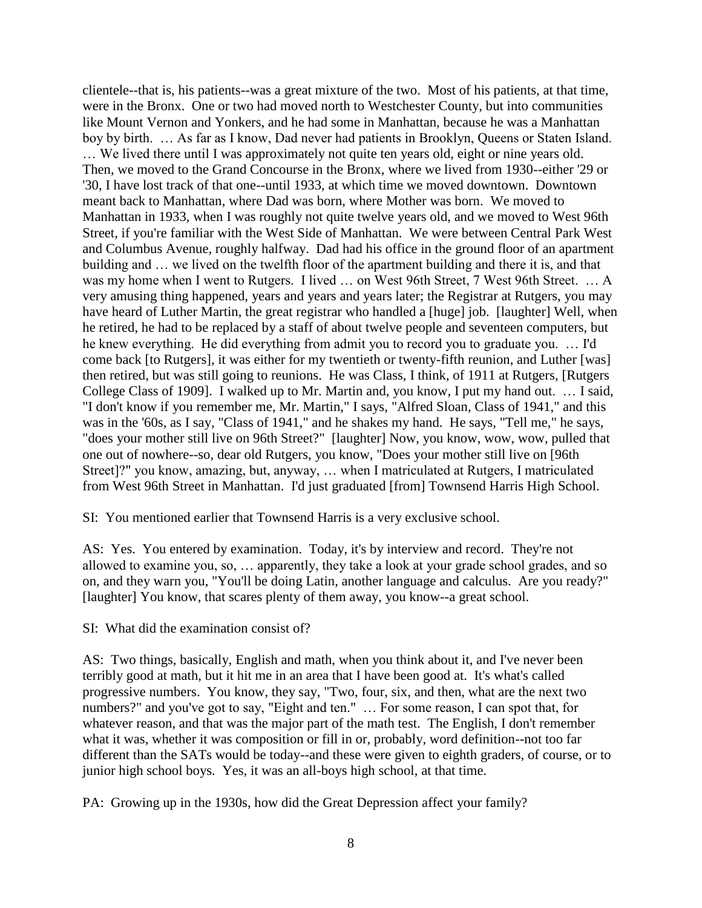clientele--that is, his patients--was a great mixture of the two. Most of his patients, at that time, were in the Bronx. One or two had moved north to Westchester County, but into communities like Mount Vernon and Yonkers, and he had some in Manhattan, because he was a Manhattan boy by birth. … As far as I know, Dad never had patients in Brooklyn, Queens or Staten Island. … We lived there until I was approximately not quite ten years old, eight or nine years old. Then, we moved to the Grand Concourse in the Bronx, where we lived from 1930--either '29 or '30, I have lost track of that one--until 1933, at which time we moved downtown. Downtown meant back to Manhattan, where Dad was born, where Mother was born. We moved to Manhattan in 1933, when I was roughly not quite twelve years old, and we moved to West 96th Street, if you're familiar with the West Side of Manhattan. We were between Central Park West and Columbus Avenue, roughly halfway. Dad had his office in the ground floor of an apartment building and … we lived on the twelfth floor of the apartment building and there it is, and that was my home when I went to Rutgers. I lived … on West 96th Street, 7 West 96th Street. … A very amusing thing happened, years and years and years later; the Registrar at Rutgers, you may have heard of Luther Martin, the great registrar who handled a [huge] job. [laughter] Well, when he retired, he had to be replaced by a staff of about twelve people and seventeen computers, but he knew everything. He did everything from admit you to record you to graduate you. … I'd come back [to Rutgers], it was either for my twentieth or twenty-fifth reunion, and Luther [was] then retired, but was still going to reunions. He was Class, I think, of 1911 at Rutgers, [Rutgers College Class of 1909]. I walked up to Mr. Martin and, you know, I put my hand out. … I said, "I don't know if you remember me, Mr. Martin," I says, "Alfred Sloan, Class of 1941," and this was in the '60s, as I say, "Class of 1941," and he shakes my hand. He says, "Tell me," he says, "does your mother still live on 96th Street?" [laughter] Now, you know, wow, wow, pulled that one out of nowhere--so, dear old Rutgers, you know, "Does your mother still live on [96th Street]?" you know, amazing, but, anyway, … when I matriculated at Rutgers, I matriculated from West 96th Street in Manhattan. I'd just graduated [from] Townsend Harris High School.

SI: You mentioned earlier that Townsend Harris is a very exclusive school.

AS: Yes. You entered by examination. Today, it's by interview and record. They're not allowed to examine you, so, … apparently, they take a look at your grade school grades, and so on, and they warn you, "You'll be doing Latin, another language and calculus. Are you ready?" [laughter] You know, that scares plenty of them away, you know--a great school.

SI: What did the examination consist of?

AS: Two things, basically, English and math, when you think about it, and I've never been terribly good at math, but it hit me in an area that I have been good at. It's what's called progressive numbers. You know, they say, "Two, four, six, and then, what are the next two numbers?" and you've got to say, "Eight and ten." … For some reason, I can spot that, for whatever reason, and that was the major part of the math test. The English, I don't remember what it was, whether it was composition or fill in or, probably, word definition--not too far different than the SATs would be today--and these were given to eighth graders, of course, or to junior high school boys. Yes, it was an all-boys high school, at that time.

PA: Growing up in the 1930s, how did the Great Depression affect your family?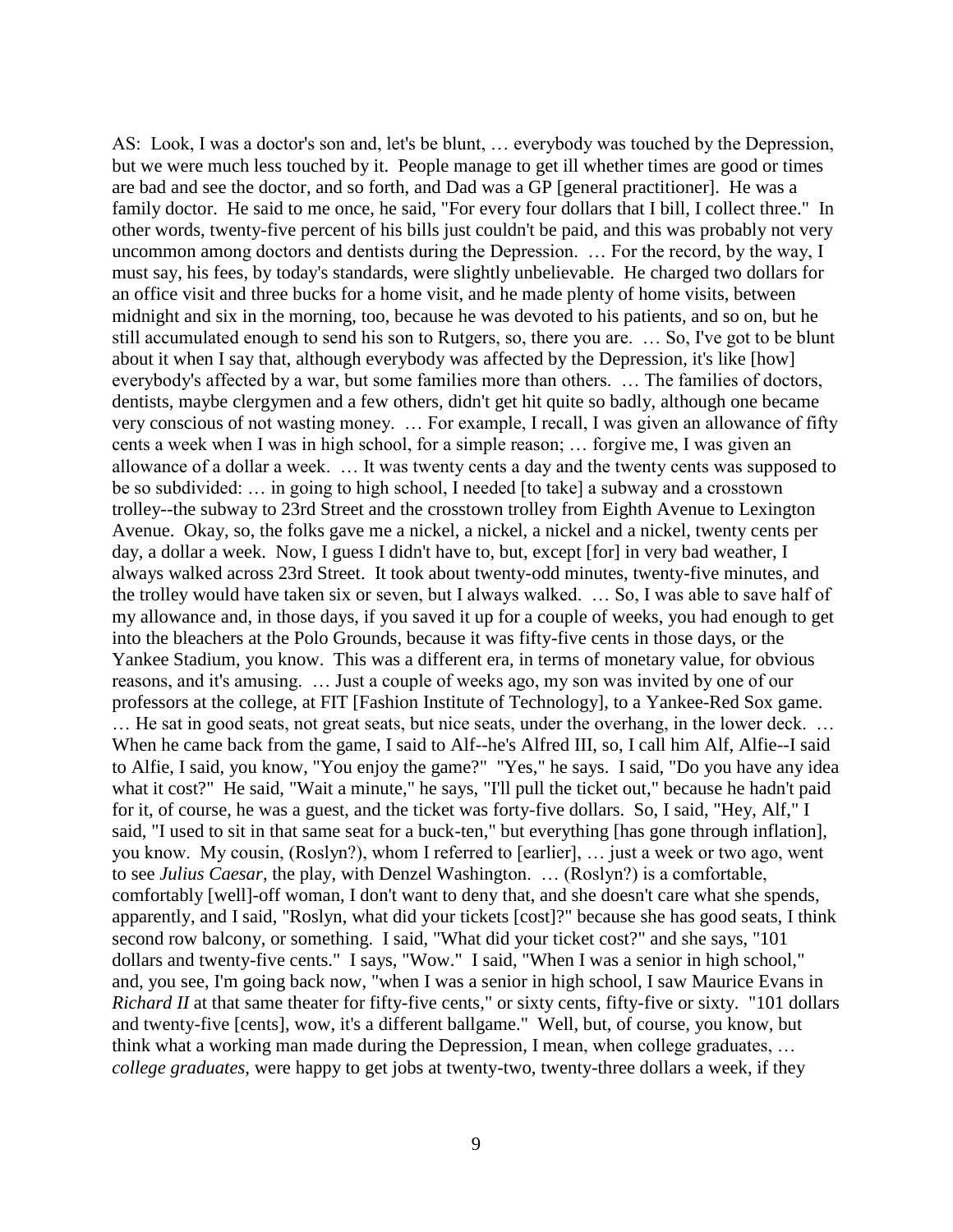AS: Look, I was a doctor's son and, let's be blunt, … everybody was touched by the Depression, but we were much less touched by it. People manage to get ill whether times are good or times are bad and see the doctor, and so forth, and Dad was a GP [general practitioner]. He was a family doctor. He said to me once, he said, "For every four dollars that I bill, I collect three." In other words, twenty-five percent of his bills just couldn't be paid, and this was probably not very uncommon among doctors and dentists during the Depression. … For the record, by the way, I must say, his fees, by today's standards, were slightly unbelievable. He charged two dollars for an office visit and three bucks for a home visit, and he made plenty of home visits, between midnight and six in the morning, too, because he was devoted to his patients, and so on, but he still accumulated enough to send his son to Rutgers, so, there you are. … So, I've got to be blunt about it when I say that, although everybody was affected by the Depression, it's like [how] everybody's affected by a war, but some families more than others. … The families of doctors, dentists, maybe clergymen and a few others, didn't get hit quite so badly, although one became very conscious of not wasting money. … For example, I recall, I was given an allowance of fifty cents a week when I was in high school, for a simple reason; … forgive me, I was given an allowance of a dollar a week. … It was twenty cents a day and the twenty cents was supposed to be so subdivided: … in going to high school, I needed [to take] a subway and a crosstown trolley--the subway to 23rd Street and the crosstown trolley from Eighth Avenue to Lexington Avenue. Okay, so, the folks gave me a nickel, a nickel, a nickel and a nickel, twenty cents per day, a dollar a week. Now, I guess I didn't have to, but, except [for] in very bad weather, I always walked across 23rd Street. It took about twenty-odd minutes, twenty-five minutes, and the trolley would have taken six or seven, but I always walked. … So, I was able to save half of my allowance and, in those days, if you saved it up for a couple of weeks, you had enough to get into the bleachers at the Polo Grounds, because it was fifty-five cents in those days, or the Yankee Stadium, you know. This was a different era, in terms of monetary value, for obvious reasons, and it's amusing. … Just a couple of weeks ago, my son was invited by one of our professors at the college, at FIT [Fashion Institute of Technology], to a Yankee-Red Sox game. … He sat in good seats, not great seats, but nice seats, under the overhang, in the lower deck. … When he came back from the game, I said to Alf--he's Alfred III, so, I call him Alf, Alfie--I said to Alfie, I said, you know, "You enjoy the game?" "Yes," he says. I said, "Do you have any idea what it cost?" He said, "Wait a minute," he says, "I'll pull the ticket out," because he hadn't paid for it, of course, he was a guest, and the ticket was forty-five dollars. So, I said, "Hey, Alf," I said, "I used to sit in that same seat for a buck-ten," but everything [has gone through inflation], you know. My cousin, (Roslyn?), whom I referred to [earlier], … just a week or two ago, went to see *Julius Caesar*, the play, with Denzel Washington. … (Roslyn?) is a comfortable, comfortably [well]-off woman, I don't want to deny that, and she doesn't care what she spends, apparently, and I said, "Roslyn, what did your tickets [cost]?" because she has good seats, I think second row balcony, or something. I said, "What did your ticket cost?" and she says, "101 dollars and twenty-five cents." I says, "Wow." I said, "When I was a senior in high school," and, you see, I'm going back now, "when I was a senior in high school, I saw Maurice Evans in *Richard II* at that same theater for fifty-five cents," or sixty cents, fifty-five or sixty. "101 dollars and twenty-five [cents], wow, it's a different ballgame." Well, but, of course, you know, but think what a working man made during the Depression, I mean, when college graduates, … *college graduates*, were happy to get jobs at twenty-two, twenty-three dollars a week, if they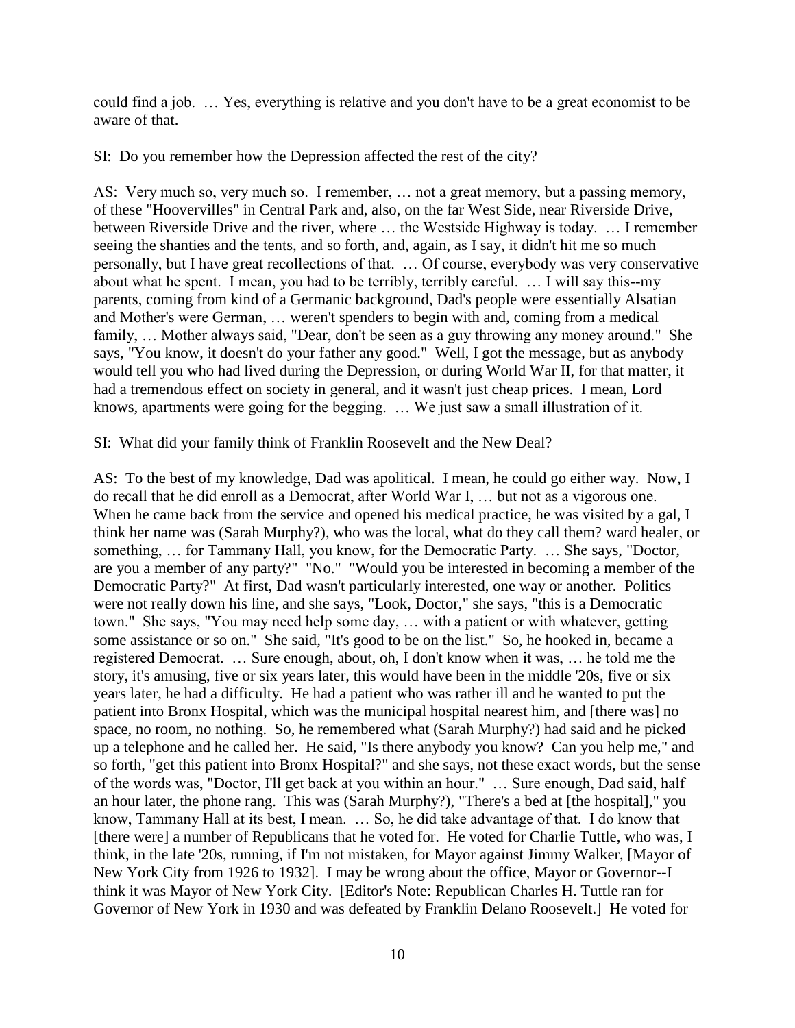could find a job. … Yes, everything is relative and you don't have to be a great economist to be aware of that.

SI: Do you remember how the Depression affected the rest of the city?

AS: Very much so, very much so. I remember, … not a great memory, but a passing memory, of these "Hoovervilles" in Central Park and, also, on the far West Side, near Riverside Drive, between Riverside Drive and the river, where … the Westside Highway is today. … I remember seeing the shanties and the tents, and so forth, and, again, as I say, it didn't hit me so much personally, but I have great recollections of that. … Of course, everybody was very conservative about what he spent. I mean, you had to be terribly, terribly careful. … I will say this--my parents, coming from kind of a Germanic background, Dad's people were essentially Alsatian and Mother's were German, … weren't spenders to begin with and, coming from a medical family, … Mother always said, "Dear, don't be seen as a guy throwing any money around." She says, "You know, it doesn't do your father any good." Well, I got the message, but as anybody would tell you who had lived during the Depression, or during World War II, for that matter, it had a tremendous effect on society in general, and it wasn't just cheap prices. I mean, Lord knows, apartments were going for the begging. … We just saw a small illustration of it.

SI: What did your family think of Franklin Roosevelt and the New Deal?

AS: To the best of my knowledge, Dad was apolitical. I mean, he could go either way. Now, I do recall that he did enroll as a Democrat, after World War I, … but not as a vigorous one. When he came back from the service and opened his medical practice, he was visited by a gal, I think her name was (Sarah Murphy?), who was the local, what do they call them? ward healer, or something, … for Tammany Hall, you know, for the Democratic Party. … She says, "Doctor, are you a member of any party?" "No." "Would you be interested in becoming a member of the Democratic Party?" At first, Dad wasn't particularly interested, one way or another. Politics were not really down his line, and she says, "Look, Doctor," she says, "this is a Democratic town." She says, "You may need help some day, … with a patient or with whatever, getting some assistance or so on." She said, "It's good to be on the list." So, he hooked in, became a registered Democrat. … Sure enough, about, oh, I don't know when it was, … he told me the story, it's amusing, five or six years later, this would have been in the middle '20s, five or six years later, he had a difficulty. He had a patient who was rather ill and he wanted to put the patient into Bronx Hospital, which was the municipal hospital nearest him, and [there was] no space, no room, no nothing. So, he remembered what (Sarah Murphy?) had said and he picked up a telephone and he called her. He said, "Is there anybody you know? Can you help me," and so forth, "get this patient into Bronx Hospital?" and she says, not these exact words, but the sense of the words was, "Doctor, I'll get back at you within an hour." … Sure enough, Dad said, half an hour later, the phone rang. This was (Sarah Murphy?), "There's a bed at [the hospital]," you know, Tammany Hall at its best, I mean. … So, he did take advantage of that. I do know that [there were] a number of Republicans that he voted for. He voted for Charlie Tuttle, who was, I think, in the late '20s, running, if I'm not mistaken, for Mayor against Jimmy Walker, [Mayor of New York City from 1926 to 1932]. I may be wrong about the office, Mayor or Governor--I think it was Mayor of New York City. [Editor's Note: Republican Charles H. Tuttle ran for Governor of New York in 1930 and was defeated by Franklin Delano Roosevelt.] He voted for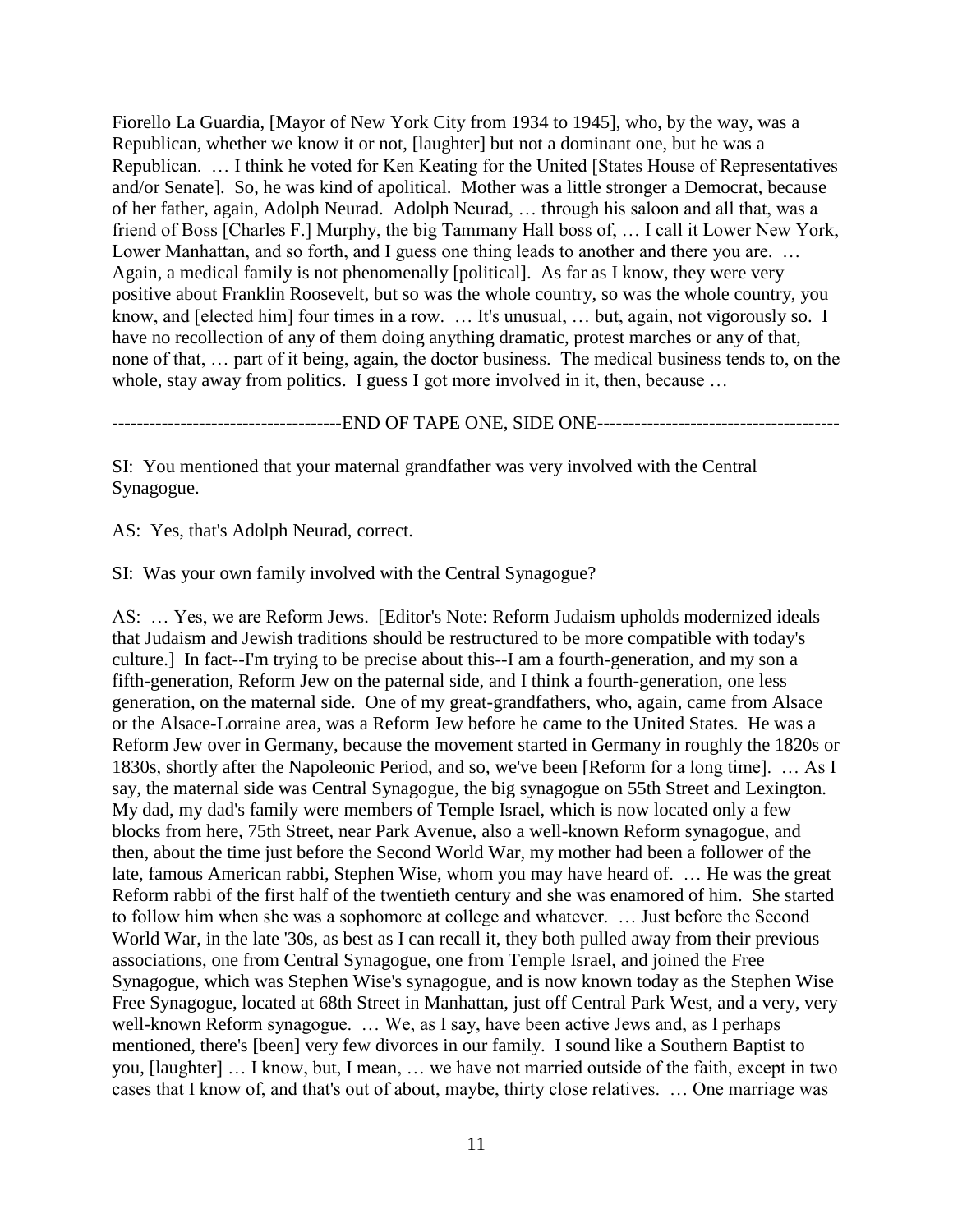Fiorello La Guardia, [Mayor of New York City from 1934 to 1945], who, by the way, was a Republican, whether we know it or not, [laughter] but not a dominant one, but he was a Republican. … I think he voted for Ken Keating for the United [States House of Representatives and/or Senate]. So, he was kind of apolitical. Mother was a little stronger a Democrat, because of her father, again, Adolph Neurad. Adolph Neurad, … through his saloon and all that, was a friend of Boss [Charles F.] Murphy, the big Tammany Hall boss of, … I call it Lower New York, Lower Manhattan, and so forth, and I guess one thing leads to another and there you are. … Again, a medical family is not phenomenally [political]. As far as I know, they were very positive about Franklin Roosevelt, but so was the whole country, so was the whole country, you know, and [elected him] four times in a row. … It's unusual, … but, again, not vigorously so. I have no recollection of any of them doing anything dramatic, protest marches or any of that, none of that, … part of it being, again, the doctor business. The medical business tends to, on the whole, stay away from politics. I guess I got more involved in it, then, because …

-------------------------------------END OF TAPE ONE, SIDE ONE---------------------------------------

SI: You mentioned that your maternal grandfather was very involved with the Central Synagogue.

AS: Yes, that's Adolph Neurad, correct.

SI: Was your own family involved with the Central Synagogue?

AS: … Yes, we are Reform Jews. [Editor's Note: Reform Judaism upholds modernized ideals that Judaism and Jewish traditions should be restructured to be more compatible with today's culture.] In fact--I'm trying to be precise about this--I am a fourth-generation, and my son a fifth-generation, Reform Jew on the paternal side, and I think a fourth-generation, one less generation, on the maternal side. One of my great-grandfathers, who, again, came from Alsace or the Alsace-Lorraine area, was a Reform Jew before he came to the United States. He was a Reform Jew over in Germany, because the movement started in Germany in roughly the 1820s or 1830s, shortly after the Napoleonic Period, and so, we've been [Reform for a long time]. … As I say, the maternal side was Central Synagogue, the big synagogue on 55th Street and Lexington. My dad, my dad's family were members of Temple Israel, which is now located only a few blocks from here, 75th Street, near Park Avenue, also a well-known Reform synagogue, and then, about the time just before the Second World War, my mother had been a follower of the late, famous American rabbi, Stephen Wise, whom you may have heard of. … He was the great Reform rabbi of the first half of the twentieth century and she was enamored of him. She started to follow him when she was a sophomore at college and whatever. … Just before the Second World War, in the late '30s, as best as I can recall it, they both pulled away from their previous associations, one from Central Synagogue, one from Temple Israel, and joined the Free Synagogue, which was Stephen Wise's synagogue, and is now known today as the Stephen Wise Free Synagogue, located at 68th Street in Manhattan, just off Central Park West, and a very, very well-known Reform synagogue. … We, as I say, have been active Jews and, as I perhaps mentioned, there's [been] very few divorces in our family. I sound like a Southern Baptist to you, [laughter] … I know, but, I mean, … we have not married outside of the faith, except in two cases that I know of, and that's out of about, maybe, thirty close relatives. … One marriage was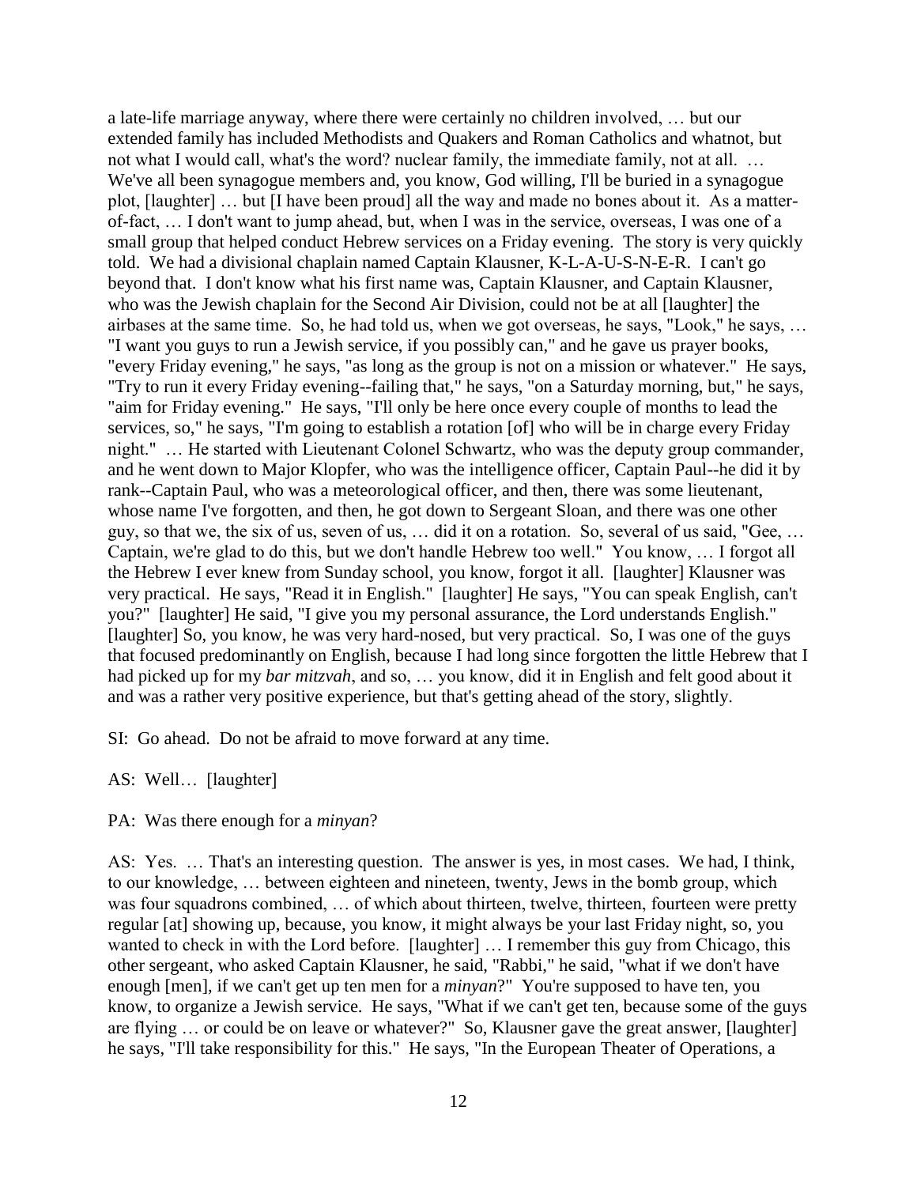a late-life marriage anyway, where there were certainly no children involved, … but our extended family has included Methodists and Quakers and Roman Catholics and whatnot, but not what I would call, what's the word? nuclear family, the immediate family, not at all. … We've all been synagogue members and, you know, God willing, I'll be buried in a synagogue plot, [laughter] … but [I have been proud] all the way and made no bones about it. As a matter-of-fact, … I don't want to jump ahead, but, when I was in the service, overseas, I was one of a small group that helped conduct Hebrew services on a Friday evening. The story is very quickly told. We had a divisional chaplain named Captain Klausner, K-L-A-U-S-N-E-R. I can't go beyond that. I don't know what his first name was, Captain Klausner, and Captain Klausner, who was the Jewish chaplain for the Second Air Division, could not be at all [laughter] the airbases at the same time. So, he had told us, when we got overseas, he says, "Look," he says, … "I want you guys to run a Jewish service, if you possibly can," and he gave us prayer books, "every Friday evening," he says, "as long as the group is not on a mission or whatever." He says, "Try to run it every Friday evening--failing that," he says, "on a Saturday morning, but," he says, "aim for Friday evening." He says, "I'll only be here once every couple of months to lead the services, so," he says, "I'm going to establish a rotation [of] who will be in charge every Friday night." … He started with Lieutenant Colonel Schwartz, who was the deputy group commander, and he went down to Major Klopfer, who was the intelligence officer, Captain Paul--he did it by rank--Captain Paul, who was a meteorological officer, and then, there was some lieutenant, whose name I've forgotten, and then, he got down to Sergeant Sloan, and there was one other guy, so that we, the six of us, seven of us, … did it on a rotation. So, several of us said, "Gee, … Captain, we're glad to do this, but we don't handle Hebrew too well." You know, … I forgot all the Hebrew I ever knew from Sunday school, you know, forgot it all. [laughter] Klausner was very practical. He says, "Read it in English." [laughter] He says, "You can speak English, can't you?" [laughter] He said, "I give you my personal assurance, the Lord understands English." [laughter] So, you know, he was very hard-nosed, but very practical. So, I was one of the guys that focused predominantly on English, because I had long since forgotten the little Hebrew that I had picked up for my *bar mitzvah*, and so, … you know, did it in English and felt good about it and was a rather very positive experience, but that's getting ahead of the story, slightly.

SI: Go ahead. Do not be afraid to move forward at any time.

AS: Well… [laughter]

PA: Was there enough for a *minyan*?

AS: Yes. … That's an interesting question. The answer is yes, in most cases. We had, I think, to our knowledge, … between eighteen and nineteen, twenty, Jews in the bomb group, which was four squadrons combined, … of which about thirteen, twelve, thirteen, fourteen were pretty regular [at] showing up, because, you know, it might always be your last Friday night, so, you wanted to check in with the Lord before. [laughter] … I remember this guy from Chicago, this other sergeant, who asked Captain Klausner, he said, "Rabbi," he said, "what if we don't have enough [men], if we can't get up ten men for a *minyan*?" You're supposed to have ten, you know, to organize a Jewish service. He says, "What if we can't get ten, because some of the guys are flying … or could be on leave or whatever?" So, Klausner gave the great answer, [laughter] he says, "I'll take responsibility for this." He says, "In the European Theater of Operations, a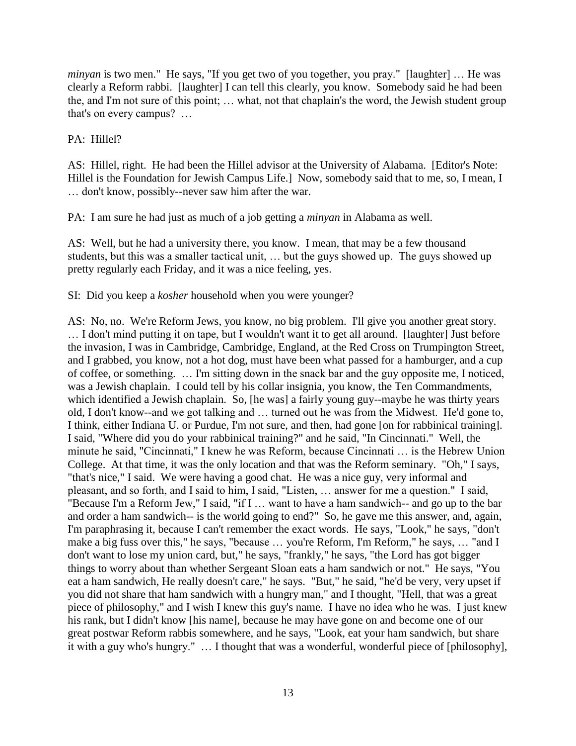*minyan* is two men." He says, "If you get two of you together, you pray." [laughter] … He was clearly a Reform rabbi. [laughter] I can tell this clearly, you know. Somebody said he had been the, and I'm not sure of this point; … what, not that chaplain's the word, the Jewish student group that's on every campus? …

PA: Hillel?

AS: Hillel, right. He had been the Hillel advisor at the University of Alabama. [Editor's Note: Hillel is the Foundation for Jewish Campus Life.] Now, somebody said that to me, so, I mean, I … don't know, possibly--never saw him after the war.

PA: I am sure he had just as much of a job getting a *minyan* in Alabama as well.

AS: Well, but he had a university there, you know. I mean, that may be a few thousand students, but this was a smaller tactical unit, … but the guys showed up. The guys showed up pretty regularly each Friday, and it was a nice feeling, yes.

SI: Did you keep a *kosher* household when you were younger?

AS: No, no. We're Reform Jews, you know, no big problem. I'll give you another great story. … I don't mind putting it on tape, but I wouldn't want it to get all around. [laughter] Just before the invasion, I was in Cambridge, Cambridge, England, at the Red Cross on Trumpington Street, and I grabbed, you know, not a hot dog, must have been what passed for a hamburger, and a cup of coffee, or something. … I'm sitting down in the snack bar and the guy opposite me, I noticed, was a Jewish chaplain. I could tell by his collar insignia, you know, the Ten Commandments, which identified a Jewish chaplain. So, [he was] a fairly young guy--maybe he was thirty years old, I don't know--and we got talking and … turned out he was from the Midwest. He'd gone to, I think, either Indiana U. or Purdue, I'm not sure, and then, had gone [on for rabbinical training]. I said, "Where did you do your rabbinical training?" and he said, "In Cincinnati." Well, the minute he said, "Cincinnati," I knew he was Reform, because Cincinnati … is the Hebrew Union College. At that time, it was the only location and that was the Reform seminary. "Oh," I says, "that's nice," I said. We were having a good chat. He was a nice guy, very informal and pleasant, and so forth, and I said to him, I said, "Listen, … answer for me a question." I said, "Because I'm a Reform Jew," I said, "if I … want to have a ham sandwich-- and go up to the bar and order a ham sandwich-- is the world going to end?" So, he gave me this answer, and, again, I'm paraphrasing it, because I can't remember the exact words. He says, "Look," he says, "don't make a big fuss over this," he says, "because … you're Reform, I'm Reform," he says, … "and I don't want to lose my union card, but," he says, "frankly," he says, "the Lord has got bigger things to worry about than whether Sergeant Sloan eats a ham sandwich or not." He says, "You eat a ham sandwich, He really doesn't care," he says. "But," he said, "he'd be very, very upset if you did not share that ham sandwich with a hungry man," and I thought, "Hell, that was a great piece of philosophy," and I wish I knew this guy's name. I have no idea who he was. I just knew his rank, but I didn't know [his name], because he may have gone on and become one of our great postwar Reform rabbis somewhere, and he says, "Look, eat your ham sandwich, but share it with a guy who's hungry." … I thought that was a wonderful, wonderful piece of [philosophy],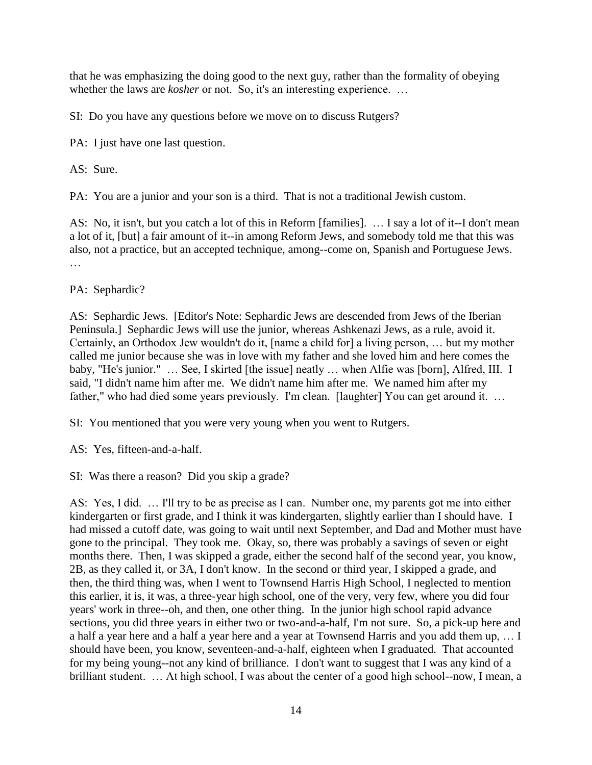that he was emphasizing the doing good to the next guy, rather than the formality of obeying whether the laws are *kosher* or not. So, it's an interesting experience. …

SI: Do you have any questions before we move on to discuss Rutgers?

PA: I just have one last question.

AS: Sure.

PA: You are a junior and your son is a third. That is not a traditional Jewish custom.

AS: No, it isn't, but you catch a lot of this in Reform [families]. … I say a lot of it--I don't mean a lot of it, [but] a fair amount of it--in among Reform Jews, and somebody told me that this was also, not a practice, but an accepted technique, among--come on, Spanish and Portuguese Jews. …

PA: Sephardic?

AS: Sephardic Jews. [Editor's Note: Sephardic Jews are descended from Jews of the Iberian Peninsula.] Sephardic Jews will use the junior, whereas Ashkenazi Jews, as a rule, avoid it. Certainly, an Orthodox Jew wouldn't do it, [name a child for] a living person, … but my mother called me junior because she was in love with my father and she loved him and here comes the baby, "He's junior." … See, I skirted [the issue] neatly … when Alfie was [born], Alfred, III. I said, "I didn't name him after me. We didn't name him after me. We named him after my father," who had died some years previously. I'm clean. [laughter] You can get around it. …

SI: You mentioned that you were very young when you went to Rutgers.

AS: Yes, fifteen-and-a-half.

SI: Was there a reason? Did you skip a grade?

AS: Yes, I did. … I'll try to be as precise as I can. Number one, my parents got me into either kindergarten or first grade, and I think it was kindergarten, slightly earlier than I should have. I had missed a cutoff date, was going to wait until next September, and Dad and Mother must have gone to the principal. They took me. Okay, so, there was probably a savings of seven or eight months there. Then, I was skipped a grade, either the second half of the second year, you know, 2B, as they called it, or 3A, I don't know. In the second or third year, I skipped a grade, and then, the third thing was, when I went to Townsend Harris High School, I neglected to mention this earlier, it is, it was, a three-year high school, one of the very, very few, where you did four years' work in three--oh, and then, one other thing. In the junior high school rapid advance sections, you did three years in either two or two-and-a-half, I'm not sure. So, a pick-up here and a half a year here and a half a year here and a year at Townsend Harris and you add them up, … I should have been, you know, seventeen-and-a-half, eighteen when I graduated. That accounted for my being young--not any kind of brilliance. I don't want to suggest that I was any kind of a brilliant student. … At high school, I was about the center of a good high school--now, I mean, a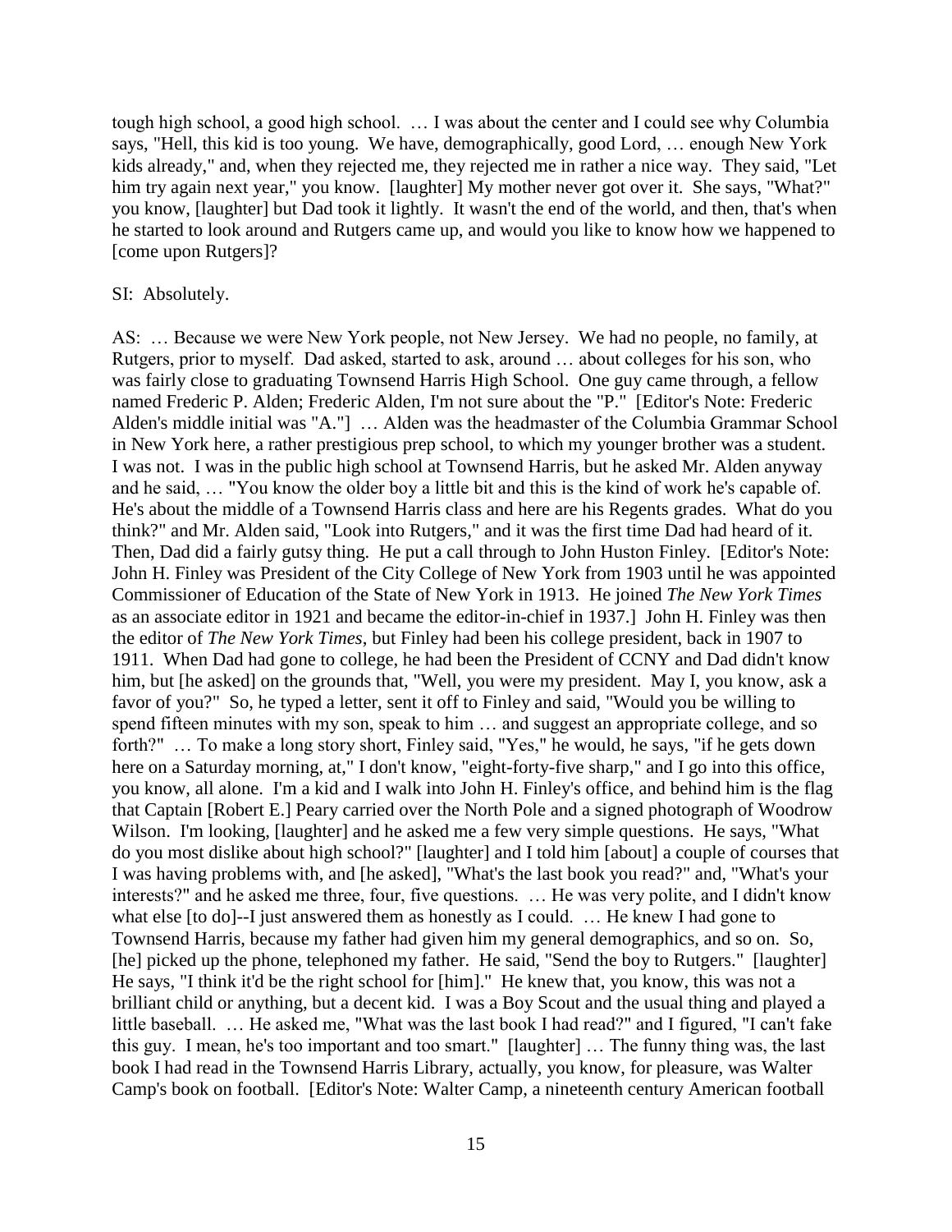tough high school, a good high school. … I was about the center and I could see why Columbia says, "Hell, this kid is too young. We have, demographically, good Lord, … enough New York kids already," and, when they rejected me, they rejected me in rather a nice way. They said, "Let him try again next year," you know. [laughter] My mother never got over it. She says, "What?" you know, [laughter] but Dad took it lightly. It wasn't the end of the world, and then, that's when he started to look around and Rutgers came up, and would you like to know how we happened to [come upon Rutgers]?

SI: Absolutely.

AS: … Because we were New York people, not New Jersey. We had no people, no family, at Rutgers, prior to myself. Dad asked, started to ask, around … about colleges for his son, who was fairly close to graduating Townsend Harris High School. One guy came through, a fellow named Frederic P. Alden; Frederic Alden, I'm not sure about the "P." [Editor's Note: Frederic Alden's middle initial was "A."] … Alden was the headmaster of the Columbia Grammar School in New York here, a rather prestigious prep school, to which my younger brother was a student. I was not. I was in the public high school at Townsend Harris, but he asked Mr. Alden anyway and he said, … "You know the older boy a little bit and this is the kind of work he's capable of. He's about the middle of a Townsend Harris class and here are his Regents grades. What do you think?" and Mr. Alden said, "Look into Rutgers," and it was the first time Dad had heard of it. Then, Dad did a fairly gutsy thing. He put a call through to John Huston Finley. [Editor's Note: John H. Finley was President of the City College of New York from 1903 until he was appointed Commissioner of Education of the State of New York in 1913. He joined *The New York Times* as an associate editor in 1921 and became the editor-in-chief in 1937.] John H. Finley was then the editor of *The New York Times*, but Finley had been his college president, back in 1907 to 1911. When Dad had gone to college, he had been the President of CCNY and Dad didn't know him, but [he asked] on the grounds that, "Well, you were my president. May I, you know, ask a favor of you?" So, he typed a letter, sent it off to Finley and said, "Would you be willing to spend fifteen minutes with my son, speak to him … and suggest an appropriate college, and so forth?" … To make a long story short, Finley said, "Yes," he would, he says, "if he gets down here on a Saturday morning, at," I don't know, "eight-forty-five sharp," and I go into this office, you know, all alone. I'm a kid and I walk into John H. Finley's office, and behind him is the flag that Captain [Robert E.] Peary carried over the North Pole and a signed photograph of Woodrow Wilson. I'm looking, [laughter] and he asked me a few very simple questions. He says, "What do you most dislike about high school?" [laughter] and I told him [about] a couple of courses that I was having problems with, and [he asked], "What's the last book you read?" and, "What's your interests?" and he asked me three, four, five questions. … He was very polite, and I didn't know what else [to do]--I just answered them as honestly as I could. … He knew I had gone to Townsend Harris, because my father had given him my general demographics, and so on. So, [he] picked up the phone, telephoned my father. He said, "Send the boy to Rutgers." [laughter] He says, "I think it'd be the right school for [him]." He knew that, you know, this was not a brilliant child or anything, but a decent kid. I was a Boy Scout and the usual thing and played a little baseball. … He asked me, "What was the last book I had read?" and I figured, "I can't fake this guy. I mean, he's too important and too smart." [laughter] … The funny thing was, the last book I had read in the Townsend Harris Library, actually, you know, for pleasure, was Walter Camp's book on football. [Editor's Note: Walter Camp, a nineteenth century American football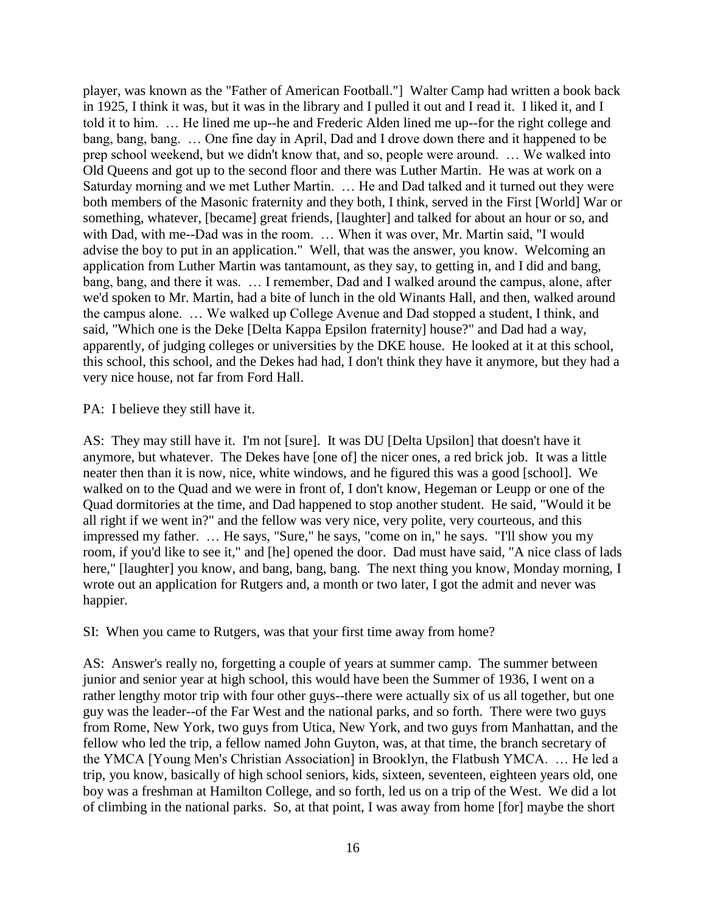player, was known as the "Father of American Football."] Walter Camp had written a book back in 1925, I think it was, but it was in the library and I pulled it out and I read it. I liked it, and I told it to him. … He lined me up--he and Frederic Alden lined me up--for the right college and bang, bang, bang. … One fine day in April, Dad and I drove down there and it happened to be prep school weekend, but we didn't know that, and so, people were around. … We walked into Old Queens and got up to the second floor and there was Luther Martin. He was at work on a Saturday morning and we met Luther Martin. … He and Dad talked and it turned out they were both members of the Masonic fraternity and they both, I think, served in the First [World] War or something, whatever, [became] great friends, [laughter] and talked for about an hour or so, and with Dad, with me--Dad was in the room. … When it was over, Mr. Martin said, "I would advise the boy to put in an application." Well, that was the answer, you know. Welcoming an application from Luther Martin was tantamount, as they say, to getting in, and I did and bang, bang, bang, and there it was. … I remember, Dad and I walked around the campus, alone, after we'd spoken to Mr. Martin, had a bite of lunch in the old Winants Hall, and then, walked around the campus alone. … We walked up College Avenue and Dad stopped a student, I think, and said, "Which one is the Deke [Delta Kappa Epsilon fraternity] house?" and Dad had a way, apparently, of judging colleges or universities by the DKE house. He looked at it at this school, this school, this school, and the Dekes had had, I don't think they have it anymore, but they had a very nice house, not far from Ford Hall.

PA: I believe they still have it.

AS: They may still have it. I'm not [sure]. It was DU [Delta Upsilon] that doesn't have it anymore, but whatever. The Dekes have [one of] the nicer ones, a red brick job. It was a little neater then than it is now, nice, white windows, and he figured this was a good [school]. We walked on to the Quad and we were in front of, I don't know, Hegeman or Leupp or one of the Quad dormitories at the time, and Dad happened to stop another student. He said, "Would it be all right if we went in?" and the fellow was very nice, very polite, very courteous, and this impressed my father. … He says, "Sure," he says, "come on in," he says. "I'll show you my room, if you'd like to see it," and [he] opened the door. Dad must have said, "A nice class of lads here," [laughter] you know, and bang, bang, bang. The next thing you know, Monday morning, I wrote out an application for Rutgers and, a month or two later, I got the admit and never was happier.

SI: When you came to Rutgers, was that your first time away from home?

AS: Answer's really no, forgetting a couple of years at summer camp. The summer between junior and senior year at high school, this would have been the Summer of 1936, I went on a rather lengthy motor trip with four other guys--there were actually six of us all together, but one guy was the leader--of the Far West and the national parks, and so forth. There were two guys from Rome, New York, two guys from Utica, New York, and two guys from Manhattan, and the fellow who led the trip, a fellow named John Guyton, was, at that time, the branch secretary of the YMCA [Young Men's Christian Association] in Brooklyn, the Flatbush YMCA. … He led a trip, you know, basically of high school seniors, kids, sixteen, seventeen, eighteen years old, one boy was a freshman at Hamilton College, and so forth, led us on a trip of the West. We did a lot of climbing in the national parks. So, at that point, I was away from home [for] maybe the short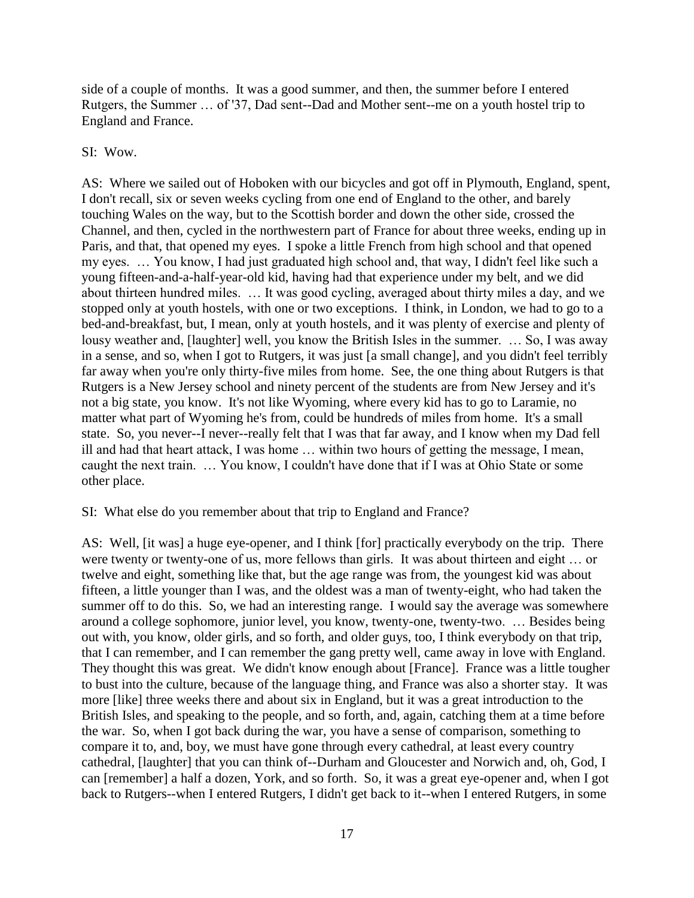side of a couple of months. It was a good summer, and then, the summer before I entered Rutgers, the Summer … of '37, Dad sent--Dad and Mother sent--me on a youth hostel trip to England and France.

SI: Wow.

AS: Where we sailed out of Hoboken with our bicycles and got off in Plymouth, England, spent, I don't recall, six or seven weeks cycling from one end of England to the other, and barely touching Wales on the way, but to the Scottish border and down the other side, crossed the Channel, and then, cycled in the northwestern part of France for about three weeks, ending up in Paris, and that, that opened my eyes. I spoke a little French from high school and that opened my eyes. … You know, I had just graduated high school and, that way, I didn't feel like such a young fifteen-and-a-half-year-old kid, having had that experience under my belt, and we did about thirteen hundred miles. … It was good cycling, averaged about thirty miles a day, and we stopped only at youth hostels, with one or two exceptions. I think, in London, we had to go to a bed-and-breakfast, but, I mean, only at youth hostels, and it was plenty of exercise and plenty of lousy weather and, [laughter] well, you know the British Isles in the summer. … So, I was away in a sense, and so, when I got to Rutgers, it was just [a small change], and you didn't feel terribly far away when you're only thirty-five miles from home. See, the one thing about Rutgers is that Rutgers is a New Jersey school and ninety percent of the students are from New Jersey and it's not a big state, you know. It's not like Wyoming, where every kid has to go to Laramie, no matter what part of Wyoming he's from, could be hundreds of miles from home. It's a small state. So, you never--I never--really felt that I was that far away, and I know when my Dad fell ill and had that heart attack, I was home … within two hours of getting the message, I mean, caught the next train. … You know, I couldn't have done that if I was at Ohio State or some other place.

SI: What else do you remember about that trip to England and France?

AS: Well, [it was] a huge eye-opener, and I think [for] practically everybody on the trip. There were twenty or twenty-one of us, more fellows than girls. It was about thirteen and eight … or twelve and eight, something like that, but the age range was from, the youngest kid was about fifteen, a little younger than I was, and the oldest was a man of twenty-eight, who had taken the summer off to do this. So, we had an interesting range. I would say the average was somewhere around a college sophomore, junior level, you know, twenty-one, twenty-two. … Besides being out with, you know, older girls, and so forth, and older guys, too, I think everybody on that trip, that I can remember, and I can remember the gang pretty well, came away in love with England. They thought this was great. We didn't know enough about [France]. France was a little tougher to bust into the culture, because of the language thing, and France was also a shorter stay. It was more [like] three weeks there and about six in England, but it was a great introduction to the British Isles, and speaking to the people, and so forth, and, again, catching them at a time before the war. So, when I got back during the war, you have a sense of comparison, something to compare it to, and, boy, we must have gone through every cathedral, at least every country cathedral, [laughter] that you can think of--Durham and Gloucester and Norwich and, oh, God, I can [remember] a half a dozen, York, and so forth. So, it was a great eye-opener and, when I got back to Rutgers--when I entered Rutgers, I didn't get back to it--when I entered Rutgers, in some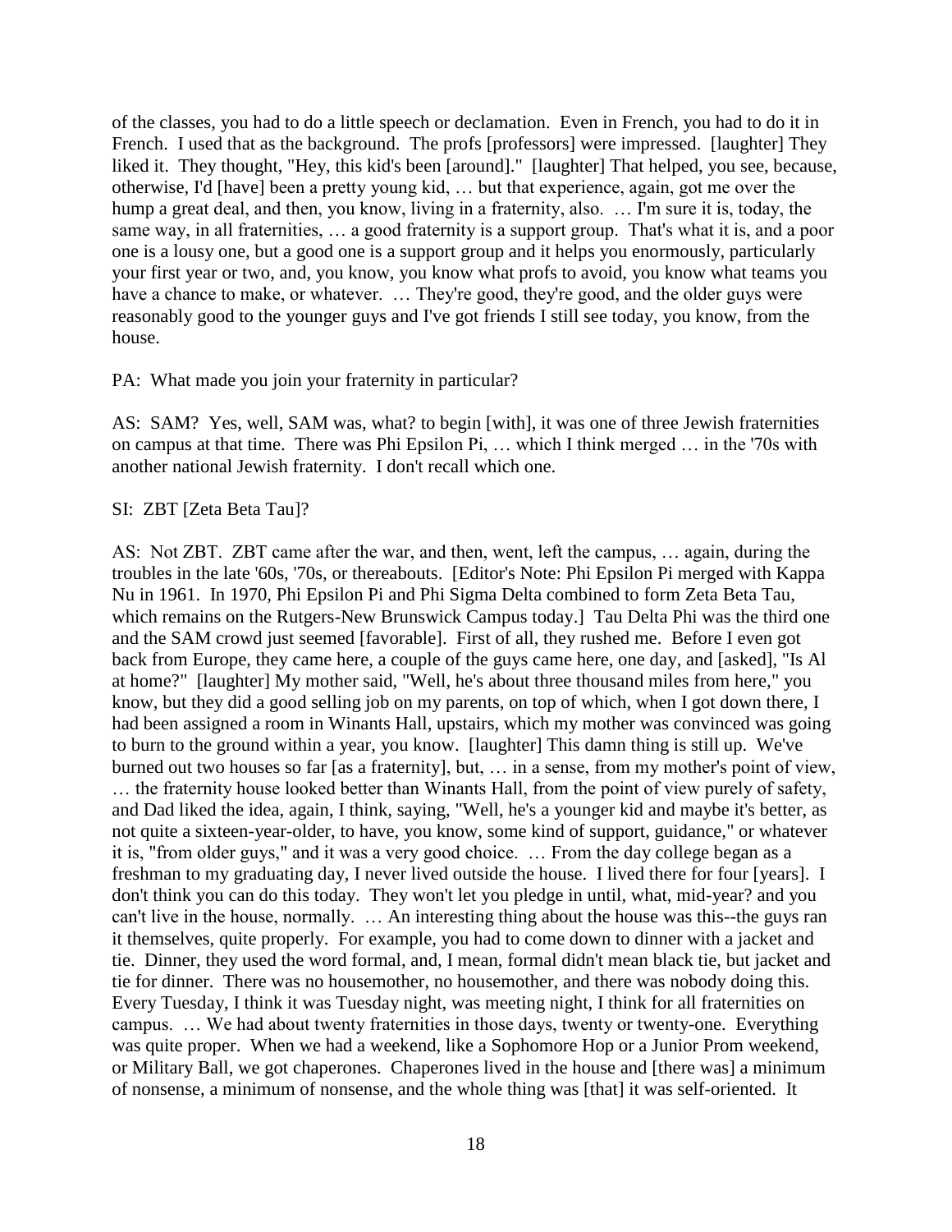of the classes, you had to do a little speech or declamation. Even in French, you had to do it in French. I used that as the background. The profs [professors] were impressed. [laughter] They liked it. They thought, "Hey, this kid's been [around]." [laughter] That helped, you see, because, otherwise, I'd [have] been a pretty young kid, … but that experience, again, got me over the hump a great deal, and then, you know, living in a fraternity, also. … I'm sure it is, today, the same way, in all fraternities, … a good fraternity is a support group. That's what it is, and a poor one is a lousy one, but a good one is a support group and it helps you enormously, particularly your first year or two, and, you know, you know what profs to avoid, you know what teams you have a chance to make, or whatever. … They're good, they're good, and the older guys were reasonably good to the younger guys and I've got friends I still see today, you know, from the house.

PA: What made you join your fraternity in particular?

AS: SAM? Yes, well, SAM was, what? to begin [with], it was one of three Jewish fraternities on campus at that time. There was Phi Epsilon Pi, … which I think merged … in the '70s with another national Jewish fraternity. I don't recall which one.

SI: ZBT [Zeta Beta Tau]?

AS: Not ZBT. ZBT came after the war, and then, went, left the campus, … again, during the troubles in the late '60s, '70s, or thereabouts. [Editor's Note: Phi Epsilon Pi merged with Kappa Nu in 1961. In 1970, Phi Epsilon Pi and Phi Sigma Delta combined to form Zeta Beta Tau, which remains on the Rutgers-New Brunswick Campus today.] Tau Delta Phi was the third one and the SAM crowd just seemed [favorable]. First of all, they rushed me. Before I even got back from Europe, they came here, a couple of the guys came here, one day, and [asked], "Is Al at home?" [laughter] My mother said, "Well, he's about three thousand miles from here," you know, but they did a good selling job on my parents, on top of which, when I got down there, I had been assigned a room in Winants Hall, upstairs, which my mother was convinced was going to burn to the ground within a year, you know. [laughter] This damn thing is still up. We've burned out two houses so far [as a fraternity], but, … in a sense, from my mother's point of view, … the fraternity house looked better than Winants Hall, from the point of view purely of safety, and Dad liked the idea, again, I think, saying, "Well, he's a younger kid and maybe it's better, as not quite a sixteen-year-older, to have, you know, some kind of support, guidance," or whatever it is, "from older guys," and it was a very good choice. … From the day college began as a freshman to my graduating day, I never lived outside the house. I lived there for four [years]. I don't think you can do this today. They won't let you pledge in until, what, mid-year? and you can't live in the house, normally. … An interesting thing about the house was this--the guys ran it themselves, quite properly. For example, you had to come down to dinner with a jacket and tie. Dinner, they used the word formal, and, I mean, formal didn't mean black tie, but jacket and tie for dinner. There was no housemother, no housemother, and there was nobody doing this. Every Tuesday, I think it was Tuesday night, was meeting night, I think for all fraternities on campus. … We had about twenty fraternities in those days, twenty or twenty-one. Everything was quite proper. When we had a weekend, like a Sophomore Hop or a Junior Prom weekend, or Military Ball, we got chaperones. Chaperones lived in the house and [there was] a minimum of nonsense, a minimum of nonsense, and the whole thing was [that] it was self-oriented. It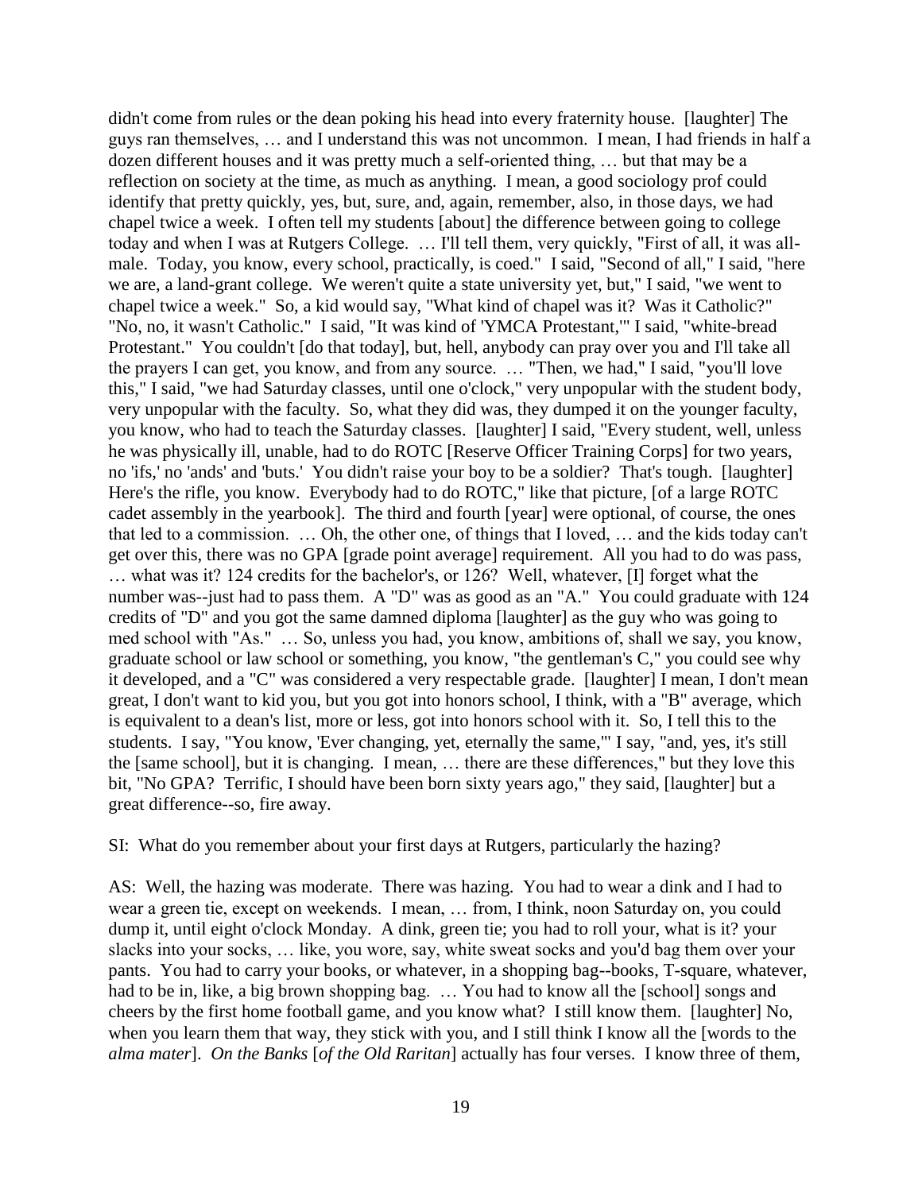didn't come from rules or the dean poking his head into every fraternity house. [laughter] The guys ran themselves, … and I understand this was not uncommon. I mean, I had friends in half a dozen different houses and it was pretty much a self-oriented thing, … but that may be a reflection on society at the time, as much as anything. I mean, a good sociology prof could identify that pretty quickly, yes, but, sure, and, again, remember, also, in those days, we had chapel twice a week. I often tell my students [about] the difference between going to college today and when I was at Rutgers College. … I'll tell them, very quickly, "First of all, it was all-male. Today, you know, every school, practically, is coed." I said, "Second of all," I said, "here we are, a land-grant college. We weren't quite a state university yet, but," I said, "we went to chapel twice a week." So, a kid would say, "What kind of chapel was it? Was it Catholic?" "No, no, it wasn't Catholic." I said, "It was kind of 'YMCA Protestant,'" I said, "white-bread Protestant." You couldn't [do that today], but, hell, anybody can pray over you and I'll take all the prayers I can get, you know, and from any source. … "Then, we had," I said, "you'll love this," I said, "we had Saturday classes, until one o'clock," very unpopular with the student body, very unpopular with the faculty. So, what they did was, they dumped it on the younger faculty, you know, who had to teach the Saturday classes. [laughter] I said, "Every student, well, unless he was physically ill, unable, had to do ROTC [Reserve Officer Training Corps] for two years, no 'ifs,' no 'ands' and 'buts.' You didn't raise your boy to be a soldier? That's tough. [laughter] Here's the rifle, you know. Everybody had to do ROTC," like that picture, [of a large ROTC cadet assembly in the yearbook]. The third and fourth [year] were optional, of course, the ones that led to a commission. … Oh, the other one, of things that I loved, … and the kids today can't get over this, there was no GPA [grade point average] requirement. All you had to do was pass, … what was it? 124 credits for the bachelor's, or 126? Well, whatever, [I] forget what the number was--just had to pass them. A "D" was as good as an "A." You could graduate with 124 credits of "D" and you got the same damned diploma [laughter] as the guy who was going to med school with "As." … So, unless you had, you know, ambitions of, shall we say, you know, graduate school or law school or something, you know, "the gentleman's C," you could see why it developed, and a "C" was considered a very respectable grade. [laughter] I mean, I don't mean great, I don't want to kid you, but you got into honors school, I think, with a "B" average, which is equivalent to a dean's list, more or less, got into honors school with it. So, I tell this to the students. I say, "You know, 'Ever changing, yet, eternally the same,'" I say, "and, yes, it's still the [same school], but it is changing. I mean, … there are these differences," but they love this bit, "No GPA? Terrific, I should have been born sixty years ago," they said, [laughter] but a great difference--so, fire away.

SI: What do you remember about your first days at Rutgers, particularly the hazing?

AS: Well, the hazing was moderate. There was hazing. You had to wear a dink and I had to wear a green tie, except on weekends. I mean, … from, I think, noon Saturday on, you could dump it, until eight o'clock Monday. A dink, green tie; you had to roll your, what is it? your slacks into your socks, … like, you wore, say, white sweat socks and you'd bag them over your pants. You had to carry your books, or whatever, in a shopping bag--books, T-square, whatever, had to be in, like, a big brown shopping bag. … You had to know all the [school] songs and cheers by the first home football game, and you know what? I still know them. [laughter] No, when you learn them that way, they stick with you, and I still think I know all the [words to the *alma mater*]. *On the Banks* [*of the Old Raritan*] actually has four verses. I know three of them,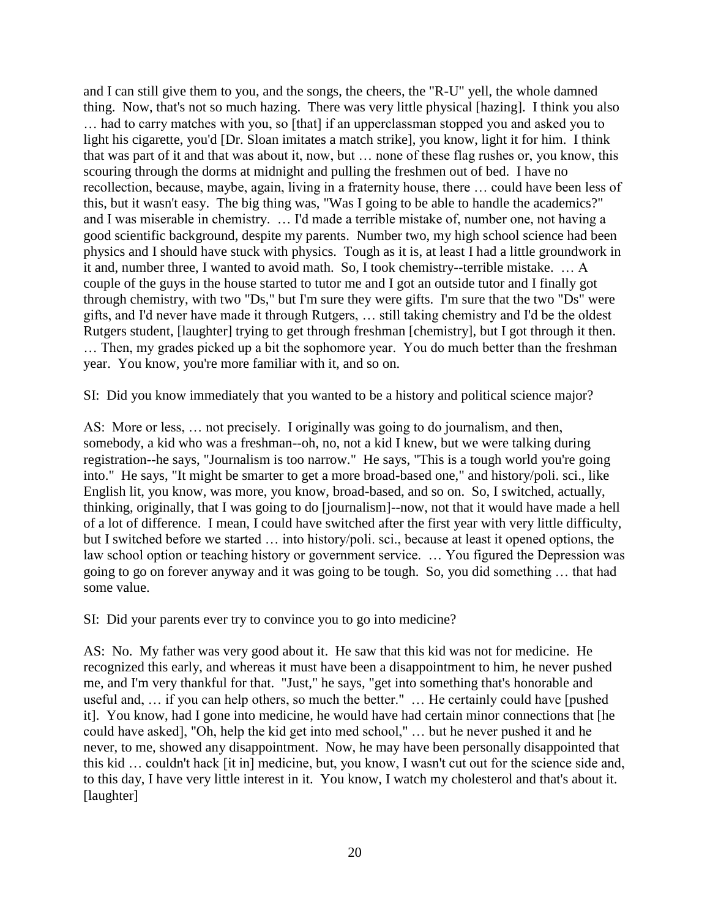and I can still give them to you, and the songs, the cheers, the "R-U" yell, the whole damned thing. Now, that's not so much hazing. There was very little physical [hazing]. I think you also … had to carry matches with you, so [that] if an upperclassman stopped you and asked you to light his cigarette, you'd [Dr. Sloan imitates a match strike], you know, light it for him. I think that was part of it and that was about it, now, but … none of these flag rushes or, you know, this scouring through the dorms at midnight and pulling the freshmen out of bed. I have no recollection, because, maybe, again, living in a fraternity house, there … could have been less of this, but it wasn't easy. The big thing was, "Was I going to be able to handle the academics?" and I was miserable in chemistry. … I'd made a terrible mistake of, number one, not having a good scientific background, despite my parents. Number two, my high school science had been physics and I should have stuck with physics. Tough as it is, at least I had a little groundwork in it and, number three, I wanted to avoid math. So, I took chemistry--terrible mistake. … A couple of the guys in the house started to tutor me and I got an outside tutor and I finally got through chemistry, with two "Ds," but I'm sure they were gifts. I'm sure that the two "Ds" were gifts, and I'd never have made it through Rutgers, … still taking chemistry and I'd be the oldest Rutgers student, [laughter] trying to get through freshman [chemistry], but I got through it then. … Then, my grades picked up a bit the sophomore year. You do much better than the freshman year. You know, you're more familiar with it, and so on.

SI: Did you know immediately that you wanted to be a history and political science major?

AS: More or less, … not precisely. I originally was going to do journalism, and then, somebody, a kid who was a freshman--oh, no, not a kid I knew, but we were talking during registration--he says, "Journalism is too narrow." He says, "This is a tough world you're going into." He says, "It might be smarter to get a more broad-based one," and history/poli. sci., like English lit, you know, was more, you know, broad-based, and so on. So, I switched, actually, thinking, originally, that I was going to do [journalism]--now, not that it would have made a hell of a lot of difference. I mean, I could have switched after the first year with very little difficulty, but I switched before we started … into history/poli. sci., because at least it opened options, the law school option or teaching history or government service. … You figured the Depression was going to go on forever anyway and it was going to be tough. So, you did something … that had some value.

SI: Did your parents ever try to convince you to go into medicine?

AS: No. My father was very good about it. He saw that this kid was not for medicine. He recognized this early, and whereas it must have been a disappointment to him, he never pushed me, and I'm very thankful for that. "Just," he says, "get into something that's honorable and useful and, … if you can help others, so much the better." … He certainly could have [pushed it]. You know, had I gone into medicine, he would have had certain minor connections that [he could have asked], "Oh, help the kid get into med school," … but he never pushed it and he never, to me, showed any disappointment. Now, he may have been personally disappointed that this kid … couldn't hack [it in] medicine, but, you know, I wasn't cut out for the science side and, to this day, I have very little interest in it. You know, I watch my cholesterol and that's about it. [laughter]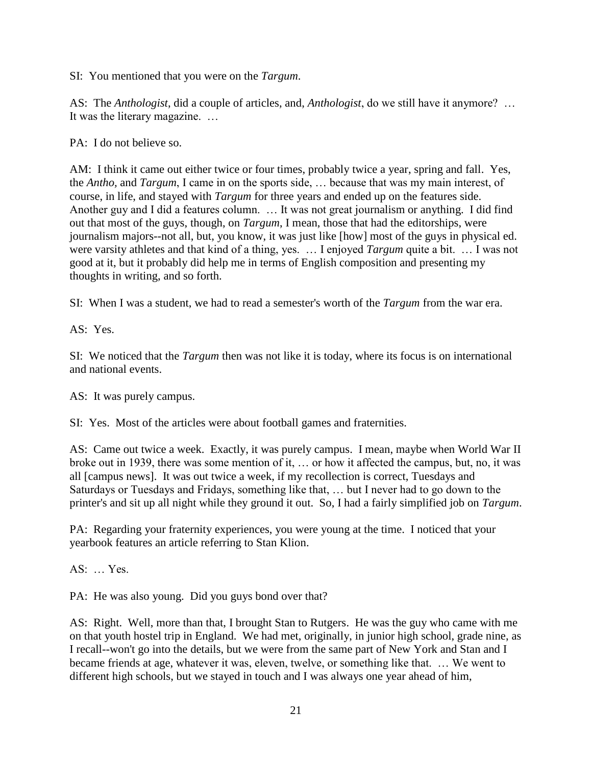SI: You mentioned that you were on the *Targum*.

AS: The *Anthologist*, did a couple of articles, and, *Anthologist*, do we still have it anymore? … It was the literary magazine. …

PA: I do not believe so.

AM: I think it came out either twice or four times, probably twice a year, spring and fall. Yes, the *Antho*, and *Targum*, I came in on the sports side, … because that was my main interest, of course, in life, and stayed with *Targum* for three years and ended up on the features side. Another guy and I did a features column. … It was not great journalism or anything. I did find out that most of the guys, though, on *Targum*, I mean, those that had the editorships, were journalism majors--not all, but, you know, it was just like [how] most of the guys in physical ed. were varsity athletes and that kind of a thing, yes. … I enjoyed *Targum* quite a bit. … I was not good at it, but it probably did help me in terms of English composition and presenting my thoughts in writing, and so forth.

SI: When I was a student, we had to read a semester's worth of the *Targum* from the war era.

AS: Yes.

SI: We noticed that the *Targum* then was not like it is today, where its focus is on international and national events.

AS: It was purely campus.

SI: Yes. Most of the articles were about football games and fraternities.

AS: Came out twice a week. Exactly, it was purely campus. I mean, maybe when World War II broke out in 1939, there was some mention of it, … or how it affected the campus, but, no, it was all [campus news]. It was out twice a week, if my recollection is correct, Tuesdays and Saturdays or Tuesdays and Fridays, something like that, … but I never had to go down to the printer's and sit up all night while they ground it out. So, I had a fairly simplified job on *Targum*.

PA: Regarding your fraternity experiences, you were young at the time. I noticed that your yearbook features an article referring to Stan Klion.

AS: … Yes.

PA: He was also young. Did you guys bond over that?

AS: Right. Well, more than that, I brought Stan to Rutgers. He was the guy who came with me on that youth hostel trip in England. We had met, originally, in junior high school, grade nine, as I recall--won't go into the details, but we were from the same part of New York and Stan and I became friends at age, whatever it was, eleven, twelve, or something like that. … We went to different high schools, but we stayed in touch and I was always one year ahead of him,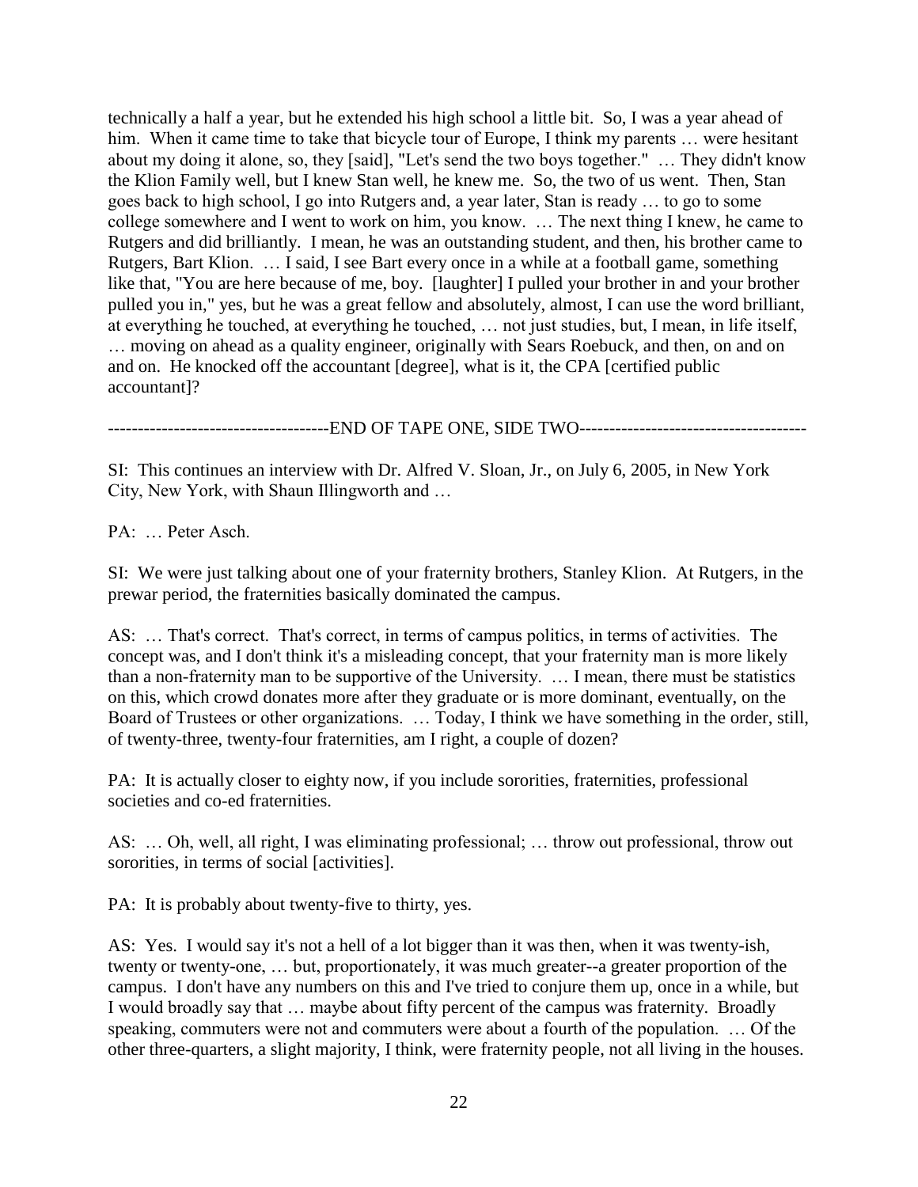technically a half a year, but he extended his high school a little bit. So, I was a year ahead of him. When it came time to take that bicycle tour of Europe, I think my parents … were hesitant about my doing it alone, so, they [said], "Let's send the two boys together." … They didn't know the Klion Family well, but I knew Stan well, he knew me. So, the two of us went. Then, Stan goes back to high school, I go into Rutgers and, a year later, Stan is ready … to go to some college somewhere and I went to work on him, you know. … The next thing I knew, he came to Rutgers and did brilliantly. I mean, he was an outstanding student, and then, his brother came to Rutgers, Bart Klion. … I said, I see Bart every once in a while at a football game, something like that, "You are here because of me, boy. [laughter] I pulled your brother in and your brother pulled you in," yes, but he was a great fellow and absolutely, almost, I can use the word brilliant, at everything he touched, at everything he touched, … not just studies, but, I mean, in life itself, … moving on ahead as a quality engineer, originally with Sears Roebuck, and then, on and on and on. He knocked off the accountant [degree], what is it, the CPA [certified public accountant]?

-------------------------------------END OF TAPE ONE, SIDE TWO--------------------------------------

SI: This continues an interview with Dr. Alfred V. Sloan, Jr., on July 6, 2005, in New York City, New York, with Shaun Illingworth and …

PA: … Peter Asch.

SI: We were just talking about one of your fraternity brothers, Stanley Klion. At Rutgers, in the prewar period, the fraternities basically dominated the campus.

AS: … That's correct. That's correct, in terms of campus politics, in terms of activities. The concept was, and I don't think it's a misleading concept, that your fraternity man is more likely than a non-fraternity man to be supportive of the University. … I mean, there must be statistics on this, which crowd donates more after they graduate or is more dominant, eventually, on the Board of Trustees or other organizations. … Today, I think we have something in the order, still, of twenty-three, twenty-four fraternities, am I right, a couple of dozen?

PA: It is actually closer to eighty now, if you include sororities, fraternities, professional societies and co-ed fraternities.

AS: … Oh, well, all right, I was eliminating professional; … throw out professional, throw out sororities, in terms of social [activities].

PA: It is probably about twenty-five to thirty, yes.

AS: Yes. I would say it's not a hell of a lot bigger than it was then, when it was twenty-ish, twenty or twenty-one, … but, proportionately, it was much greater--a greater proportion of the campus. I don't have any numbers on this and I've tried to conjure them up, once in a while, but I would broadly say that … maybe about fifty percent of the campus was fraternity. Broadly speaking, commuters were not and commuters were about a fourth of the population. … Of the other three-quarters, a slight majority, I think, were fraternity people, not all living in the houses.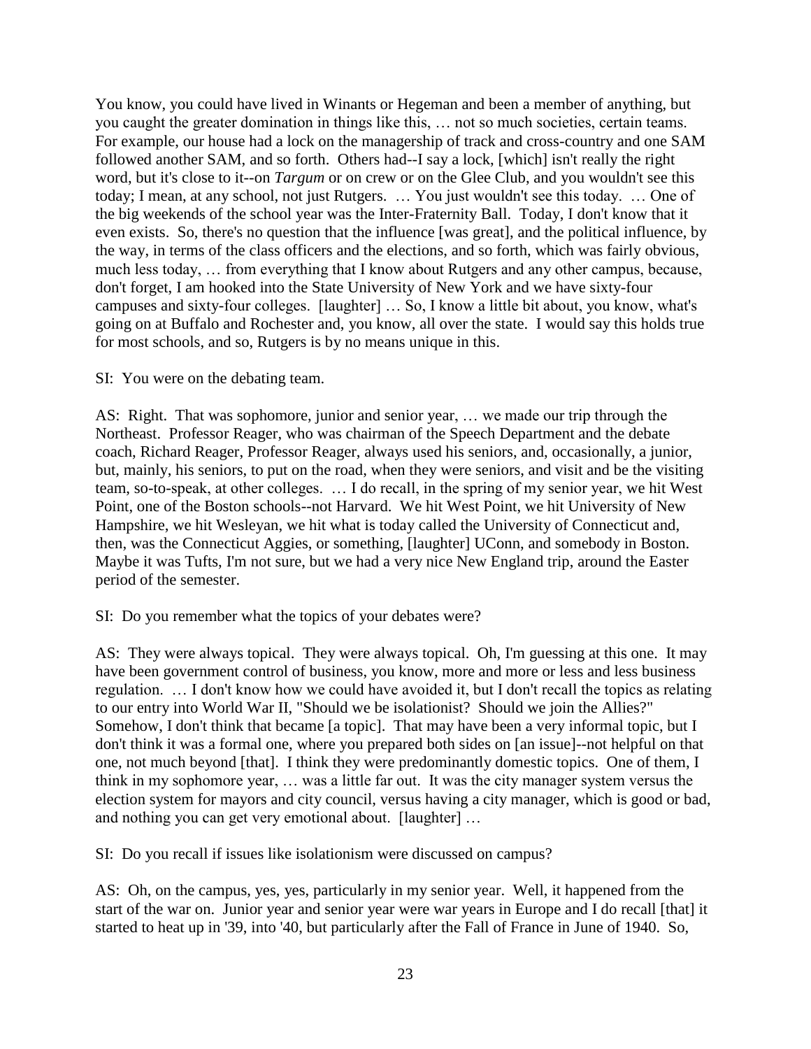You know, you could have lived in Winants or Hegeman and been a member of anything, but you caught the greater domination in things like this, … not so much societies, certain teams. For example, our house had a lock on the managership of track and cross-country and one SAM followed another SAM, and so forth. Others had--I say a lock, [which] isn't really the right word, but it's close to it--on *Targum* or on crew or on the Glee Club, and you wouldn't see this today; I mean, at any school, not just Rutgers. … You just wouldn't see this today. … One of the big weekends of the school year was the Inter-Fraternity Ball. Today, I don't know that it even exists. So, there's no question that the influence [was great], and the political influence, by the way, in terms of the class officers and the elections, and so forth, which was fairly obvious, much less today, … from everything that I know about Rutgers and any other campus, because, don't forget, I am hooked into the State University of New York and we have sixty-four campuses and sixty-four colleges. [laughter] … So, I know a little bit about, you know, what's going on at Buffalo and Rochester and, you know, all over the state. I would say this holds true for most schools, and so, Rutgers is by no means unique in this.

SI: You were on the debating team.

AS: Right. That was sophomore, junior and senior year, … we made our trip through the Northeast. Professor Reager, who was chairman of the Speech Department and the debate coach, Richard Reager, Professor Reager, always used his seniors, and, occasionally, a junior, but, mainly, his seniors, to put on the road, when they were seniors, and visit and be the visiting team, so-to-speak, at other colleges. … I do recall, in the spring of my senior year, we hit West Point, one of the Boston schools--not Harvard. We hit West Point, we hit University of New Hampshire, we hit Wesleyan, we hit what is today called the University of Connecticut and, then, was the Connecticut Aggies, or something, [laughter] UConn, and somebody in Boston. Maybe it was Tufts, I'm not sure, but we had a very nice New England trip, around the Easter period of the semester.

SI: Do you remember what the topics of your debates were?

AS: They were always topical. They were always topical. Oh, I'm guessing at this one. It may have been government control of business, you know, more and more or less and less business regulation. … I don't know how we could have avoided it, but I don't recall the topics as relating to our entry into World War II, "Should we be isolationist? Should we join the Allies?" Somehow, I don't think that became [a topic]. That may have been a very informal topic, but I don't think it was a formal one, where you prepared both sides on [an issue]--not helpful on that one, not much beyond [that]. I think they were predominantly domestic topics. One of them, I think in my sophomore year, … was a little far out. It was the city manager system versus the election system for mayors and city council, versus having a city manager, which is good or bad, and nothing you can get very emotional about. [laughter] …

SI: Do you recall if issues like isolationism were discussed on campus?

AS: Oh, on the campus, yes, yes, particularly in my senior year. Well, it happened from the start of the war on. Junior year and senior year were war years in Europe and I do recall [that] it started to heat up in '39, into '40, but particularly after the Fall of France in June of 1940. So,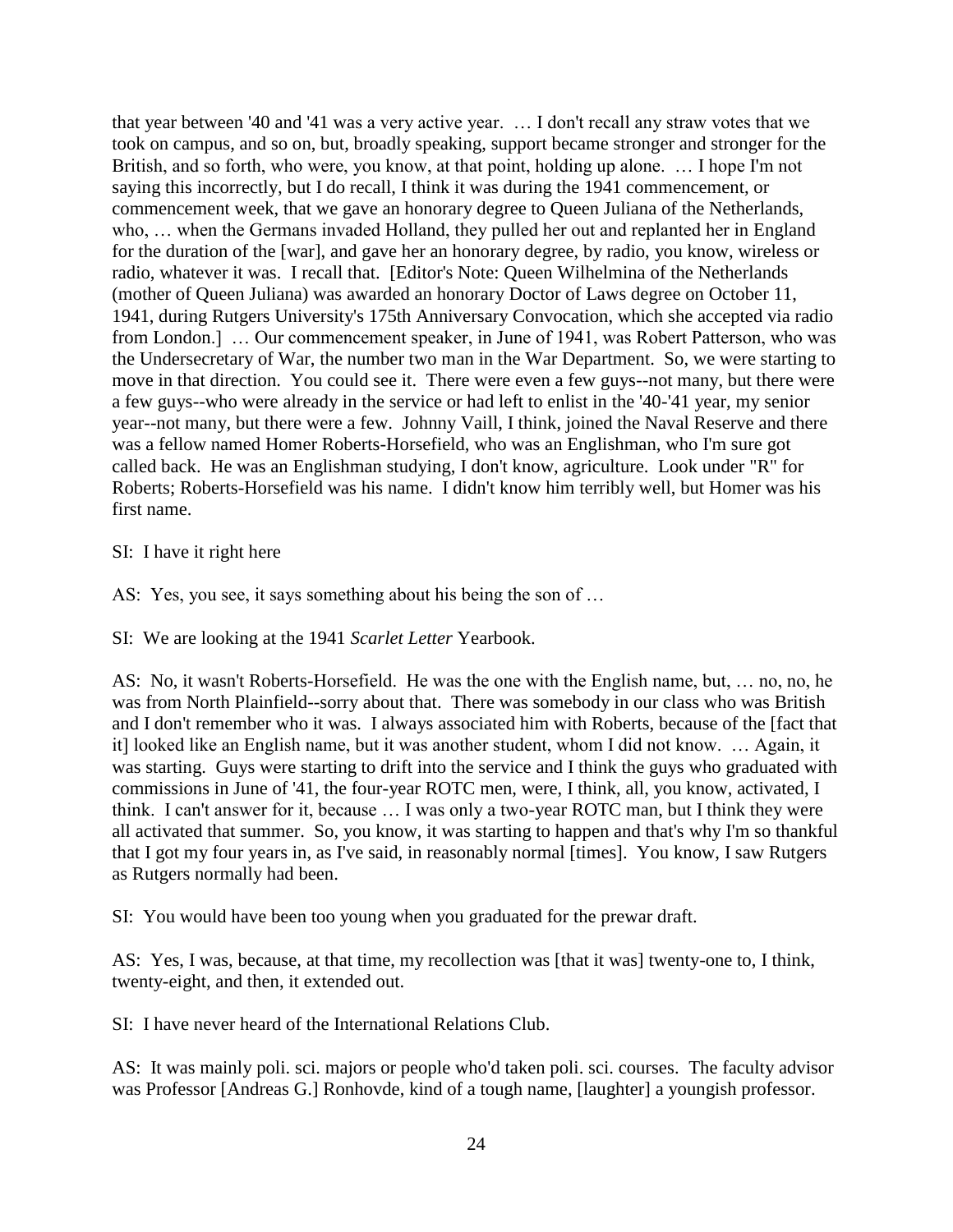that year between '40 and '41 was a very active year. … I don't recall any straw votes that we took on campus, and so on, but, broadly speaking, support became stronger and stronger for the British, and so forth, who were, you know, at that point, holding up alone. … I hope I'm not saying this incorrectly, but I do recall, I think it was during the 1941 commencement, or commencement week, that we gave an honorary degree to Queen Juliana of the Netherlands, who, … when the Germans invaded Holland, they pulled her out and replanted her in England for the duration of the [war], and gave her an honorary degree, by radio, you know, wireless or radio, whatever it was. I recall that. [Editor's Note: Queen Wilhelmina of the Netherlands (mother of Queen Juliana) was awarded an honorary Doctor of Laws degree on October 11, 1941, during Rutgers University's 175th Anniversary Convocation, which she accepted via radio from London.] … Our commencement speaker, in June of 1941, was Robert Patterson, who was the Undersecretary of War, the number two man in the War Department. So, we were starting to move in that direction. You could see it. There were even a few guys--not many, but there were a few guys--who were already in the service or had left to enlist in the '40-'41 year, my senior year--not many, but there were a few. Johnny Vaill, I think, joined the Naval Reserve and there was a fellow named Homer Roberts-Horsefield, who was an Englishman, who I'm sure got called back. He was an Englishman studying, I don't know, agriculture. Look under "R" for Roberts; Roberts-Horsefield was his name. I didn't know him terribly well, but Homer was his first name.

SI: I have it right here

AS: Yes, you see, it says something about his being the son of …

SI: We are looking at the 1941 *Scarlet Letter* Yearbook.

AS: No, it wasn't Roberts-Horsefield. He was the one with the English name, but, … no, no, he was from North Plainfield--sorry about that. There was somebody in our class who was British and I don't remember who it was. I always associated him with Roberts, because of the [fact that it] looked like an English name, but it was another student, whom I did not know. … Again, it was starting. Guys were starting to drift into the service and I think the guys who graduated with commissions in June of '41, the four-year ROTC men, were, I think, all, you know, activated, I think. I can't answer for it, because … I was only a two-year ROTC man, but I think they were all activated that summer. So, you know, it was starting to happen and that's why I'm so thankful that I got my four years in, as I've said, in reasonably normal [times]. You know, I saw Rutgers as Rutgers normally had been.

SI: You would have been too young when you graduated for the prewar draft.

AS: Yes, I was, because, at that time, my recollection was [that it was] twenty-one to, I think, twenty-eight, and then, it extended out.

SI: I have never heard of the International Relations Club.

AS: It was mainly poli. sci. majors or people who'd taken poli. sci. courses. The faculty advisor was Professor [Andreas G.] Ronhovde, kind of a tough name, [laughter] a youngish professor.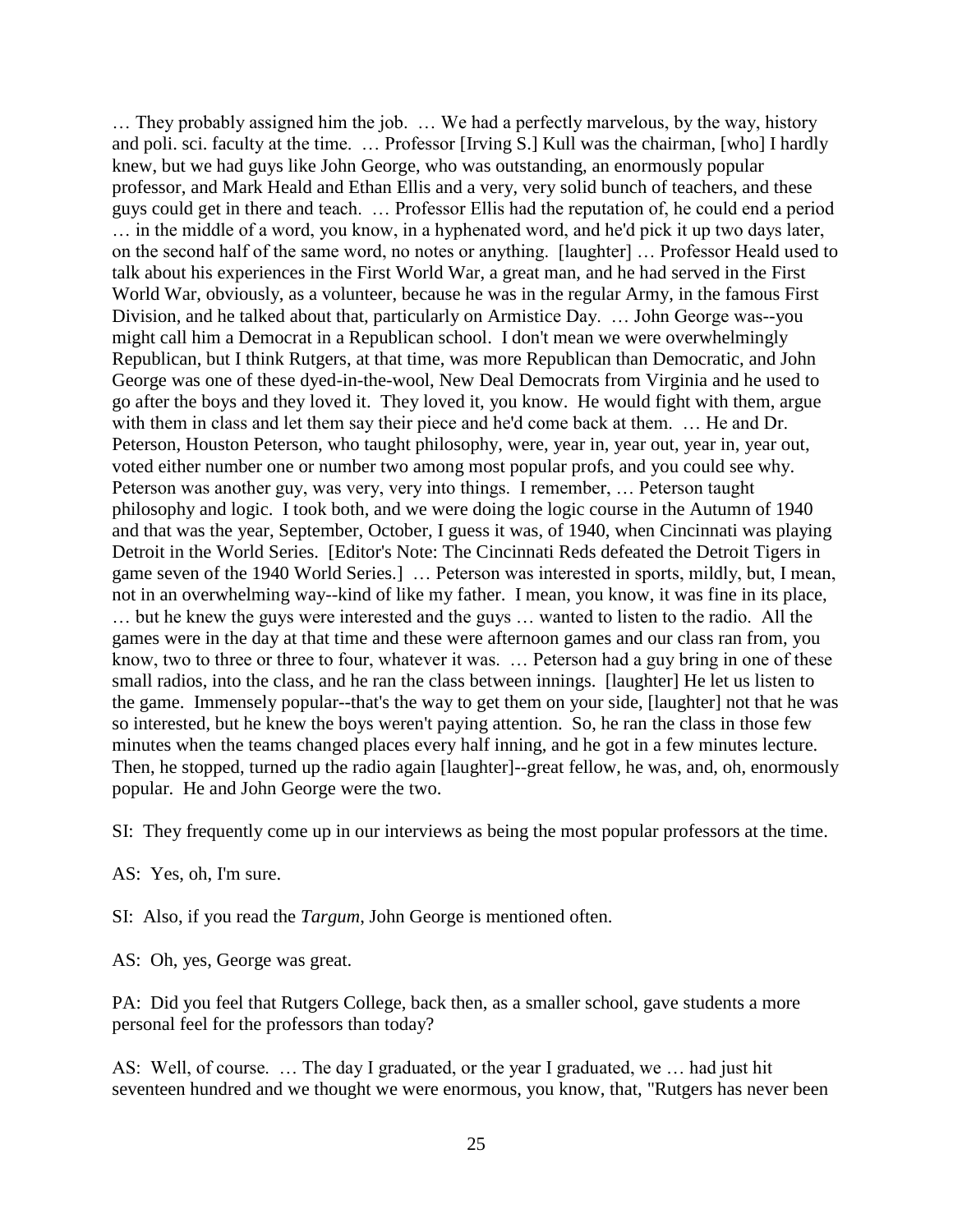… They probably assigned him the job. … We had a perfectly marvelous, by the way, history and poli. sci. faculty at the time. … Professor [Irving S.] Kull was the chairman, [who] I hardly knew, but we had guys like John George, who was outstanding, an enormously popular professor, and Mark Heald and Ethan Ellis and a very, very solid bunch of teachers, and these guys could get in there and teach. … Professor Ellis had the reputation of, he could end a period … in the middle of a word, you know, in a hyphenated word, and he'd pick it up two days later, on the second half of the same word, no notes or anything. [laughter] … Professor Heald used to talk about his experiences in the First World War, a great man, and he had served in the First World War, obviously, as a volunteer, because he was in the regular Army, in the famous First Division, and he talked about that, particularly on Armistice Day. … John George was--you might call him a Democrat in a Republican school. I don't mean we were overwhelmingly Republican, but I think Rutgers, at that time, was more Republican than Democratic, and John George was one of these dyed-in-the-wool, New Deal Democrats from Virginia and he used to go after the boys and they loved it. They loved it, you know. He would fight with them, argue with them in class and let them say their piece and he'd come back at them. … He and Dr. Peterson, Houston Peterson, who taught philosophy, were, year in, year out, year in, year out, voted either number one or number two among most popular profs, and you could see why. Peterson was another guy, was very, very into things. I remember, … Peterson taught philosophy and logic. I took both, and we were doing the logic course in the Autumn of 1940 and that was the year, September, October, I guess it was, of 1940, when Cincinnati was playing Detroit in the World Series. [Editor's Note: The Cincinnati Reds defeated the Detroit Tigers in game seven of the 1940 World Series.] … Peterson was interested in sports, mildly, but, I mean, not in an overwhelming way--kind of like my father. I mean, you know, it was fine in its place, … but he knew the guys were interested and the guys … wanted to listen to the radio. All the games were in the day at that time and these were afternoon games and our class ran from, you know, two to three or three to four, whatever it was. … Peterson had a guy bring in one of these small radios, into the class, and he ran the class between innings. [laughter] He let us listen to the game. Immensely popular--that's the way to get them on your side, [laughter] not that he was so interested, but he knew the boys weren't paying attention. So, he ran the class in those few minutes when the teams changed places every half inning, and he got in a few minutes lecture. Then, he stopped, turned up the radio again [laughter]--great fellow, he was, and, oh, enormously popular. He and John George were the two.

SI: They frequently come up in our interviews as being the most popular professors at the time.

AS: Yes, oh, I'm sure.

SI: Also, if you read the *Targum*, John George is mentioned often.

AS: Oh, yes, George was great.

PA: Did you feel that Rutgers College, back then, as a smaller school, gave students a more personal feel for the professors than today?

AS: Well, of course. … The day I graduated, or the year I graduated, we … had just hit seventeen hundred and we thought we were enormous, you know, that, "Rutgers has never been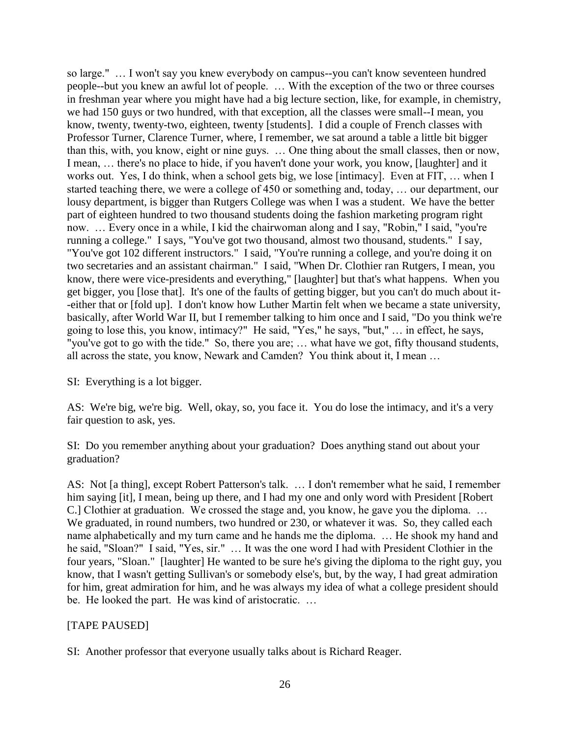so large." … I won't say you knew everybody on campus--you can't know seventeen hundred people--but you knew an awful lot of people. … With the exception of the two or three courses in freshman year where you might have had a big lecture section, like, for example, in chemistry, we had 150 guys or two hundred, with that exception, all the classes were small--I mean, you know, twenty, twenty-two, eighteen, twenty [students]. I did a couple of French classes with Professor Turner, Clarence Turner, where, I remember, we sat around a table a little bit bigger than this, with, you know, eight or nine guys. … One thing about the small classes, then or now, I mean, … there's no place to hide, if you haven't done your work, you know, [laughter] and it works out. Yes, I do think, when a school gets big, we lose [intimacy]. Even at FIT, … when I started teaching there, we were a college of 450 or something and, today, … our department, our lousy department, is bigger than Rutgers College was when I was a student. We have the better part of eighteen hundred to two thousand students doing the fashion marketing program right now. … Every once in a while, I kid the chairwoman along and I say, "Robin," I said, "you're running a college." I says, "You've got two thousand, almost two thousand, students." I say, "You've got 102 different instructors." I said, "You're running a college, and you're doing it on two secretaries and an assistant chairman." I said, "When Dr. Clothier ran Rutgers, I mean, you know, there were vice-presidents and everything," [laughter] but that's what happens. When you get bigger, you [lose that]. It's one of the faults of getting bigger, but you can't do much about it--either that or [fold up]. I don't know how Luther Martin felt when we became a state university, basically, after World War II, but I remember talking to him once and I said, "Do you think we're going to lose this, you know, intimacy?" He said, "Yes," he says, "but," … in effect, he says, "you've got to go with the tide." So, there you are; … what have we got, fifty thousand students, all across the state, you know, Newark and Camden? You think about it, I mean …

SI: Everything is a lot bigger.

AS: We're big, we're big. Well, okay, so, you face it. You do lose the intimacy, and it's a very fair question to ask, yes.

SI: Do you remember anything about your graduation? Does anything stand out about your graduation?

AS: Not [a thing], except Robert Patterson's talk. … I don't remember what he said, I remember him saying [it], I mean, being up there, and I had my one and only word with President [Robert C.] Clothier at graduation. We crossed the stage and, you know, he gave you the diploma. … We graduated, in round numbers, two hundred or 230, or whatever it was. So, they called each name alphabetically and my turn came and he hands me the diploma. … He shook my hand and he said, "Sloan?" I said, "Yes, sir." … It was the one word I had with President Clothier in the four years, "Sloan." [laughter] He wanted to be sure he's giving the diploma to the right guy, you know, that I wasn't getting Sullivan's or somebody else's, but, by the way, I had great admiration for him, great admiration for him, and he was always my idea of what a college president should be. He looked the part. He was kind of aristocratic. …

[TAPE PAUSED]

SI: Another professor that everyone usually talks about is Richard Reager.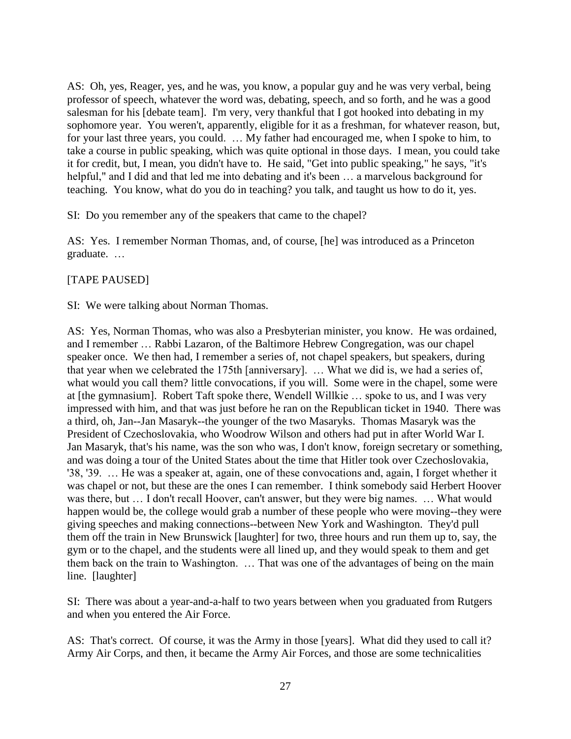AS: Oh, yes, Reager, yes, and he was, you know, a popular guy and he was very verbal, being professor of speech, whatever the word was, debating, speech, and so forth, and he was a good salesman for his [debate team]. I'm very, very thankful that I got hooked into debating in my sophomore year. You weren't, apparently, eligible for it as a freshman, for whatever reason, but, for your last three years, you could. … My father had encouraged me, when I spoke to him, to take a course in public speaking, which was quite optional in those days. I mean, you could take it for credit, but, I mean, you didn't have to. He said, "Get into public speaking," he says, "it's helpful," and I did and that led me into debating and it's been … a marvelous background for teaching. You know, what do you do in teaching? you talk, and taught us how to do it, yes.

SI: Do you remember any of the speakers that came to the chapel?

AS: Yes. I remember Norman Thomas, and, of course, [he] was introduced as a Princeton graduate. …

[TAPE PAUSED]

SI: We were talking about Norman Thomas.

AS: Yes, Norman Thomas, who was also a Presbyterian minister, you know. He was ordained, and I remember … Rabbi Lazaron, of the Baltimore Hebrew Congregation, was our chapel speaker once. We then had, I remember a series of, not chapel speakers, but speakers, during that year when we celebrated the 175th [anniversary]. … What we did is, we had a series of, what would you call them? little convocations, if you will. Some were in the chapel, some were at [the gymnasium]. Robert Taft spoke there, Wendell Willkie … spoke to us, and I was very impressed with him, and that was just before he ran on the Republican ticket in 1940. There was a third, oh, Jan--Jan Masaryk--the younger of the two Masaryks. Thomas Masaryk was the President of Czechoslovakia, who Woodrow Wilson and others had put in after World War I. Jan Masaryk, that's his name, was the son who was, I don't know, foreign secretary or something, and was doing a tour of the United States about the time that Hitler took over Czechoslovakia, '38, '39. … He was a speaker at, again, one of these convocations and, again, I forget whether it was chapel or not, but these are the ones I can remember. I think somebody said Herbert Hoover was there, but … I don't recall Hoover, can't answer, but they were big names. … What would happen would be, the college would grab a number of these people who were moving--they were giving speeches and making connections--between New York and Washington. They'd pull them off the train in New Brunswick [laughter] for two, three hours and run them up to, say, the gym or to the chapel, and the students were all lined up, and they would speak to them and get them back on the train to Washington. … That was one of the advantages of being on the main line. [laughter]

SI: There was about a year-and-a-half to two years between when you graduated from Rutgers and when you entered the Air Force.

AS: That's correct. Of course, it was the Army in those [years]. What did they used to call it? Army Air Corps, and then, it became the Army Air Forces, and those are some technicalities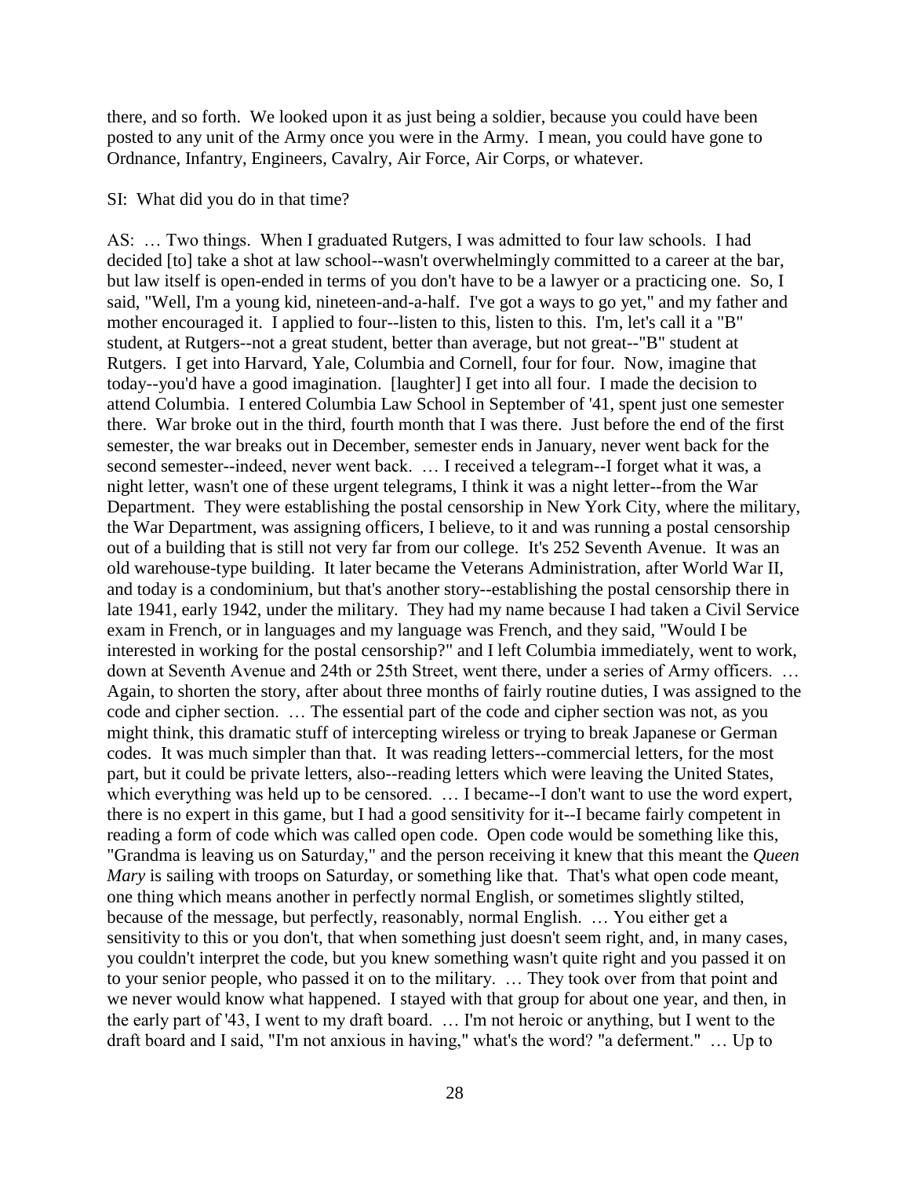there, and so forth. We looked upon it as just being a soldier, because you could have been posted to any unit of the Army once you were in the Army. I mean, you could have gone to Ordnance, Infantry, Engineers, Cavalry, Air Force, Air Corps, or whatever.

SI: What did you do in that time?

AS: … Two things. When I graduated Rutgers, I was admitted to four law schools. I had decided [to] take a shot at law school--wasn't overwhelmingly committed to a career at the bar, but law itself is open-ended in terms of you don't have to be a lawyer or a practicing one. So, I said, "Well, I'm a young kid, nineteen-and-a-half. I've got a ways to go yet," and my father and mother encouraged it. I applied to four--listen to this, listen to this. I'm, let's call it a "B" student, at Rutgers--not a great student, better than average, but not great--"B" student at Rutgers. I get into Harvard, Yale, Columbia and Cornell, four for four. Now, imagine that today--you'd have a good imagination. [laughter] I get into all four. I made the decision to attend Columbia. I entered Columbia Law School in September of '41, spent just one semester there. War broke out in the third, fourth month that I was there. Just before the end of the first semester, the war breaks out in December, semester ends in January, never went back for the second semester--indeed, never went back. … I received a telegram--I forget what it was, a night letter, wasn't one of these urgent telegrams, I think it was a night letter--from the War Department. They were establishing the postal censorship in New York City, where the military, the War Department, was assigning officers, I believe, to it and was running a postal censorship out of a building that is still not very far from our college. It's 252 Seventh Avenue. It was an old warehouse-type building. It later became the Veterans Administration, after World War II, and today is a condominium, but that's another story--establishing the postal censorship there in late 1941, early 1942, under the military. They had my name because I had taken a Civil Service exam in French, or in languages and my language was French, and they said, "Would I be interested in working for the postal censorship?" and I left Columbia immediately, went to work, down at Seventh Avenue and 24th or 25th Street, went there, under a series of Army officers. … Again, to shorten the story, after about three months of fairly routine duties, I was assigned to the code and cipher section. … The essential part of the code and cipher section was not, as you might think, this dramatic stuff of intercepting wireless or trying to break Japanese or German codes. It was much simpler than that. It was reading letters--commercial letters, for the most part, but it could be private letters, also--reading letters which were leaving the United States, which everything was held up to be censored. … I became--I don't want to use the word expert, there is no expert in this game, but I had a good sensitivity for it--I became fairly competent in reading a form of code which was called open code. Open code would be something like this, "Grandma is leaving us on Saturday," and the person receiving it knew that this meant the *Queen Mary* is sailing with troops on Saturday, or something like that. That's what open code meant, one thing which means another in perfectly normal English, or sometimes slightly stilted, because of the message, but perfectly, reasonably, normal English. … You either get a sensitivity to this or you don't, that when something just doesn't seem right, and, in many cases, you couldn't interpret the code, but you knew something wasn't quite right and you passed it on to your senior people, who passed it on to the military. … They took over from that point and we never would know what happened. I stayed with that group for about one year, and then, in the early part of '43, I went to my draft board. … I'm not heroic or anything, but I went to the draft board and I said, "I'm not anxious in having," what's the word? "a deferment." … Up to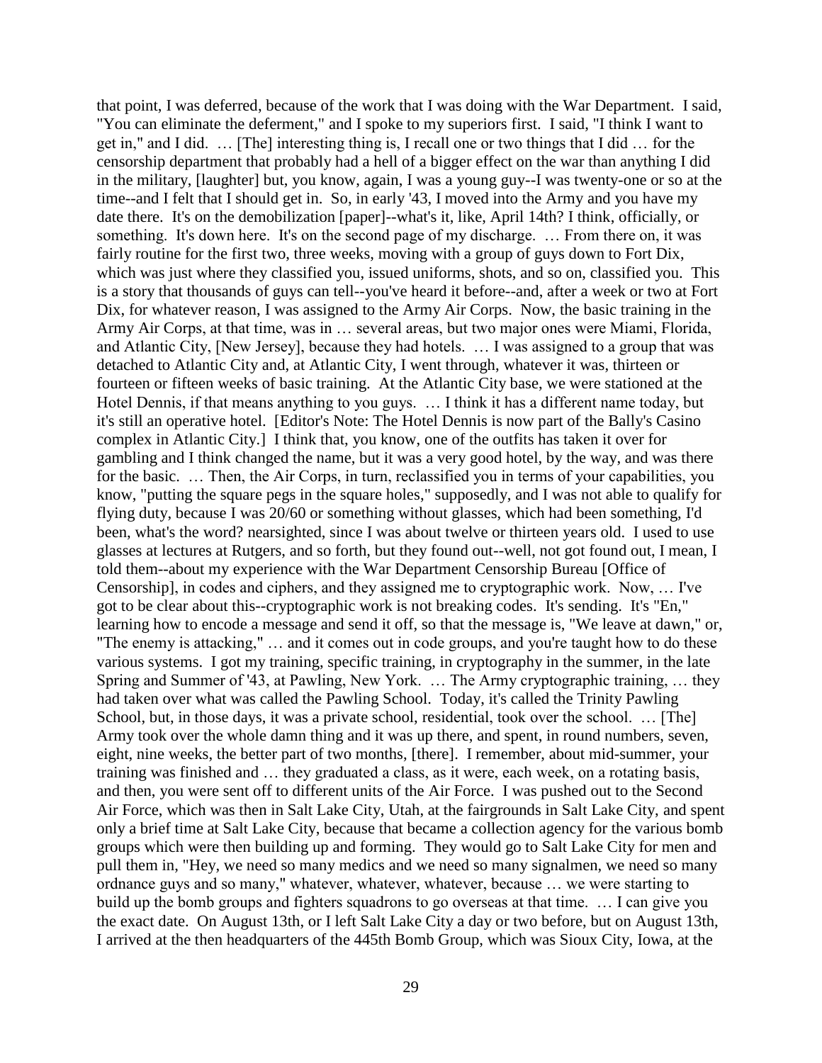that point, I was deferred, because of the work that I was doing with the War Department. I said, "You can eliminate the deferment," and I spoke to my superiors first. I said, "I think I want to get in," and I did. … [The] interesting thing is, I recall one or two things that I did … for the censorship department that probably had a hell of a bigger effect on the war than anything I did in the military, [laughter] but, you know, again, I was a young guy--I was twenty-one or so at the time--and I felt that I should get in. So, in early '43, I moved into the Army and you have my date there. It's on the demobilization [paper]--what's it, like, April 14th? I think, officially, or something. It's down here. It's on the second page of my discharge. … From there on, it was fairly routine for the first two, three weeks, moving with a group of guys down to Fort Dix, which was just where they classified you, issued uniforms, shots, and so on, classified you. This is a story that thousands of guys can tell--you've heard it before--and, after a week or two at Fort Dix, for whatever reason, I was assigned to the Army Air Corps. Now, the basic training in the Army Air Corps, at that time, was in … several areas, but two major ones were Miami, Florida, and Atlantic City, [New Jersey], because they had hotels. … I was assigned to a group that was detached to Atlantic City and, at Atlantic City, I went through, whatever it was, thirteen or fourteen or fifteen weeks of basic training. At the Atlantic City base, we were stationed at the Hotel Dennis, if that means anything to you guys. … I think it has a different name today, but it's still an operative hotel. [Editor's Note: The Hotel Dennis is now part of the Bally's Casino complex in Atlantic City.] I think that, you know, one of the outfits has taken it over for gambling and I think changed the name, but it was a very good hotel, by the way, and was there for the basic. … Then, the Air Corps, in turn, reclassified you in terms of your capabilities, you know, "putting the square pegs in the square holes," supposedly, and I was not able to qualify for flying duty, because I was 20/60 or something without glasses, which had been something, I'd been, what's the word? nearsighted, since I was about twelve or thirteen years old. I used to use glasses at lectures at Rutgers, and so forth, but they found out--well, not got found out, I mean, I told them--about my experience with the War Department Censorship Bureau [Office of Censorship], in codes and ciphers, and they assigned me to cryptographic work. Now, … I've got to be clear about this--cryptographic work is not breaking codes. It's sending. It's "En," learning how to encode a message and send it off, so that the message is, "We leave at dawn," or, "The enemy is attacking," … and it comes out in code groups, and you're taught how to do these various systems. I got my training, specific training, in cryptography in the summer, in the late Spring and Summer of '43, at Pawling, New York. … The Army cryptographic training, … they had taken over what was called the Pawling School. Today, it's called the Trinity Pawling School, but, in those days, it was a private school, residential, took over the school. … [The] Army took over the whole damn thing and it was up there, and spent, in round numbers, seven, eight, nine weeks, the better part of two months, [there]. I remember, about mid-summer, your training was finished and … they graduated a class, as it were, each week, on a rotating basis, and then, you were sent off to different units of the Air Force. I was pushed out to the Second Air Force, which was then in Salt Lake City, Utah, at the fairgrounds in Salt Lake City, and spent only a brief time at Salt Lake City, because that became a collection agency for the various bomb groups which were then building up and forming. They would go to Salt Lake City for men and pull them in, "Hey, we need so many medics and we need so many signalmen, we need so many ordnance guys and so many," whatever, whatever, whatever, because … we were starting to build up the bomb groups and fighters squadrons to go overseas at that time. … I can give you the exact date. On August 13th, or I left Salt Lake City a day or two before, but on August 13th, I arrived at the then headquarters of the 445th Bomb Group, which was Sioux City, Iowa, at the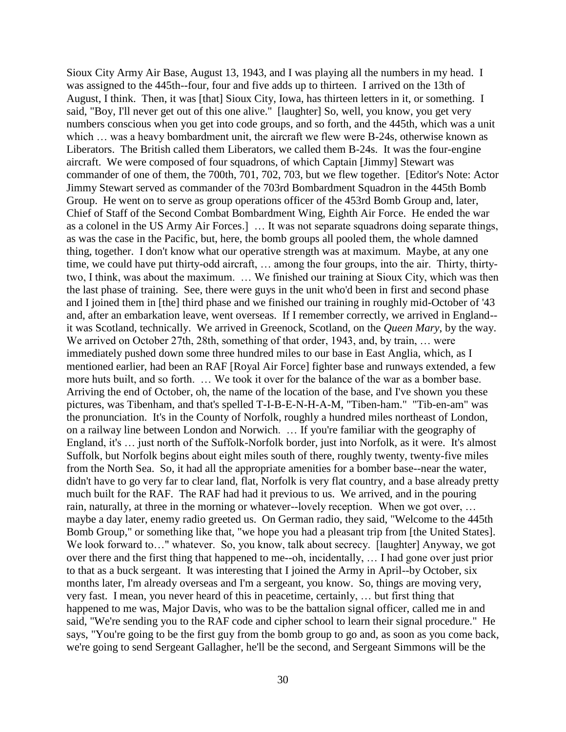Sioux City Army Air Base, August 13, 1943, and I was playing all the numbers in my head. I was assigned to the 445th--four, four and five adds up to thirteen. I arrived on the 13th of August, I think. Then, it was [that] Sioux City, Iowa, has thirteen letters in it, or something. I said, "Boy, I'll never get out of this one alive." [laughter] So, well, you know, you get very numbers conscious when you get into code groups, and so forth, and the 445th, which was a unit which … was a heavy bombardment unit, the aircraft we flew were B-24s, otherwise known as Liberators. The British called them Liberators, we called them B-24s. It was the four-engine aircraft. We were composed of four squadrons, of which Captain [Jimmy] Stewart was commander of one of them, the 700th, 701, 702, 703, but we flew together. [Editor's Note: Actor Jimmy Stewart served as commander of the 703rd Bombardment Squadron in the 445th Bomb Group. He went on to serve as group operations officer of the 453rd Bomb Group and, later, Chief of Staff of the Second Combat Bombardment Wing, Eighth Air Force. He ended the war as a colonel in the US Army Air Forces.] … It was not separate squadrons doing separate things, as was the case in the Pacific, but, here, the bomb groups all pooled them, the whole damned thing, together. I don't know what our operative strength was at maximum. Maybe, at any one time, we could have put thirty-odd aircraft, … among the four groups, into the air. Thirty, thirty-two, I think, was about the maximum. … We finished our training at Sioux City, which was then the last phase of training. See, there were guys in the unit who'd been in first and second phase and I joined them in [the] third phase and we finished our training in roughly mid-October of '43 and, after an embarkation leave, went overseas. If I remember correctly, we arrived in England--it was Scotland, technically. We arrived in Greenock, Scotland, on the *Queen Mary*, by the way. We arrived on October 27th, 28th, something of that order, 1943, and, by train, … were immediately pushed down some three hundred miles to our base in East Anglia, which, as I mentioned earlier, had been an RAF [Royal Air Force] fighter base and runways extended, a few more huts built, and so forth. … We took it over for the balance of the war as a bomber base. Arriving the end of October, oh, the name of the location of the base, and I've shown you these pictures, was Tibenham, and that's spelled T-I-B-E-N-H-A-M, "Tiben-ham." "Tib-en-am" was the pronunciation. It's in the County of Norfolk, roughly a hundred miles northeast of London, on a railway line between London and Norwich. … If you're familiar with the geography of England, it's … just north of the Suffolk-Norfolk border, just into Norfolk, as it were. It's almost Suffolk, but Norfolk begins about eight miles south of there, roughly twenty, twenty-five miles from the North Sea. So, it had all the appropriate amenities for a bomber base--near the water, didn't have to go very far to clear land, flat, Norfolk is very flat country, and a base already pretty much built for the RAF. The RAF had had it previous to us. We arrived, and in the pouring rain, naturally, at three in the morning or whatever--lovely reception. When we got over, … maybe a day later, enemy radio greeted us. On German radio, they said, "Welcome to the 445th Bomb Group," or something like that, "we hope you had a pleasant trip from [the United States]. We look forward to…" whatever. So, you know, talk about secrecy. [laughter] Anyway, we got over there and the first thing that happened to me--oh, incidentally, … I had gone over just prior to that as a buck sergeant. It was interesting that I joined the Army in April--by October, six months later, I'm already overseas and I'm a sergeant, you know. So, things are moving very, very fast. I mean, you never heard of this in peacetime, certainly, … but first thing that happened to me was, Major Davis, who was to be the battalion signal officer, called me in and said, "We're sending you to the RAF code and cipher school to learn their signal procedure." He says, "You're going to be the first guy from the bomb group to go and, as soon as you come back, we're going to send Sergeant Gallagher, he'll be the second, and Sergeant Simmons will be the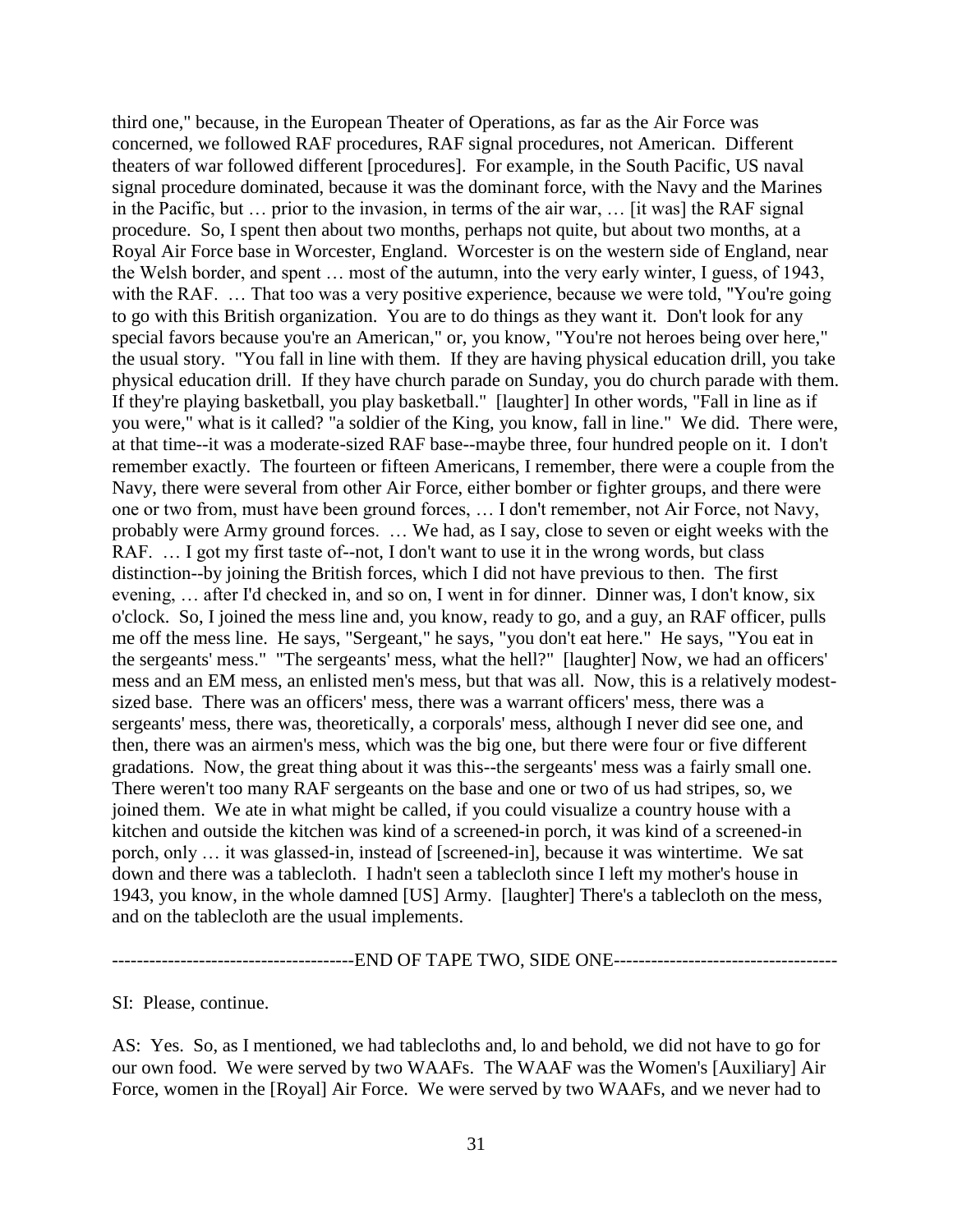third one," because, in the European Theater of Operations, as far as the Air Force was concerned, we followed RAF procedures, RAF signal procedures, not American. Different theaters of war followed different [procedures]. For example, in the South Pacific, US naval signal procedure dominated, because it was the dominant force, with the Navy and the Marines in the Pacific, but … prior to the invasion, in terms of the air war, … [it was] the RAF signal procedure. So, I spent then about two months, perhaps not quite, but about two months, at a Royal Air Force base in Worcester, England. Worcester is on the western side of England, near the Welsh border, and spent … most of the autumn, into the very early winter, I guess, of 1943, with the RAF. … That too was a very positive experience, because we were told, "You're going to go with this British organization. You are to do things as they want it. Don't look for any special favors because you're an American," or, you know, "You're not heroes being over here," the usual story. "You fall in line with them. If they are having physical education drill, you take physical education drill. If they have church parade on Sunday, you do church parade with them. If they're playing basketball, you play basketball." [laughter] In other words, "Fall in line as if you were," what is it called? "a soldier of the King, you know, fall in line." We did. There were, at that time--it was a moderate-sized RAF base--maybe three, four hundred people on it. I don't remember exactly. The fourteen or fifteen Americans, I remember, there were a couple from the Navy, there were several from other Air Force, either bomber or fighter groups, and there were one or two from, must have been ground forces, … I don't remember, not Air Force, not Navy, probably were Army ground forces. … We had, as I say, close to seven or eight weeks with the RAF. … I got my first taste of--not, I don't want to use it in the wrong words, but class distinction--by joining the British forces, which I did not have previous to then. The first evening, … after I'd checked in, and so on, I went in for dinner. Dinner was, I don't know, six o'clock. So, I joined the mess line and, you know, ready to go, and a guy, an RAF officer, pulls me off the mess line. He says, "Sergeant," he says, "you don't eat here." He says, "You eat in the sergeants' mess." "The sergeants' mess, what the hell?" [laughter] Now, we had an officers' mess and an EM mess, an enlisted men's mess, but that was all. Now, this is a relatively modest-sized base. There was an officers' mess, there was a warrant officers' mess, there was a sergeants' mess, there was, theoretically, a corporals' mess, although I never did see one, and then, there was an airmen's mess, which was the big one, but there were four or five different gradations. Now, the great thing about it was this--the sergeants' mess was a fairly small one. There weren't too many RAF sergeants on the base and one or two of us had stripes, so, we joined them. We ate in what might be called, if you could visualize a country house with a kitchen and outside the kitchen was kind of a screened-in porch, it was kind of a screened-in porch, only … it was glassed-in, instead of [screened-in], because it was wintertime. We sat down and there was a tablecloth. I hadn't seen a tablecloth since I left my mother's house in 1943, you know, in the whole damned [US] Army. [laughter] There's a tablecloth on the mess, and on the tablecloth are the usual implements.

---------------------------------------END OF TAPE TWO, SIDE ONE------------------------------------

SI: Please, continue.

AS: Yes. So, as I mentioned, we had tablecloths and, lo and behold, we did not have to go for our own food. We were served by two WAAFs. The WAAF was the Women's [Auxiliary] Air Force, women in the [Royal] Air Force. We were served by two WAAFs, and we never had to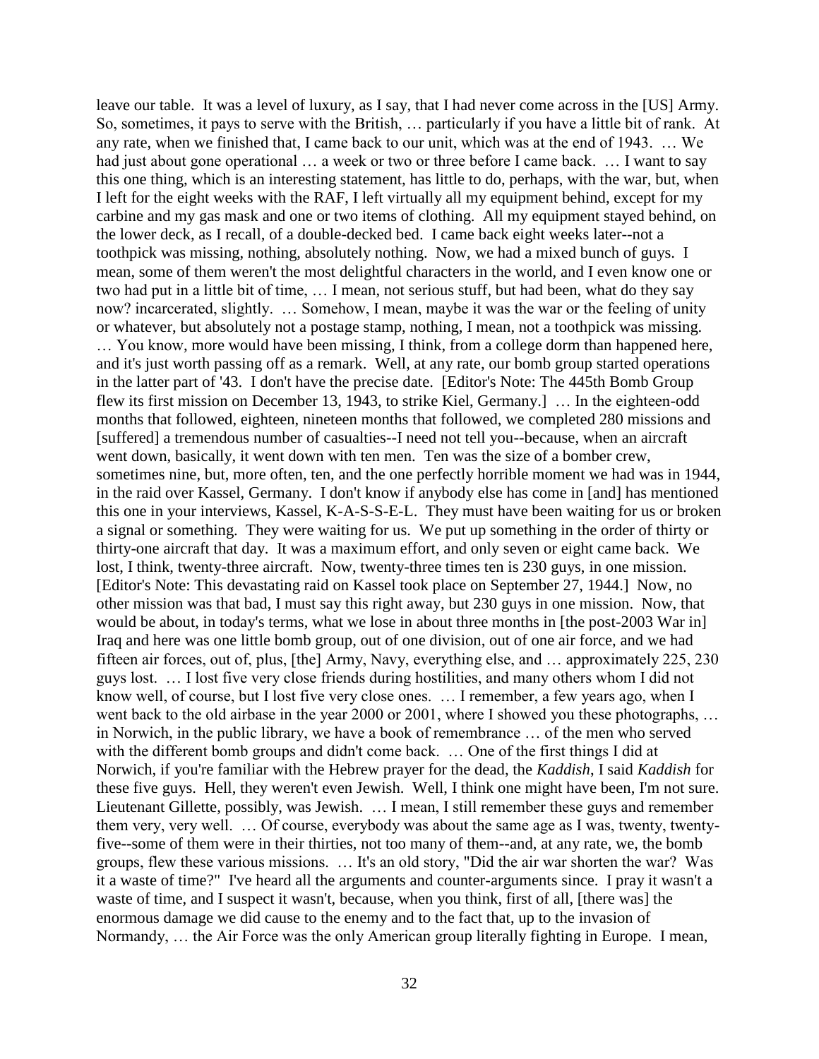leave our table. It was a level of luxury, as I say, that I had never come across in the [US] Army. So, sometimes, it pays to serve with the British, … particularly if you have a little bit of rank. At any rate, when we finished that, I came back to our unit, which was at the end of 1943. … We had just about gone operational … a week or two or three before I came back. … I want to say this one thing, which is an interesting statement, has little to do, perhaps, with the war, but, when I left for the eight weeks with the RAF, I left virtually all my equipment behind, except for my carbine and my gas mask and one or two items of clothing. All my equipment stayed behind, on the lower deck, as I recall, of a double-decked bed. I came back eight weeks later--not a toothpick was missing, nothing, absolutely nothing. Now, we had a mixed bunch of guys. I mean, some of them weren't the most delightful characters in the world, and I even know one or two had put in a little bit of time, … I mean, not serious stuff, but had been, what do they say now? incarcerated, slightly. … Somehow, I mean, maybe it was the war or the feeling of unity or whatever, but absolutely not a postage stamp, nothing, I mean, not a toothpick was missing. … You know, more would have been missing, I think, from a college dorm than happened here, and it's just worth passing off as a remark. Well, at any rate, our bomb group started operations in the latter part of '43. I don't have the precise date. [Editor's Note: The 445th Bomb Group flew its first mission on December 13, 1943, to strike Kiel, Germany.] … In the eighteen-odd months that followed, eighteen, nineteen months that followed, we completed 280 missions and [suffered] a tremendous number of casualties--I need not tell you--because, when an aircraft went down, basically, it went down with ten men. Ten was the size of a bomber crew, sometimes nine, but, more often, ten, and the one perfectly horrible moment we had was in 1944, in the raid over Kassel, Germany. I don't know if anybody else has come in [and] has mentioned this one in your interviews, Kassel, K-A-S-S-E-L. They must have been waiting for us or broken a signal or something. They were waiting for us. We put up something in the order of thirty or thirty-one aircraft that day. It was a maximum effort, and only seven or eight came back. We lost, I think, twenty-three aircraft. Now, twenty-three times ten is 230 guys, in one mission. [Editor's Note: This devastating raid on Kassel took place on September 27, 1944.] Now, no other mission was that bad, I must say this right away, but 230 guys in one mission. Now, that would be about, in today's terms, what we lose in about three months in [the post-2003 War in] Iraq and here was one little bomb group, out of one division, out of one air force, and we had fifteen air forces, out of, plus, [the] Army, Navy, everything else, and … approximately 225, 230 guys lost. … I lost five very close friends during hostilities, and many others whom I did not know well, of course, but I lost five very close ones. … I remember, a few years ago, when I went back to the old airbase in the year 2000 or 2001, where I showed you these photographs, … in Norwich, in the public library, we have a book of remembrance … of the men who served with the different bomb groups and didn't come back. … One of the first things I did at Norwich, if you're familiar with the Hebrew prayer for the dead, the *Kaddish*, I said *Kaddish* for these five guys. Hell, they weren't even Jewish. Well, I think one might have been, I'm not sure. Lieutenant Gillette, possibly, was Jewish. … I mean, I still remember these guys and remember them very, very well. … Of course, everybody was about the same age as I was, twenty, twenty-five--some of them were in their thirties, not too many of them--and, at any rate, we, the bomb groups, flew these various missions. … It's an old story, "Did the air war shorten the war? Was it a waste of time?" I've heard all the arguments and counter-arguments since. I pray it wasn't a waste of time, and I suspect it wasn't, because, when you think, first of all, [there was] the enormous damage we did cause to the enemy and to the fact that, up to the invasion of Normandy, … the Air Force was the only American group literally fighting in Europe. I mean,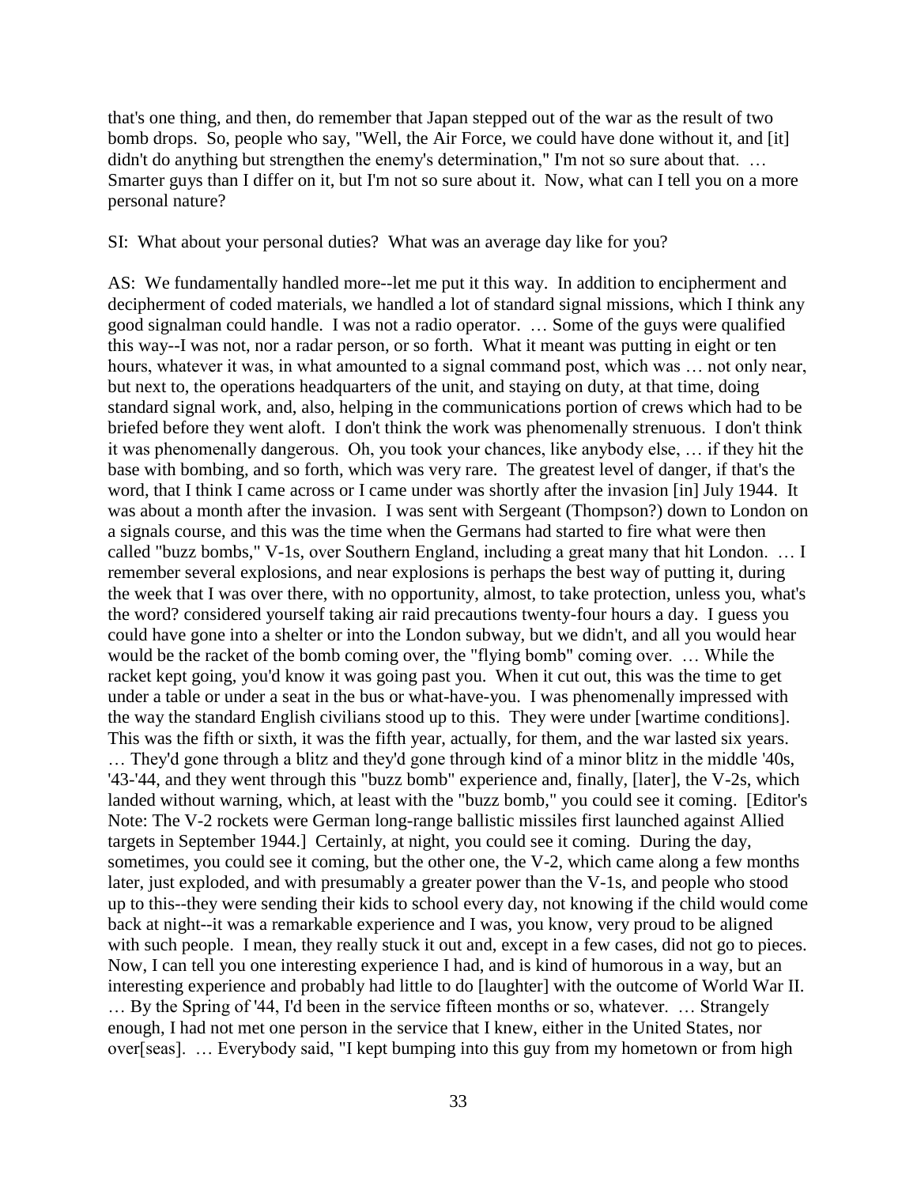that's one thing, and then, do remember that Japan stepped out of the war as the result of two bomb drops. So, people who say, "Well, the Air Force, we could have done without it, and [it] didn't do anything but strengthen the enemy's determination," I'm not so sure about that. … Smarter guys than I differ on it, but I'm not so sure about it. Now, what can I tell you on a more personal nature?

SI: What about your personal duties? What was an average day like for you?

AS: We fundamentally handled more--let me put it this way. In addition to encipherment and decipherment of coded materials, we handled a lot of standard signal missions, which I think any good signalman could handle. I was not a radio operator. … Some of the guys were qualified this way--I was not, nor a radar person, or so forth. What it meant was putting in eight or ten hours, whatever it was, in what amounted to a signal command post, which was … not only near, but next to, the operations headquarters of the unit, and staying on duty, at that time, doing standard signal work, and, also, helping in the communications portion of crews which had to be briefed before they went aloft. I don't think the work was phenomenally strenuous. I don't think it was phenomenally dangerous. Oh, you took your chances, like anybody else, … if they hit the base with bombing, and so forth, which was very rare. The greatest level of danger, if that's the word, that I think I came across or I came under was shortly after the invasion [in] July 1944. It was about a month after the invasion. I was sent with Sergeant (Thompson?) down to London on a signals course, and this was the time when the Germans had started to fire what were then called "buzz bombs," V-1s, over Southern England, including a great many that hit London. … I remember several explosions, and near explosions is perhaps the best way of putting it, during the week that I was over there, with no opportunity, almost, to take protection, unless you, what's the word? considered yourself taking air raid precautions twenty-four hours a day. I guess you could have gone into a shelter or into the London subway, but we didn't, and all you would hear would be the racket of the bomb coming over, the "flying bomb" coming over. … While the racket kept going, you'd know it was going past you. When it cut out, this was the time to get under a table or under a seat in the bus or what-have-you. I was phenomenally impressed with the way the standard English civilians stood up to this. They were under [wartime conditions]. This was the fifth or sixth, it was the fifth year, actually, for them, and the war lasted six years. … They'd gone through a blitz and they'd gone through kind of a minor blitz in the middle '40s, '43-'44, and they went through this "buzz bomb" experience and, finally, [later], the V-2s, which landed without warning, which, at least with the "buzz bomb," you could see it coming. [Editor's Note: The V-2 rockets were German long-range ballistic missiles first launched against Allied targets in September 1944.] Certainly, at night, you could see it coming. During the day, sometimes, you could see it coming, but the other one, the V-2, which came along a few months later, just exploded, and with presumably a greater power than the V-1s, and people who stood up to this--they were sending their kids to school every day, not knowing if the child would come back at night--it was a remarkable experience and I was, you know, very proud to be aligned with such people. I mean, they really stuck it out and, except in a few cases, did not go to pieces. Now, I can tell you one interesting experience I had, and is kind of humorous in a way, but an interesting experience and probably had little to do [laughter] with the outcome of World War II. … By the Spring of '44, I'd been in the service fifteen months or so, whatever. … Strangely enough, I had not met one person in the service that I knew, either in the United States, nor over[seas]. … Everybody said, "I kept bumping into this guy from my hometown or from high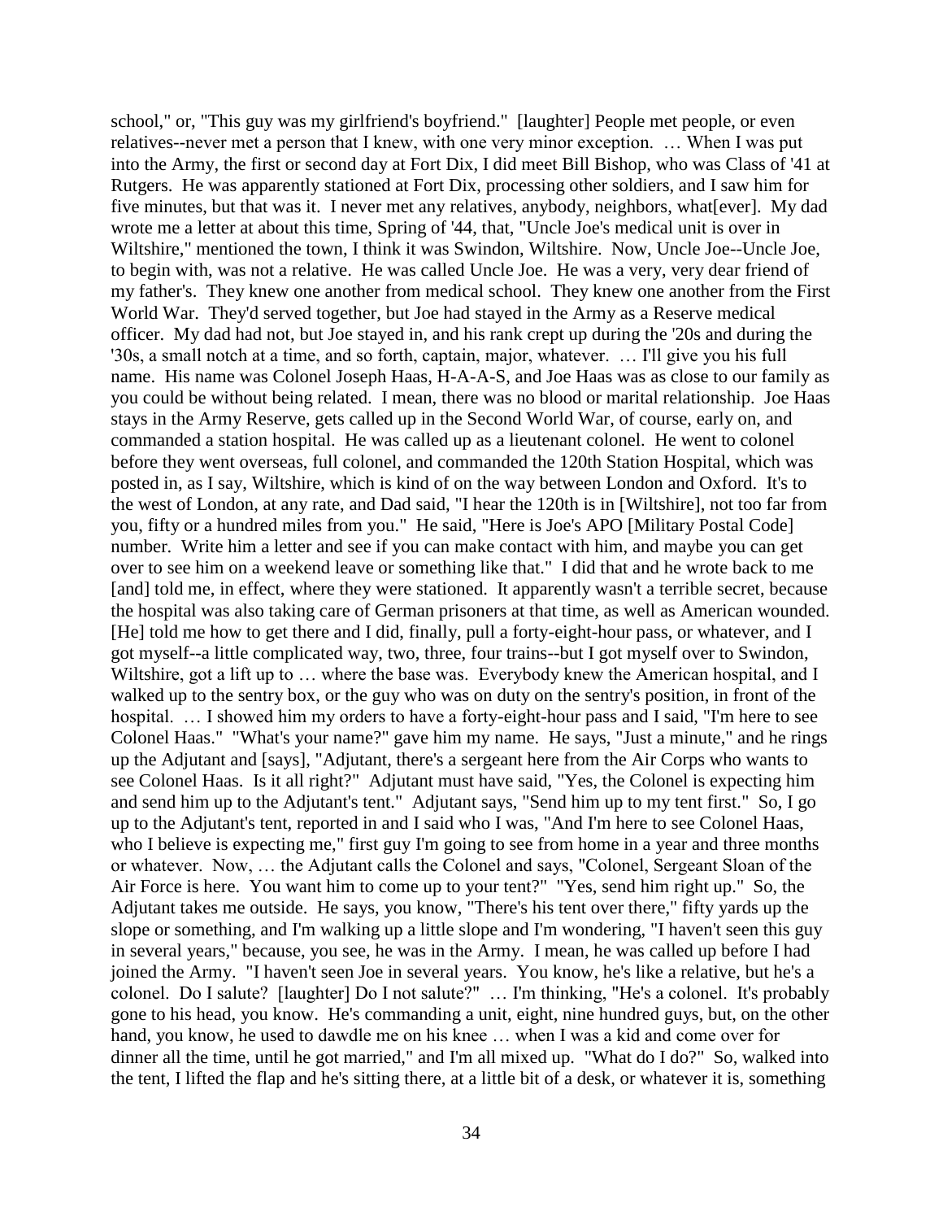school," or, "This guy was my girlfriend's boyfriend." [laughter] People met people, or even relatives--never met a person that I knew, with one very minor exception. … When I was put into the Army, the first or second day at Fort Dix, I did meet Bill Bishop, who was Class of '41 at Rutgers. He was apparently stationed at Fort Dix, processing other soldiers, and I saw him for five minutes, but that was it. I never met any relatives, anybody, neighbors, what[ever]. My dad wrote me a letter at about this time, Spring of '44, that, "Uncle Joe's medical unit is over in Wiltshire," mentioned the town, I think it was Swindon, Wiltshire. Now, Uncle Joe--Uncle Joe, to begin with, was not a relative. He was called Uncle Joe. He was a very, very dear friend of my father's. They knew one another from medical school. They knew one another from the First World War. They'd served together, but Joe had stayed in the Army as a Reserve medical officer. My dad had not, but Joe stayed in, and his rank crept up during the '20s and during the '30s, a small notch at a time, and so forth, captain, major, whatever. … I'll give you his full name. His name was Colonel Joseph Haas, H-A-A-S, and Joe Haas was as close to our family as you could be without being related. I mean, there was no blood or marital relationship. Joe Haas stays in the Army Reserve, gets called up in the Second World War, of course, early on, and commanded a station hospital. He was called up as a lieutenant colonel. He went to colonel before they went overseas, full colonel, and commanded the 120th Station Hospital, which was posted in, as I say, Wiltshire, which is kind of on the way between London and Oxford. It's to the west of London, at any rate, and Dad said, "I hear the 120th is in [Wiltshire], not too far from you, fifty or a hundred miles from you." He said, "Here is Joe's APO [Military Postal Code] number. Write him a letter and see if you can make contact with him, and maybe you can get over to see him on a weekend leave or something like that." I did that and he wrote back to me [and] told me, in effect, where they were stationed. It apparently wasn't a terrible secret, because the hospital was also taking care of German prisoners at that time, as well as American wounded. [He] told me how to get there and I did, finally, pull a forty-eight-hour pass, or whatever, and I got myself--a little complicated way, two, three, four trains--but I got myself over to Swindon, Wiltshire, got a lift up to … where the base was. Everybody knew the American hospital, and I walked up to the sentry box, or the guy who was on duty on the sentry's position, in front of the hospital. … I showed him my orders to have a forty-eight-hour pass and I said, "I'm here to see Colonel Haas." "What's your name?" gave him my name. He says, "Just a minute," and he rings up the Adjutant and [says], "Adjutant, there's a sergeant here from the Air Corps who wants to see Colonel Haas. Is it all right?" Adjutant must have said, "Yes, the Colonel is expecting him and send him up to the Adjutant's tent." Adjutant says, "Send him up to my tent first." So, I go up to the Adjutant's tent, reported in and I said who I was, "And I'm here to see Colonel Haas, who I believe is expecting me," first guy I'm going to see from home in a year and three months or whatever. Now, … the Adjutant calls the Colonel and says, "Colonel, Sergeant Sloan of the Air Force is here. You want him to come up to your tent?" "Yes, send him right up." So, the Adjutant takes me outside. He says, you know, "There's his tent over there," fifty yards up the slope or something, and I'm walking up a little slope and I'm wondering, "I haven't seen this guy in several years," because, you see, he was in the Army. I mean, he was called up before I had joined the Army. "I haven't seen Joe in several years. You know, he's like a relative, but he's a colonel. Do I salute? [laughter] Do I not salute?" … I'm thinking, "He's a colonel. It's probably gone to his head, you know. He's commanding a unit, eight, nine hundred guys, but, on the other hand, you know, he used to dawdle me on his knee … when I was a kid and come over for dinner all the time, until he got married," and I'm all mixed up. "What do I do?" So, walked into the tent, I lifted the flap and he's sitting there, at a little bit of a desk, or whatever it is, something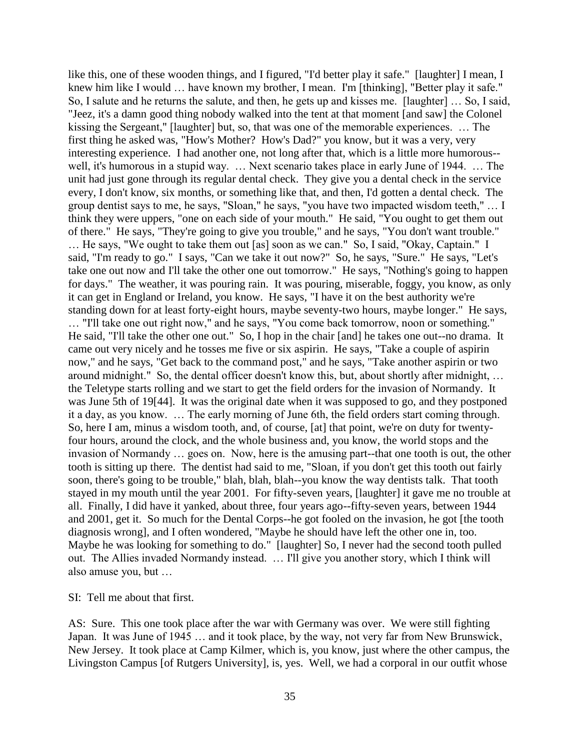like this, one of these wooden things, and I figured, "I'd better play it safe." [laughter] I mean, I knew him like I would … have known my brother, I mean. I'm [thinking], "Better play it safe." So, I salute and he returns the salute, and then, he gets up and kisses me. [laughter] … So, I said, "Jeez, it's a damn good thing nobody walked into the tent at that moment [and saw] the Colonel kissing the Sergeant," [laughter] but, so, that was one of the memorable experiences. … The first thing he asked was, "How's Mother? How's Dad?" you know, but it was a very, very interesting experience. I had another one, not long after that, which is a little more humorous--well, it's humorous in a stupid way. … Next scenario takes place in early June of 1944. … The unit had just gone through its regular dental check. They give you a dental check in the service every, I don't know, six months, or something like that, and then, I'd gotten a dental check. The group dentist says to me, he says, "Sloan," he says, "you have two impacted wisdom teeth," … I think they were uppers, "one on each side of your mouth." He said, "You ought to get them out of there." He says, "They're going to give you trouble," and he says, "You don't want trouble." … He says, "We ought to take them out [as] soon as we can." So, I said, "Okay, Captain." I said, "I'm ready to go." I says, "Can we take it out now?" So, he says, "Sure." He says, "Let's take one out now and I'll take the other one out tomorrow." He says, "Nothing's going to happen for days." The weather, it was pouring rain. It was pouring, miserable, foggy, you know, as only it can get in England or Ireland, you know. He says, "I have it on the best authority we're standing down for at least forty-eight hours, maybe seventy-two hours, maybe longer." He says, … "I'll take one out right now," and he says, "You come back tomorrow, noon or something." He said, "I'll take the other one out." So, I hop in the chair [and] he takes one out--no drama. It came out very nicely and he tosses me five or six aspirin. He says, "Take a couple of aspirin now," and he says, "Get back to the command post," and he says, "Take another aspirin or two around midnight." So, the dental officer doesn't know this, but, about shortly after midnight, … the Teletype starts rolling and we start to get the field orders for the invasion of Normandy. It was June 5th of 19[44]. It was the original date when it was supposed to go, and they postponed it a day, as you know. … The early morning of June 6th, the field orders start coming through. So, here I am, minus a wisdom tooth, and, of course, [at] that point, we're on duty for twenty-four hours, around the clock, and the whole business and, you know, the world stops and the invasion of Normandy … goes on. Now, here is the amusing part--that one tooth is out, the other tooth is sitting up there. The dentist had said to me, "Sloan, if you don't get this tooth out fairly soon, there's going to be trouble," blah, blah, blah--you know the way dentists talk. That tooth stayed in my mouth until the year 2001. For fifty-seven years, [laughter] it gave me no trouble at all. Finally, I did have it yanked, about three, four years ago--fifty-seven years, between 1944 and 2001, get it. So much for the Dental Corps--he got fooled on the invasion, he got [the tooth diagnosis wrong], and I often wondered, "Maybe he should have left the other one in, too. Maybe he was looking for something to do." [laughter] So, I never had the second tooth pulled out. The Allies invaded Normandy instead. … I'll give you another story, which I think will also amuse you, but …

SI: Tell me about that first.

AS: Sure. This one took place after the war with Germany was over. We were still fighting Japan. It was June of 1945 … and it took place, by the way, not very far from New Brunswick, New Jersey. It took place at Camp Kilmer, which is, you know, just where the other campus, the Livingston Campus [of Rutgers University], is, yes. Well, we had a corporal in our outfit whose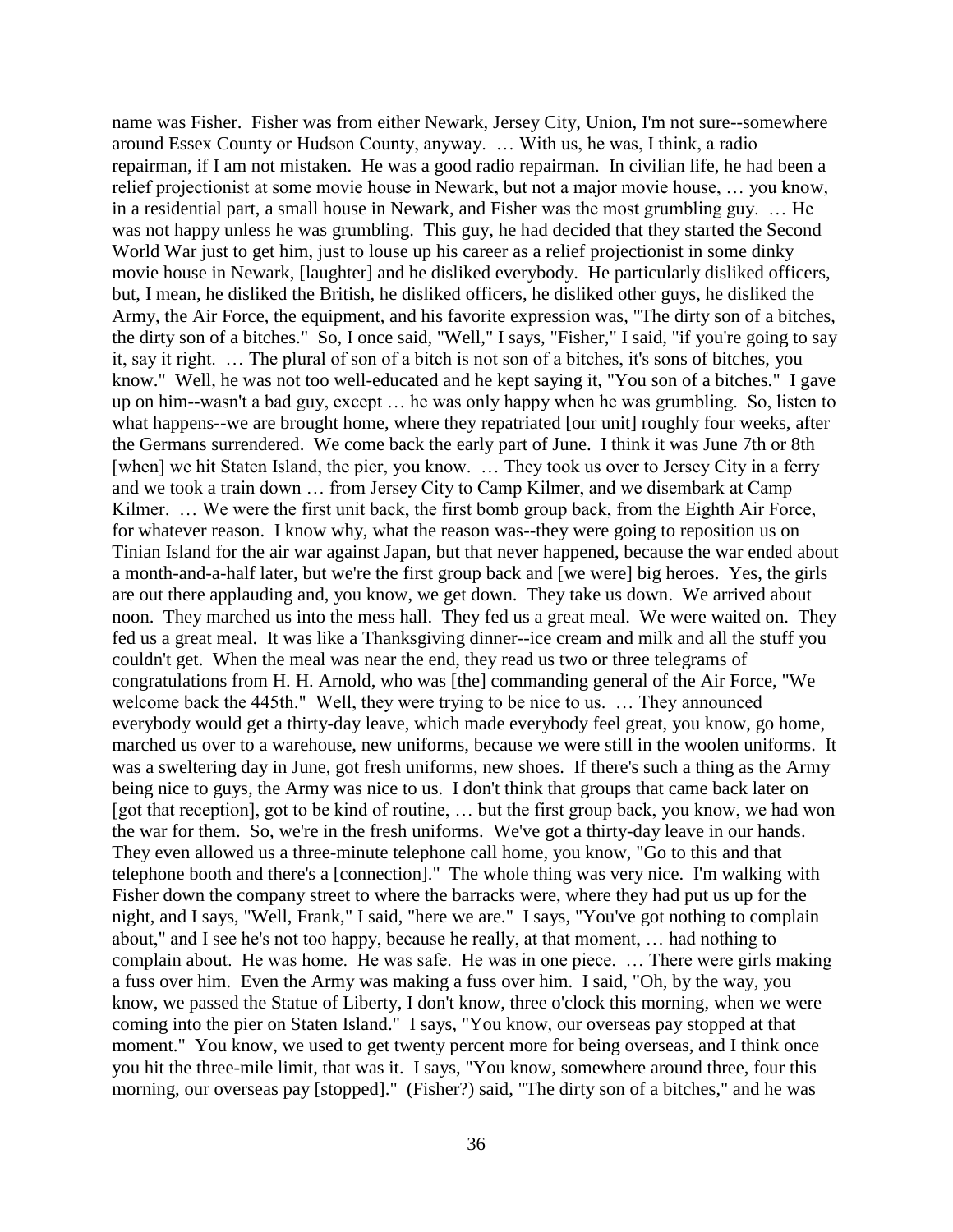name was Fisher. Fisher was from either Newark, Jersey City, Union, I'm not sure--somewhere around Essex County or Hudson County, anyway. … With us, he was, I think, a radio repairman, if I am not mistaken. He was a good radio repairman. In civilian life, he had been a relief projectionist at some movie house in Newark, but not a major movie house, … you know, in a residential part, a small house in Newark, and Fisher was the most grumbling guy. … He was not happy unless he was grumbling. This guy, he had decided that they started the Second World War just to get him, just to louse up his career as a relief projectionist in some dinky movie house in Newark, [laughter] and he disliked everybody. He particularly disliked officers, but, I mean, he disliked the British, he disliked officers, he disliked other guys, he disliked the Army, the Air Force, the equipment, and his favorite expression was, "The dirty son of a bitches, the dirty son of a bitches." So, I once said, "Well," I says, "Fisher," I said, "if you're going to say it, say it right. … The plural of son of a bitch is not son of a bitches, it's sons of bitches, you know." Well, he was not too well-educated and he kept saying it, "You son of a bitches." I gave up on him--wasn't a bad guy, except … he was only happy when he was grumbling. So, listen to what happens--we are brought home, where they repatriated [our unit] roughly four weeks, after the Germans surrendered. We come back the early part of June. I think it was June 7th or 8th [when] we hit Staten Island, the pier, you know. … They took us over to Jersey City in a ferry and we took a train down … from Jersey City to Camp Kilmer, and we disembark at Camp Kilmer. … We were the first unit back, the first bomb group back, from the Eighth Air Force, for whatever reason. I know why, what the reason was--they were going to reposition us on Tinian Island for the air war against Japan, but that never happened, because the war ended about a month-and-a-half later, but we're the first group back and [we were] big heroes. Yes, the girls are out there applauding and, you know, we get down. They take us down. We arrived about noon. They marched us into the mess hall. They fed us a great meal. We were waited on. They fed us a great meal. It was like a Thanksgiving dinner--ice cream and milk and all the stuff you couldn't get. When the meal was near the end, they read us two or three telegrams of congratulations from H. H. Arnold, who was [the] commanding general of the Air Force, "We welcome back the 445th." Well, they were trying to be nice to us. … They announced everybody would get a thirty-day leave, which made everybody feel great, you know, go home, marched us over to a warehouse, new uniforms, because we were still in the woolen uniforms. It was a sweltering day in June, got fresh uniforms, new shoes. If there's such a thing as the Army being nice to guys, the Army was nice to us. I don't think that groups that came back later on [got that reception], got to be kind of routine, … but the first group back, you know, we had won the war for them. So, we're in the fresh uniforms. We've got a thirty-day leave in our hands. They even allowed us a three-minute telephone call home, you know, "Go to this and that telephone booth and there's a [connection]." The whole thing was very nice. I'm walking with Fisher down the company street to where the barracks were, where they had put us up for the night, and I says, "Well, Frank," I said, "here we are." I says, "You've got nothing to complain about," and I see he's not too happy, because he really, at that moment, … had nothing to complain about. He was home. He was safe. He was in one piece. … There were girls making a fuss over him. Even the Army was making a fuss over him. I said, "Oh, by the way, you know, we passed the Statue of Liberty, I don't know, three o'clock this morning, when we were coming into the pier on Staten Island." I says, "You know, our overseas pay stopped at that moment." You know, we used to get twenty percent more for being overseas, and I think once you hit the three-mile limit, that was it. I says, "You know, somewhere around three, four this morning, our overseas pay [stopped]." (Fisher?) said, "The dirty son of a bitches," and he was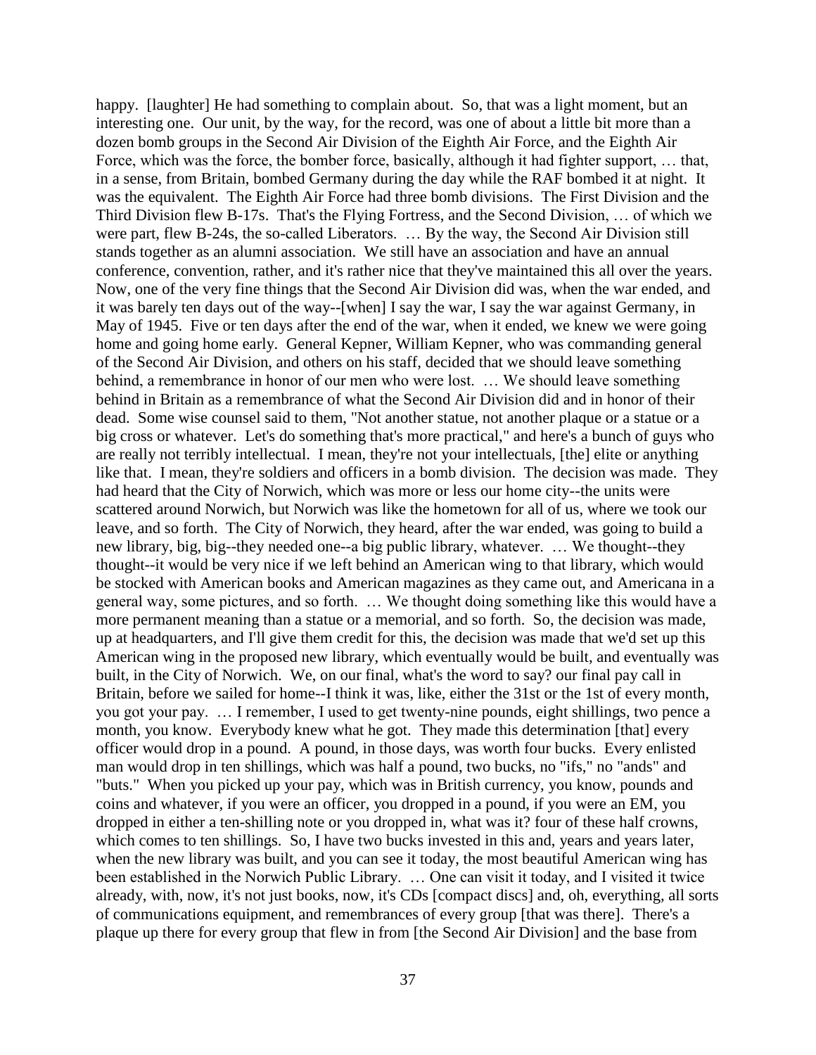happy. [laughter] He had something to complain about. So, that was a light moment, but an interesting one. Our unit, by the way, for the record, was one of about a little bit more than a dozen bomb groups in the Second Air Division of the Eighth Air Force, and the Eighth Air Force, which was the force, the bomber force, basically, although it had fighter support, … that, in a sense, from Britain, bombed Germany during the day while the RAF bombed it at night. It was the equivalent. The Eighth Air Force had three bomb divisions. The First Division and the Third Division flew B-17s. That's the Flying Fortress, and the Second Division, … of which we were part, flew B-24s, the so-called Liberators. … By the way, the Second Air Division still stands together as an alumni association. We still have an association and have an annual conference, convention, rather, and it's rather nice that they've maintained this all over the years. Now, one of the very fine things that the Second Air Division did was, when the war ended, and it was barely ten days out of the way--[when] I say the war, I say the war against Germany, in May of 1945. Five or ten days after the end of the war, when it ended, we knew we were going home and going home early. General Kepner, William Kepner, who was commanding general of the Second Air Division, and others on his staff, decided that we should leave something behind, a remembrance in honor of our men who were lost. … We should leave something behind in Britain as a remembrance of what the Second Air Division did and in honor of their dead. Some wise counsel said to them, "Not another statue, not another plaque or a statue or a big cross or whatever. Let's do something that's more practical," and here's a bunch of guys who are really not terribly intellectual. I mean, they're not your intellectuals, [the] elite or anything like that. I mean, they're soldiers and officers in a bomb division. The decision was made. They had heard that the City of Norwich, which was more or less our home city--the units were scattered around Norwich, but Norwich was like the hometown for all of us, where we took our leave, and so forth. The City of Norwich, they heard, after the war ended, was going to build a new library, big, big--they needed one--a big public library, whatever. … We thought--they thought--it would be very nice if we left behind an American wing to that library, which would be stocked with American books and American magazines as they came out, and Americana in a general way, some pictures, and so forth. … We thought doing something like this would have a more permanent meaning than a statue or a memorial, and so forth. So, the decision was made, up at headquarters, and I'll give them credit for this, the decision was made that we'd set up this American wing in the proposed new library, which eventually would be built, and eventually was built, in the City of Norwich. We, on our final, what's the word to say? our final pay call in Britain, before we sailed for home--I think it was, like, either the 31st or the 1st of every month, you got your pay. … I remember, I used to get twenty-nine pounds, eight shillings, two pence a month, you know. Everybody knew what he got. They made this determination [that] every officer would drop in a pound. A pound, in those days, was worth four bucks. Every enlisted man would drop in ten shillings, which was half a pound, two bucks, no "ifs," no "ands" and "buts." When you picked up your pay, which was in British currency, you know, pounds and coins and whatever, if you were an officer, you dropped in a pound, if you were an EM, you dropped in either a ten-shilling note or you dropped in, what was it? four of these half crowns, which comes to ten shillings. So, I have two bucks invested in this and, years and years later, when the new library was built, and you can see it today, the most beautiful American wing has been established in the Norwich Public Library. … One can visit it today, and I visited it twice already, with, now, it's not just books, now, it's CDs [compact discs] and, oh, everything, all sorts of communications equipment, and remembrances of every group [that was there]. There's a plaque up there for every group that flew in from [the Second Air Division] and the base from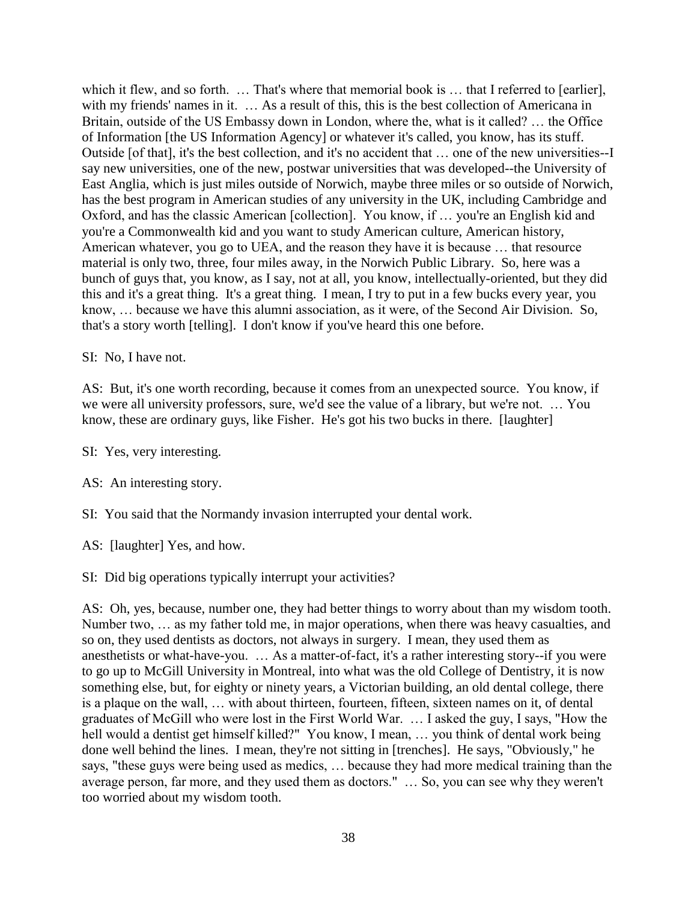which it flew, and so forth. … That's where that memorial book is … that I referred to [earlier], with my friends' names in it. … As a result of this, this is the best collection of Americana in Britain, outside of the US Embassy down in London, where the, what is it called? … the Office of Information [the US Information Agency] or whatever it's called, you know, has its stuff. Outside [of that], it's the best collection, and it's no accident that … one of the new universities--I say new universities, one of the new, postwar universities that was developed--the University of East Anglia, which is just miles outside of Norwich, maybe three miles or so outside of Norwich, has the best program in American studies of any university in the UK, including Cambridge and Oxford, and has the classic American [collection]. You know, if … you're an English kid and you're a Commonwealth kid and you want to study American culture, American history, American whatever, you go to UEA, and the reason they have it is because … that resource material is only two, three, four miles away, in the Norwich Public Library. So, here was a bunch of guys that, you know, as I say, not at all, you know, intellectually-oriented, but they did this and it's a great thing. It's a great thing. I mean, I try to put in a few bucks every year, you know, … because we have this alumni association, as it were, of the Second Air Division. So, that's a story worth [telling]. I don't know if you've heard this one before.

SI: No, I have not.

AS: But, it's one worth recording, because it comes from an unexpected source. You know, if we were all university professors, sure, we'd see the value of a library, but we're not. … You know, these are ordinary guys, like Fisher. He's got his two bucks in there. [laughter]

SI: Yes, very interesting.

AS: An interesting story.

SI: You said that the Normandy invasion interrupted your dental work.

AS: [laughter] Yes, and how.

SI: Did big operations typically interrupt your activities?

AS: Oh, yes, because, number one, they had better things to worry about than my wisdom tooth. Number two, … as my father told me, in major operations, when there was heavy casualties, and so on, they used dentists as doctors, not always in surgery. I mean, they used them as anesthetists or what-have-you. … As a matter-of-fact, it's a rather interesting story--if you were to go up to McGill University in Montreal, into what was the old College of Dentistry, it is now something else, but, for eighty or ninety years, a Victorian building, an old dental college, there is a plaque on the wall, … with about thirteen, fourteen, fifteen, sixteen names on it, of dental graduates of McGill who were lost in the First World War. … I asked the guy, I says, "How the hell would a dentist get himself killed?" You know, I mean, … you think of dental work being done well behind the lines. I mean, they're not sitting in [trenches]. He says, "Obviously," he says, "these guys were being used as medics, … because they had more medical training than the average person, far more, and they used them as doctors." … So, you can see why they weren't too worried about my wisdom tooth.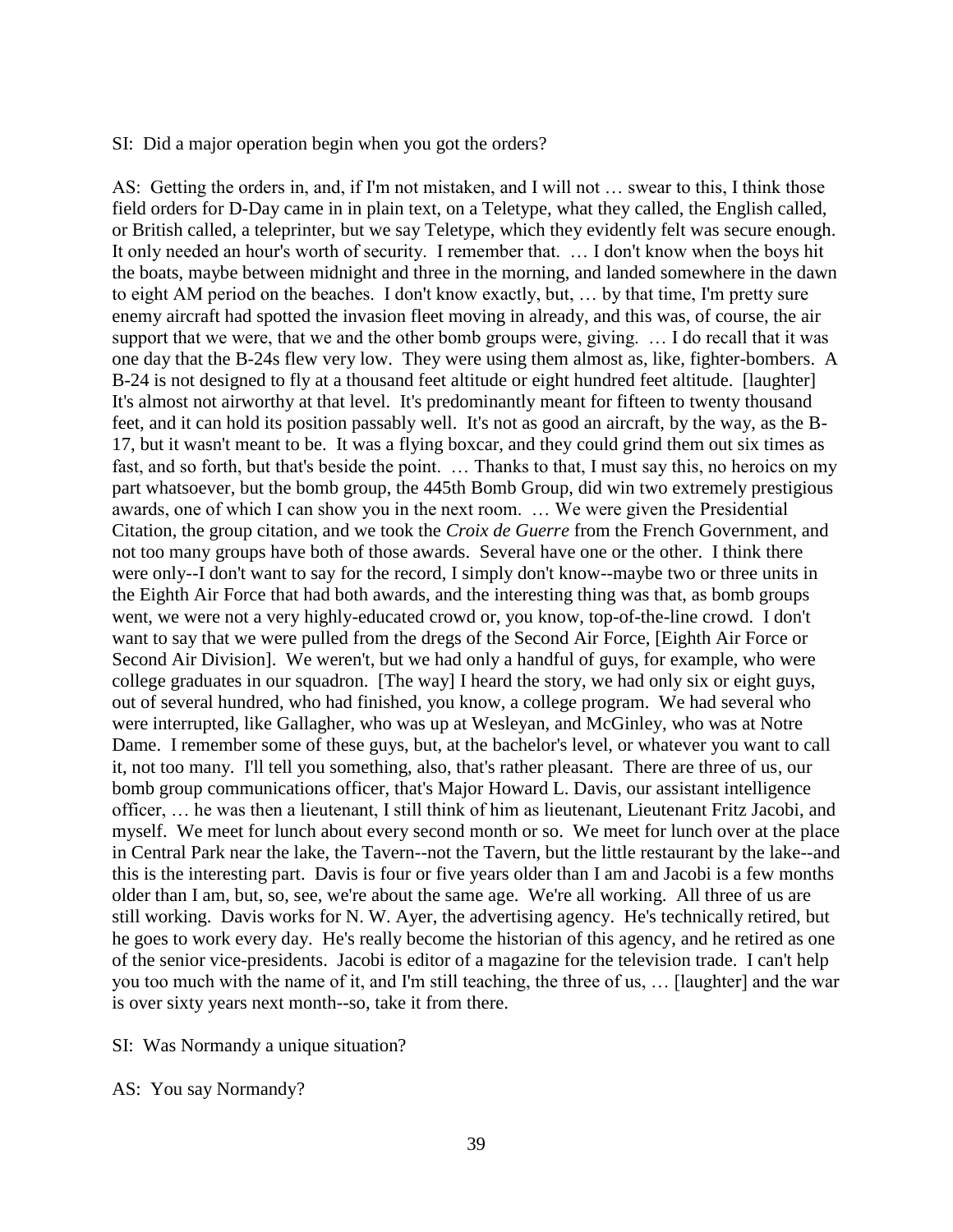SI: Did a major operation begin when you got the orders?

AS: Getting the orders in, and, if I'm not mistaken, and I will not … swear to this, I think those field orders for D-Day came in in plain text, on a Teletype, what they called, the English called, or British called, a teleprinter, but we say Teletype, which they evidently felt was secure enough. It only needed an hour's worth of security. I remember that. … I don't know when the boys hit the boats, maybe between midnight and three in the morning, and landed somewhere in the dawn to eight AM period on the beaches. I don't know exactly, but, … by that time, I'm pretty sure enemy aircraft had spotted the invasion fleet moving in already, and this was, of course, the air support that we were, that we and the other bomb groups were, giving. … I do recall that it was one day that the B-24s flew very low. They were using them almost as, like, fighter-bombers. A B-24 is not designed to fly at a thousand feet altitude or eight hundred feet altitude. [laughter] It's almost not airworthy at that level. It's predominantly meant for fifteen to twenty thousand feet, and it can hold its position passably well. It's not as good an aircraft, by the way, as the B-17, but it wasn't meant to be. It was a flying boxcar, and they could grind them out six times as fast, and so forth, but that's beside the point. … Thanks to that, I must say this, no heroics on my part whatsoever, but the bomb group, the 445th Bomb Group, did win two extremely prestigious awards, one of which I can show you in the next room. … We were given the Presidential Citation, the group citation, and we took the *Croix de Guerre* from the French Government, and not too many groups have both of those awards. Several have one or the other. I think there were only--I don't want to say for the record, I simply don't know--maybe two or three units in the Eighth Air Force that had both awards, and the interesting thing was that, as bomb groups went, we were not a very highly-educated crowd or, you know, top-of-the-line crowd. I don't want to say that we were pulled from the dregs of the Second Air Force, [Eighth Air Force or Second Air Division]. We weren't, but we had only a handful of guys, for example, who were college graduates in our squadron. [The way] I heard the story, we had only six or eight guys, out of several hundred, who had finished, you know, a college program. We had several who were interrupted, like Gallagher, who was up at Wesleyan, and McGinley, who was at Notre Dame. I remember some of these guys, but, at the bachelor's level, or whatever you want to call it, not too many. I'll tell you something, also, that's rather pleasant. There are three of us, our bomb group communications officer, that's Major Howard L. Davis, our assistant intelligence officer, … he was then a lieutenant, I still think of him as lieutenant, Lieutenant Fritz Jacobi, and myself. We meet for lunch about every second month or so. We meet for lunch over at the place in Central Park near the lake, the Tavern--not the Tavern, but the little restaurant by the lake--and this is the interesting part. Davis is four or five years older than I am and Jacobi is a few months older than I am, but, so, see, we're about the same age. We're all working. All three of us are still working. Davis works for N. W. Ayer, the advertising agency. He's technically retired, but he goes to work every day. He's really become the historian of this agency, and he retired as one of the senior vice-presidents. Jacobi is editor of a magazine for the television trade. I can't help you too much with the name of it, and I'm still teaching, the three of us, … [laughter] and the war is over sixty years next month--so, take it from there.

SI: Was Normandy a unique situation?

AS: You say Normandy?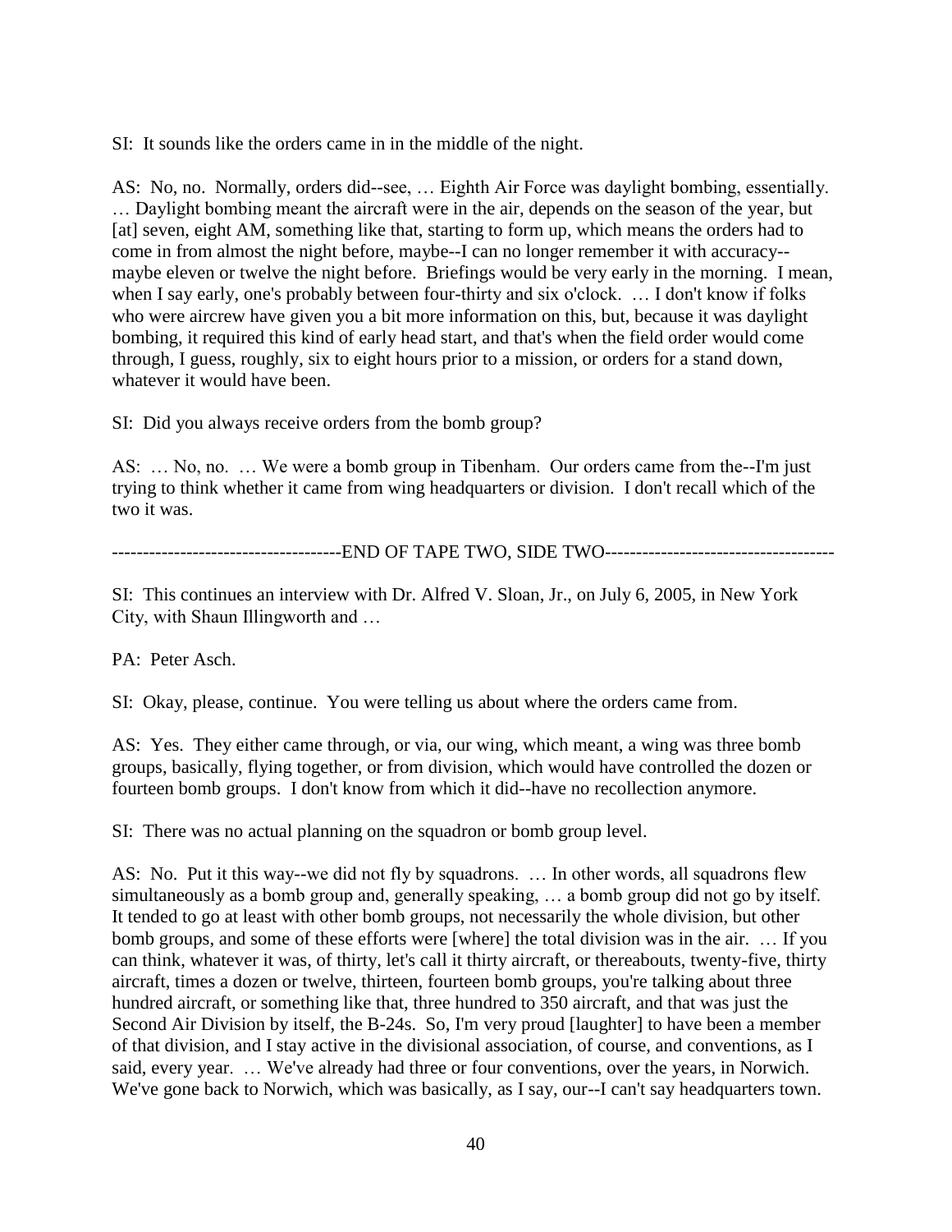SI: It sounds like the orders came in in the middle of the night.

AS: No, no. Normally, orders did--see, … Eighth Air Force was daylight bombing, essentially. … Daylight bombing meant the aircraft were in the air, depends on the season of the year, but [at] seven, eight AM, something like that, starting to form up, which means the orders had to come in from almost the night before, maybe--I can no longer remember it with accuracy--maybe eleven or twelve the night before. Briefings would be very early in the morning. I mean, when I say early, one's probably between four-thirty and six o'clock. … I don't know if folks who were aircrew have given you a bit more information on this, but, because it was daylight bombing, it required this kind of early head start, and that's when the field order would come through, I guess, roughly, six to eight hours prior to a mission, or orders for a stand down, whatever it would have been.

SI: Did you always receive orders from the bomb group?

AS: … No, no. … We were a bomb group in Tibenham. Our orders came from the--I'm just trying to think whether it came from wing headquarters or division. I don't recall which of the two it was.

------------------------------------END OF TAPE TWO, SIDE TWO------------------------------------

SI: This continues an interview with Dr. Alfred V. Sloan, Jr., on July 6, 2005, in New York City, with Shaun Illingworth and …

PA: Peter Asch.

SI: Okay, please, continue. You were telling us about where the orders came from.

AS: Yes. They either came through, or via, our wing, which meant, a wing was three bomb groups, basically, flying together, or from division, which would have controlled the dozen or fourteen bomb groups. I don't know from which it did--have no recollection anymore.

SI: There was no actual planning on the squadron or bomb group level.

AS: No. Put it this way--we did not fly by squadrons. … In other words, all squadrons flew simultaneously as a bomb group and, generally speaking, … a bomb group did not go by itself. It tended to go at least with other bomb groups, not necessarily the whole division, but other bomb groups, and some of these efforts were [where] the total division was in the air. … If you can think, whatever it was, of thirty, let's call it thirty aircraft, or thereabouts, twenty-five, thirty aircraft, times a dozen or twelve, thirteen, fourteen bomb groups, you're talking about three hundred aircraft, or something like that, three hundred to 350 aircraft, and that was just the Second Air Division by itself, the B-24s. So, I'm very proud [laughter] to have been a member of that division, and I stay active in the divisional association, of course, and conventions, as I said, every year. … We've already had three or four conventions, over the years, in Norwich. We've gone back to Norwich, which was basically, as I say, our--I can't say headquarters town.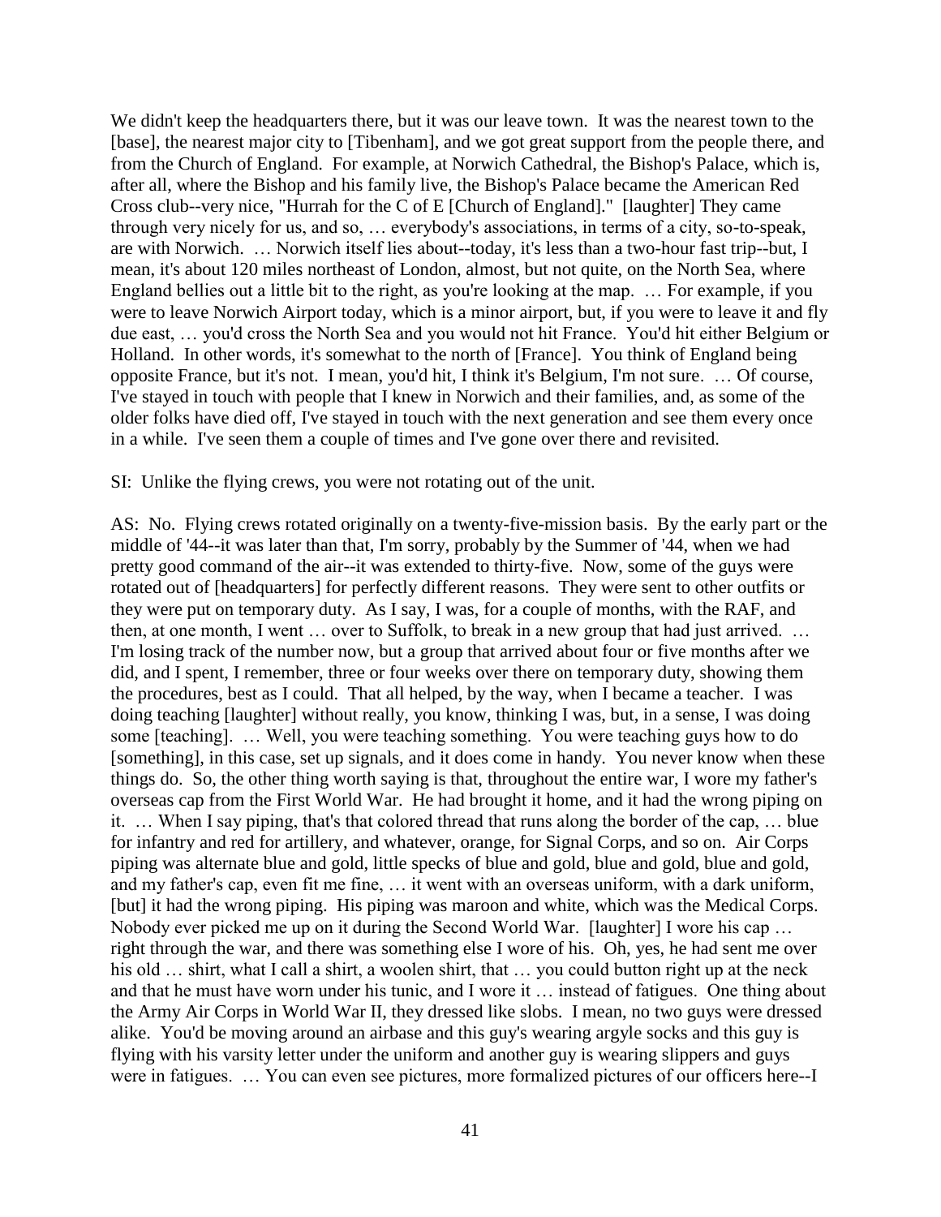We didn't keep the headquarters there, but it was our leave town. It was the nearest town to the [base], the nearest major city to [Tibenham], and we got great support from the people there, and from the Church of England. For example, at Norwich Cathedral, the Bishop's Palace, which is, after all, where the Bishop and his family live, the Bishop's Palace became the American Red Cross club--very nice, "Hurrah for the C of E [Church of England]." [laughter] They came through very nicely for us, and so, … everybody's associations, in terms of a city, so-to-speak, are with Norwich. … Norwich itself lies about--today, it's less than a two-hour fast trip--but, I mean, it's about 120 miles northeast of London, almost, but not quite, on the North Sea, where England bellies out a little bit to the right, as you're looking at the map. … For example, if you were to leave Norwich Airport today, which is a minor airport, but, if you were to leave it and fly due east, … you'd cross the North Sea and you would not hit France. You'd hit either Belgium or Holland. In other words, it's somewhat to the north of [France]. You think of England being opposite France, but it's not. I mean, you'd hit, I think it's Belgium, I'm not sure. … Of course, I've stayed in touch with people that I knew in Norwich and their families, and, as some of the older folks have died off, I've stayed in touch with the next generation and see them every once in a while. I've seen them a couple of times and I've gone over there and revisited.

SI: Unlike the flying crews, you were not rotating out of the unit.

AS: No. Flying crews rotated originally on a twenty-five-mission basis. By the early part or the middle of '44--it was later than that, I'm sorry, probably by the Summer of '44, when we had pretty good command of the air--it was extended to thirty-five. Now, some of the guys were rotated out of [headquarters] for perfectly different reasons. They were sent to other outfits or they were put on temporary duty. As I say, I was, for a couple of months, with the RAF, and then, at one month, I went … over to Suffolk, to break in a new group that had just arrived. … I'm losing track of the number now, but a group that arrived about four or five months after we did, and I spent, I remember, three or four weeks over there on temporary duty, showing them the procedures, best as I could. That all helped, by the way, when I became a teacher. I was doing teaching [laughter] without really, you know, thinking I was, but, in a sense, I was doing some [teaching]. … Well, you were teaching something. You were teaching guys how to do [something], in this case, set up signals, and it does come in handy. You never know when these things do. So, the other thing worth saying is that, throughout the entire war, I wore my father's overseas cap from the First World War. He had brought it home, and it had the wrong piping on it. … When I say piping, that's that colored thread that runs along the border of the cap, … blue for infantry and red for artillery, and whatever, orange, for Signal Corps, and so on. Air Corps piping was alternate blue and gold, little specks of blue and gold, blue and gold, blue and gold, and my father's cap, even fit me fine, … it went with an overseas uniform, with a dark uniform, [but] it had the wrong piping. His piping was maroon and white, which was the Medical Corps. Nobody ever picked me up on it during the Second World War. [laughter] I wore his cap … right through the war, and there was something else I wore of his. Oh, yes, he had sent me over his old … shirt, what I call a shirt, a woolen shirt, that … you could button right up at the neck and that he must have worn under his tunic, and I wore it … instead of fatigues. One thing about the Army Air Corps in World War II, they dressed like slobs. I mean, no two guys were dressed alike. You'd be moving around an airbase and this guy's wearing argyle socks and this guy is flying with his varsity letter under the uniform and another guy is wearing slippers and guys were in fatigues. … You can even see pictures, more formalized pictures of our officers here--I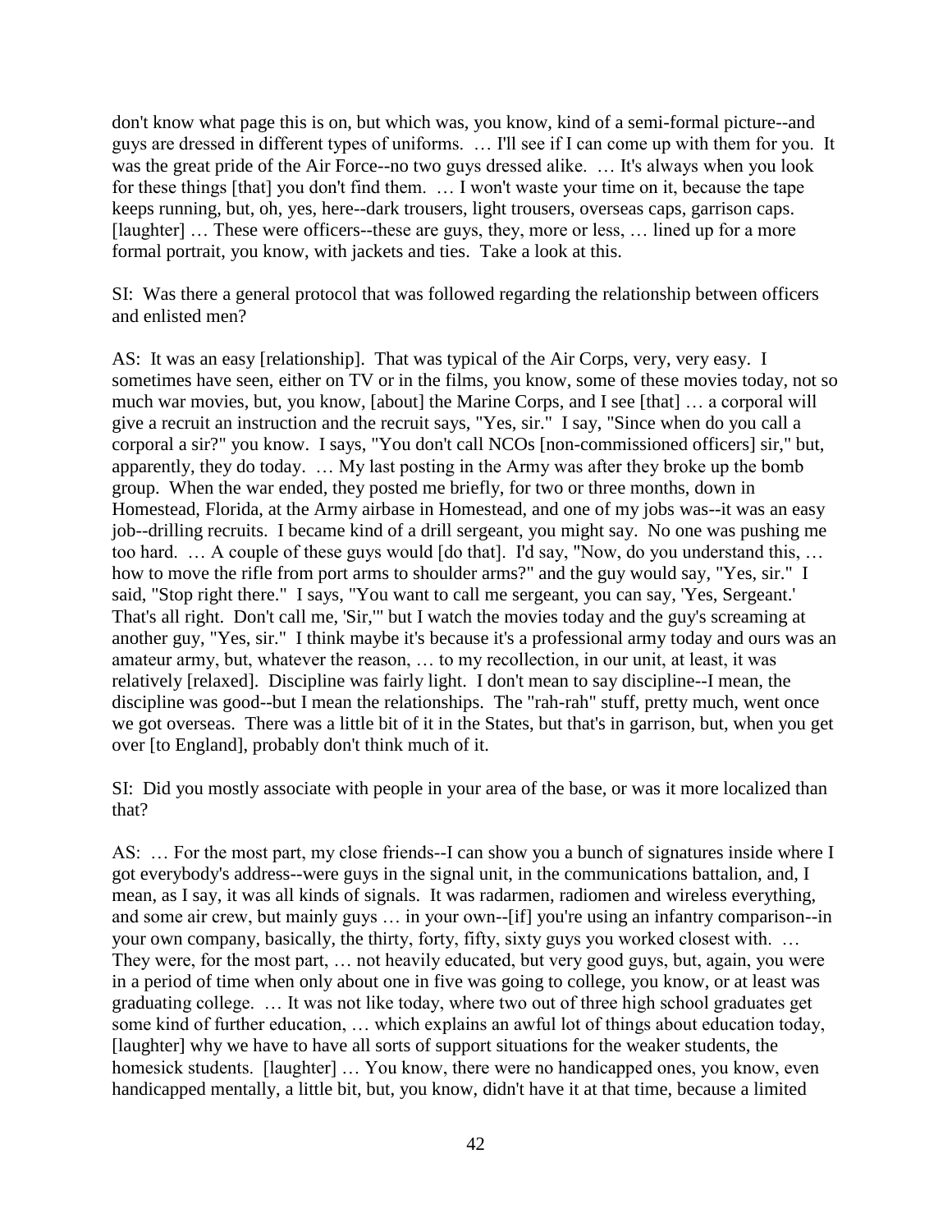don't know what page this is on, but which was, you know, kind of a semi-formal picture--and guys are dressed in different types of uniforms. … I'll see if I can come up with them for you. It was the great pride of the Air Force--no two guys dressed alike. … It's always when you look for these things [that] you don't find them. … I won't waste your time on it, because the tape keeps running, but, oh, yes, here--dark trousers, light trousers, overseas caps, garrison caps. [laughter] … These were officers--these are guys, they, more or less, … lined up for a more formal portrait, you know, with jackets and ties. Take a look at this.

SI: Was there a general protocol that was followed regarding the relationship between officers and enlisted men?

AS: It was an easy [relationship]. That was typical of the Air Corps, very, very easy. I sometimes have seen, either on TV or in the films, you know, some of these movies today, not so much war movies, but, you know, [about] the Marine Corps, and I see [that] … a corporal will give a recruit an instruction and the recruit says, "Yes, sir." I say, "Since when do you call a corporal a sir?" you know. I says, "You don't call NCOs [non-commissioned officers] sir," but, apparently, they do today. … My last posting in the Army was after they broke up the bomb group. When the war ended, they posted me briefly, for two or three months, down in Homestead, Florida, at the Army airbase in Homestead, and one of my jobs was--it was an easy job--drilling recruits. I became kind of a drill sergeant, you might say. No one was pushing me too hard. … A couple of these guys would [do that]. I'd say, "Now, do you understand this, … how to move the rifle from port arms to shoulder arms?" and the guy would say, "Yes, sir." I said, "Stop right there." I says, "You want to call me sergeant, you can say, 'Yes, Sergeant.' That's all right. Don't call me, 'Sir,'" but I watch the movies today and the guy's screaming at another guy, "Yes, sir." I think maybe it's because it's a professional army today and ours was an amateur army, but, whatever the reason, … to my recollection, in our unit, at least, it was relatively [relaxed]. Discipline was fairly light. I don't mean to say discipline--I mean, the discipline was good--but I mean the relationships. The "rah-rah" stuff, pretty much, went once we got overseas. There was a little bit of it in the States, but that's in garrison, but, when you get over [to England], probably don't think much of it.

SI: Did you mostly associate with people in your area of the base, or was it more localized than that?

AS: … For the most part, my close friends--I can show you a bunch of signatures inside where I got everybody's address--were guys in the signal unit, in the communications battalion, and, I mean, as I say, it was all kinds of signals. It was radarmen, radiomen and wireless everything, and some air crew, but mainly guys … in your own--[if] you're using an infantry comparison--in your own company, basically, the thirty, forty, fifty, sixty guys you worked closest with. … They were, for the most part, … not heavily educated, but very good guys, but, again, you were in a period of time when only about one in five was going to college, you know, or at least was graduating college. … It was not like today, where two out of three high school graduates get some kind of further education, … which explains an awful lot of things about education today, [laughter] why we have to have all sorts of support situations for the weaker students, the homesick students. [laughter] … You know, there were no handicapped ones, you know, even handicapped mentally, a little bit, but, you know, didn't have it at that time, because a limited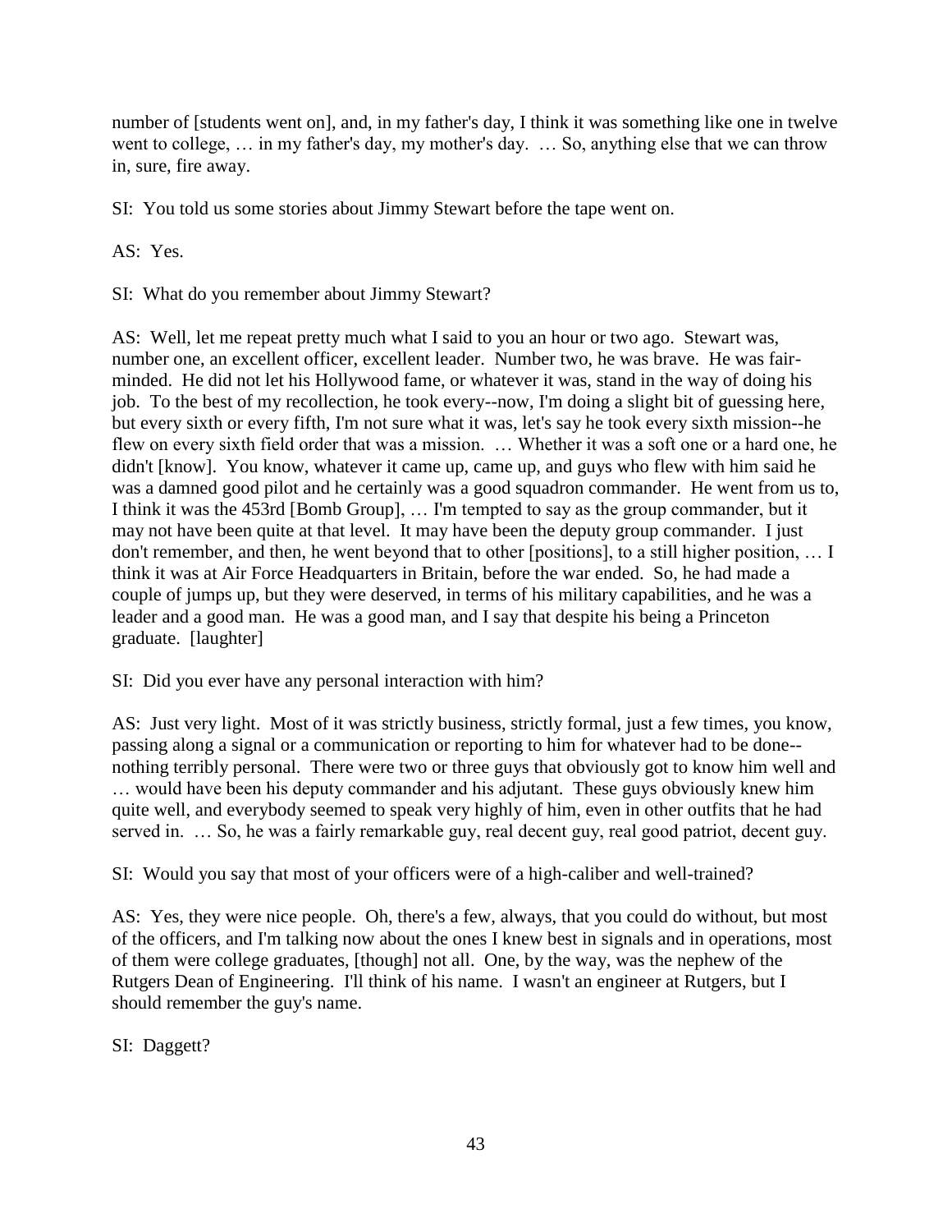number of [students went on], and, in my father's day, I think it was something like one in twelve went to college, … in my father's day, my mother's day. … So, anything else that we can throw in, sure, fire away.

SI: You told us some stories about Jimmy Stewart before the tape went on.

AS: Yes.

SI: What do you remember about Jimmy Stewart?

AS: Well, let me repeat pretty much what I said to you an hour or two ago. Stewart was, number one, an excellent officer, excellent leader. Number two, he was brave. He was fair-minded. He did not let his Hollywood fame, or whatever it was, stand in the way of doing his job. To the best of my recollection, he took every--now, I'm doing a slight bit of guessing here, but every sixth or every fifth, I'm not sure what it was, let's say he took every sixth mission--he flew on every sixth field order that was a mission. … Whether it was a soft one or a hard one, he didn't [know]. You know, whatever it came up, came up, and guys who flew with him said he was a damned good pilot and he certainly was a good squadron commander. He went from us to, I think it was the 453rd [Bomb Group], … I'm tempted to say as the group commander, but it may not have been quite at that level. It may have been the deputy group commander. I just don't remember, and then, he went beyond that to other [positions], to a still higher position, … I think it was at Air Force Headquarters in Britain, before the war ended. So, he had made a couple of jumps up, but they were deserved, in terms of his military capabilities, and he was a leader and a good man. He was a good man, and I say that despite his being a Princeton graduate. [laughter]

SI: Did you ever have any personal interaction with him?

AS: Just very light. Most of it was strictly business, strictly formal, just a few times, you know, passing along a signal or a communication or reporting to him for whatever had to be done--nothing terribly personal. There were two or three guys that obviously got to know him well and … would have been his deputy commander and his adjutant. These guys obviously knew him quite well, and everybody seemed to speak very highly of him, even in other outfits that he had served in. … So, he was a fairly remarkable guy, real decent guy, real good patriot, decent guy.

SI: Would you say that most of your officers were of a high-caliber and well-trained?

AS: Yes, they were nice people. Oh, there's a few, always, that you could do without, but most of the officers, and I'm talking now about the ones I knew best in signals and in operations, most of them were college graduates, [though] not all. One, by the way, was the nephew of the Rutgers Dean of Engineering. I'll think of his name. I wasn't an engineer at Rutgers, but I should remember the guy's name.

SI: Daggett?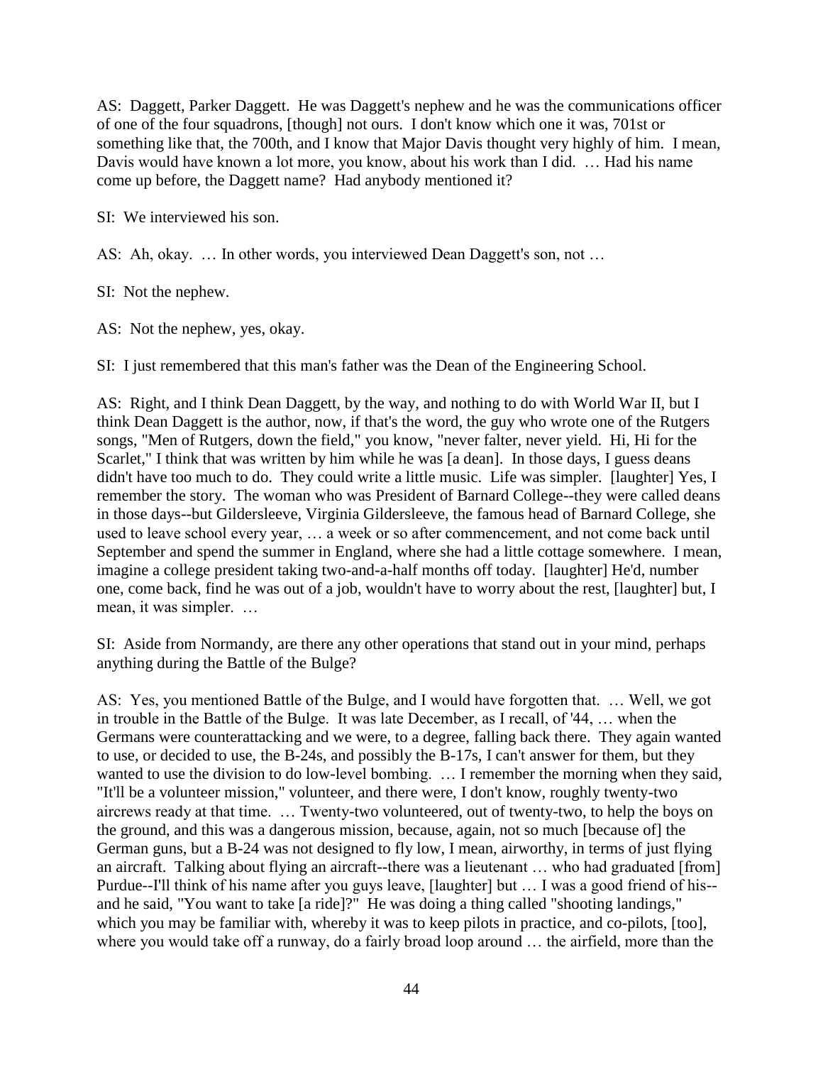AS: Daggett, Parker Daggett. He was Daggett's nephew and he was the communications officer of one of the four squadrons, [though] not ours. I don't know which one it was, 701st or something like that, the 700th, and I know that Major Davis thought very highly of him. I mean, Davis would have known a lot more, you know, about his work than I did. … Had his name come up before, the Daggett name? Had anybody mentioned it?

SI: We interviewed his son.

AS: Ah, okay. … In other words, you interviewed Dean Daggett's son, not …

SI: Not the nephew.

AS: Not the nephew, yes, okay.

SI: I just remembered that this man's father was the Dean of the Engineering School.

AS: Right, and I think Dean Daggett, by the way, and nothing to do with World War II, but I think Dean Daggett is the author, now, if that's the word, the guy who wrote one of the Rutgers songs, "Men of Rutgers, down the field," you know, "never falter, never yield. Hi, Hi for the Scarlet," I think that was written by him while he was [a dean]. In those days, I guess deans didn't have too much to do. They could write a little music. Life was simpler. [laughter] Yes, I remember the story. The woman who was President of Barnard College--they were called deans in those days--but Gildersleeve, Virginia Gildersleeve, the famous head of Barnard College, she used to leave school every year, … a week or so after commencement, and not come back until September and spend the summer in England, where she had a little cottage somewhere. I mean, imagine a college president taking two-and-a-half months off today. [laughter] He'd, number one, come back, find he was out of a job, wouldn't have to worry about the rest, [laughter] but, I mean, it was simpler. …

SI: Aside from Normandy, are there any other operations that stand out in your mind, perhaps anything during the Battle of the Bulge?

AS: Yes, you mentioned Battle of the Bulge, and I would have forgotten that. … Well, we got in trouble in the Battle of the Bulge. It was late December, as I recall, of '44, … when the Germans were counterattacking and we were, to a degree, falling back there. They again wanted to use, or decided to use, the B-24s, and possibly the B-17s, I can't answer for them, but they wanted to use the division to do low-level bombing. … I remember the morning when they said, "It'll be a volunteer mission," volunteer, and there were, I don't know, roughly twenty-two aircrews ready at that time. … Twenty-two volunteered, out of twenty-two, to help the boys on the ground, and this was a dangerous mission, because, again, not so much [because of] the German guns, but a B-24 was not designed to fly low, I mean, airworthy, in terms of just flying an aircraft. Talking about flying an aircraft--there was a lieutenant … who had graduated [from] Purdue--I'll think of his name after you guys leave, [laughter] but … I was a good friend of his--and he said, "You want to take [a ride]?" He was doing a thing called "shooting landings," which you may be familiar with, whereby it was to keep pilots in practice, and co-pilots, [too], where you would take off a runway, do a fairly broad loop around … the airfield, more than the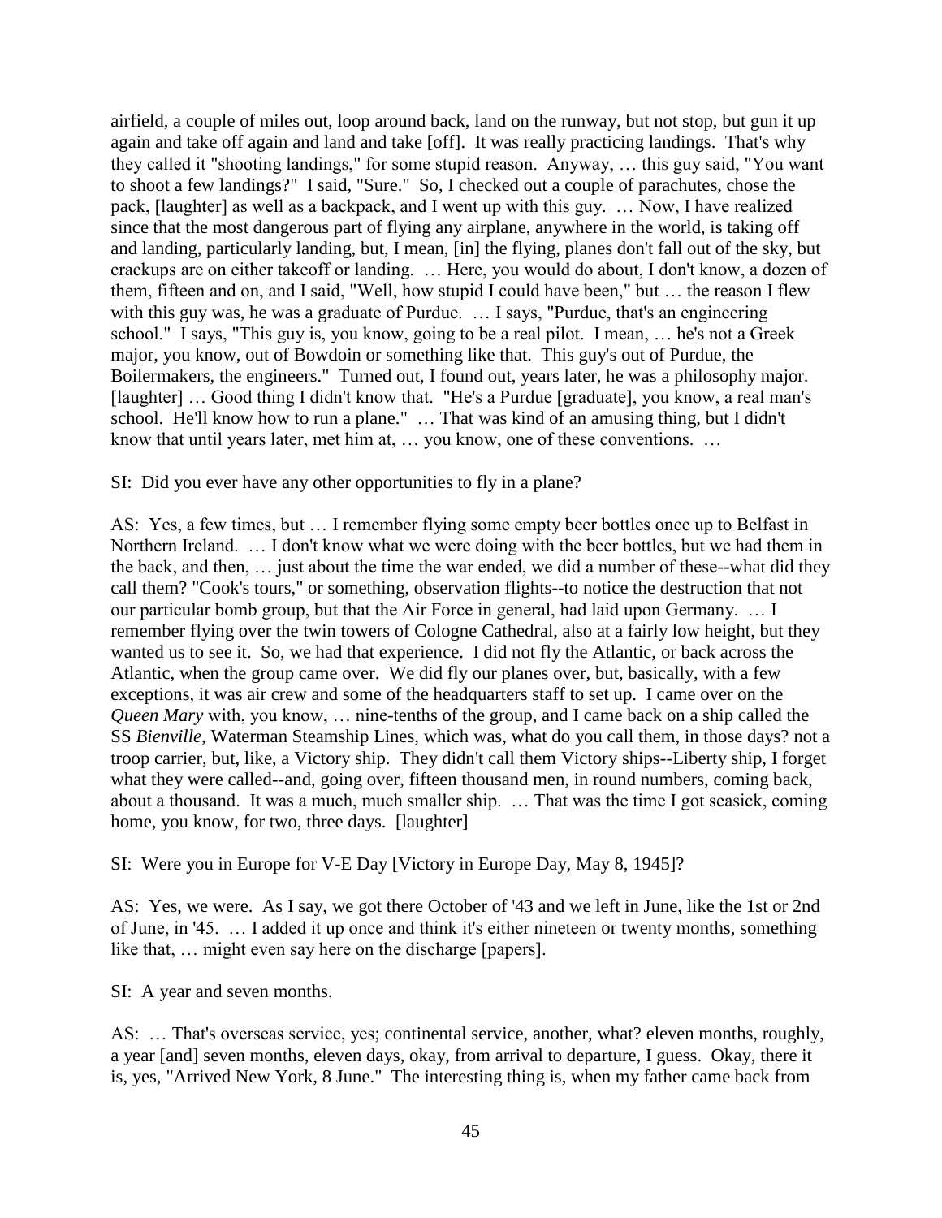airfield, a couple of miles out, loop around back, land on the runway, but not stop, but gun it up again and take off again and land and take [off]. It was really practicing landings. That's why they called it "shooting landings," for some stupid reason. Anyway, … this guy said, "You want to shoot a few landings?" I said, "Sure." So, I checked out a couple of parachutes, chose the pack, [laughter] as well as a backpack, and I went up with this guy. … Now, I have realized since that the most dangerous part of flying any airplane, anywhere in the world, is taking off and landing, particularly landing, but, I mean, [in] the flying, planes don't fall out of the sky, but crackups are on either takeoff or landing. … Here, you would do about, I don't know, a dozen of them, fifteen and on, and I said, "Well, how stupid I could have been," but … the reason I flew with this guy was, he was a graduate of Purdue. … I says, "Purdue, that's an engineering school." I says, "This guy is, you know, going to be a real pilot. I mean, … he's not a Greek major, you know, out of Bowdoin or something like that. This guy's out of Purdue, the Boilermakers, the engineers." Turned out, I found out, years later, he was a philosophy major. [laughter] … Good thing I didn't know that. "He's a Purdue [graduate], you know, a real man's school. He'll know how to run a plane." … That was kind of an amusing thing, but I didn't know that until years later, met him at, … you know, one of these conventions. …

SI: Did you ever have any other opportunities to fly in a plane?

AS: Yes, a few times, but … I remember flying some empty beer bottles once up to Belfast in Northern Ireland. … I don't know what we were doing with the beer bottles, but we had them in the back, and then, … just about the time the war ended, we did a number of these--what did they call them? "Cook's tours," or something, observation flights--to notice the destruction that not our particular bomb group, but that the Air Force in general, had laid upon Germany. … I remember flying over the twin towers of Cologne Cathedral, also at a fairly low height, but they wanted us to see it. So, we had that experience. I did not fly the Atlantic, or back across the Atlantic, when the group came over. We did fly our planes over, but, basically, with a few exceptions, it was air crew and some of the headquarters staff to set up. I came over on the *Queen Mary* with, you know, … nine-tenths of the group, and I came back on a ship called the SS *Bienville*, Waterman Steamship Lines, which was, what do you call them, in those days? not a troop carrier, but, like, a Victory ship. They didn't call them Victory ships--Liberty ship, I forget what they were called--and, going over, fifteen thousand men, in round numbers, coming back, about a thousand. It was a much, much smaller ship. … That was the time I got seasick, coming home, you know, for two, three days. [laughter]

SI: Were you in Europe for V-E Day [Victory in Europe Day, May 8, 1945]?

AS: Yes, we were. As I say, we got there October of '43 and we left in June, like the 1st or 2nd of June, in '45. … I added it up once and think it's either nineteen or twenty months, something like that, … might even say here on the discharge [papers].

SI: A year and seven months.

AS: … That's overseas service, yes; continental service, another, what? eleven months, roughly, a year [and] seven months, eleven days, okay, from arrival to departure, I guess. Okay, there it is, yes, "Arrived New York, 8 June." The interesting thing is, when my father came back from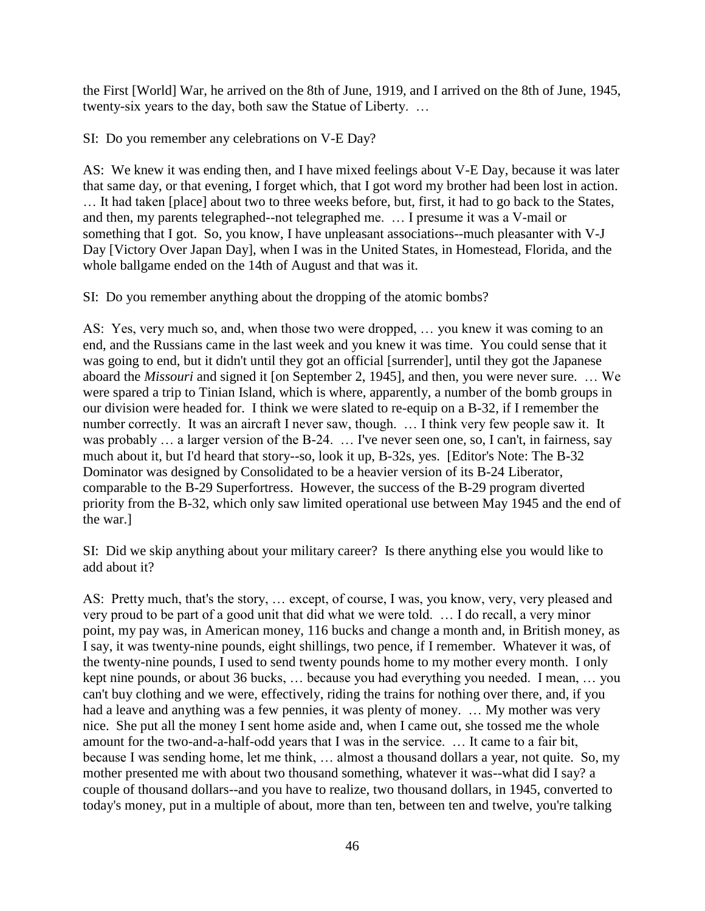the First [World] War, he arrived on the 8th of June, 1919, and I arrived on the 8th of June, 1945, twenty-six years to the day, both saw the Statue of Liberty. …

SI: Do you remember any celebrations on V-E Day?

AS: We knew it was ending then, and I have mixed feelings about V-E Day, because it was later that same day, or that evening, I forget which, that I got word my brother had been lost in action. … It had taken [place] about two to three weeks before, but, first, it had to go back to the States, and then, my parents telegraphed--not telegraphed me. … I presume it was a V-mail or something that I got. So, you know, I have unpleasant associations--much pleasanter with V-J Day [Victory Over Japan Day], when I was in the United States, in Homestead, Florida, and the whole ballgame ended on the 14th of August and that was it.

SI: Do you remember anything about the dropping of the atomic bombs?

AS: Yes, very much so, and, when those two were dropped, … you knew it was coming to an end, and the Russians came in the last week and you knew it was time. You could sense that it was going to end, but it didn't until they got an official [surrender], until they got the Japanese aboard the *Missouri* and signed it [on September 2, 1945], and then, you were never sure. … We were spared a trip to Tinian Island, which is where, apparently, a number of the bomb groups in our division were headed for. I think we were slated to re-equip on a B-32, if I remember the number correctly. It was an aircraft I never saw, though. … I think very few people saw it. It was probably … a larger version of the B-24. … I've never seen one, so, I can't, in fairness, say much about it, but I'd heard that story--so, look it up, B-32s, yes. [Editor's Note: The B-32 Dominator was designed by Consolidated to be a heavier version of its B-24 Liberator, comparable to the B-29 Superfortress. However, the success of the B-29 program diverted priority from the B-32, which only saw limited operational use between May 1945 and the end of the war.]

SI: Did we skip anything about your military career? Is there anything else you would like to add about it?

AS: Pretty much, that's the story, … except, of course, I was, you know, very, very pleased and very proud to be part of a good unit that did what we were told. … I do recall, a very minor point, my pay was, in American money, 116 bucks and change a month and, in British money, as I say, it was twenty-nine pounds, eight shillings, two pence, if I remember. Whatever it was, of the twenty-nine pounds, I used to send twenty pounds home to my mother every month. I only kept nine pounds, or about 36 bucks, … because you had everything you needed. I mean, … you can't buy clothing and we were, effectively, riding the trains for nothing over there, and, if you had a leave and anything was a few pennies, it was plenty of money. … My mother was very nice. She put all the money I sent home aside and, when I came out, she tossed me the whole amount for the two-and-a-half-odd years that I was in the service. … It came to a fair bit, because I was sending home, let me think, … almost a thousand dollars a year, not quite. So, my mother presented me with about two thousand something, whatever it was--what did I say? a couple of thousand dollars--and you have to realize, two thousand dollars, in 1945, converted to today's money, put in a multiple of about, more than ten, between ten and twelve, you're talking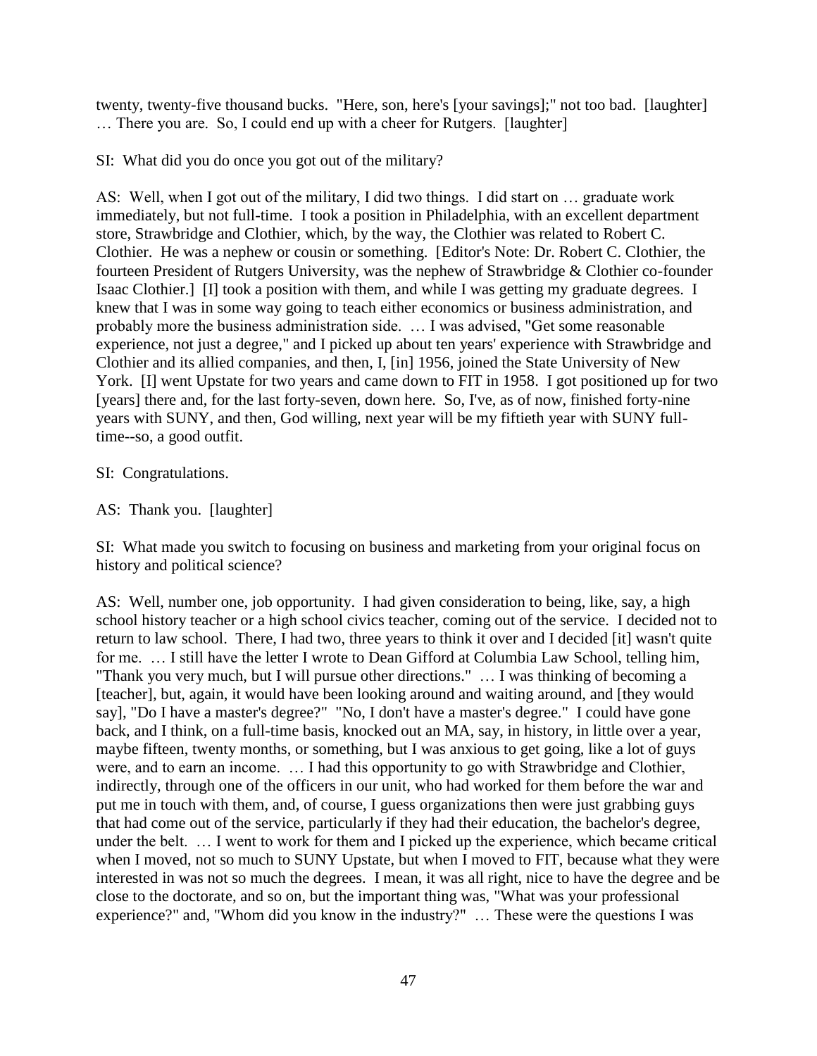twenty, twenty-five thousand bucks. "Here, son, here's [your savings];" not too bad. [laughter] … There you are. So, I could end up with a cheer for Rutgers. [laughter]

SI: What did you do once you got out of the military?

AS: Well, when I got out of the military, I did two things. I did start on … graduate work immediately, but not full-time. I took a position in Philadelphia, with an excellent department store, Strawbridge and Clothier, which, by the way, the Clothier was related to Robert C. Clothier. He was a nephew or cousin or something. [Editor's Note: Dr. Robert C. Clothier, the fourteen President of Rutgers University, was the nephew of Strawbridge & Clothier co-founder Isaac Clothier.] [I] took a position with them, and while I was getting my graduate degrees. I knew that I was in some way going to teach either economics or business administration, and probably more the business administration side. … I was advised, "Get some reasonable experience, not just a degree," and I picked up about ten years' experience with Strawbridge and Clothier and its allied companies, and then, I, [in] 1956, joined the State University of New York. [I] went Upstate for two years and came down to FIT in 1958. I got positioned up for two [years] there and, for the last forty-seven, down here. So, I've, as of now, finished forty-nine years with SUNY, and then, God willing, next year will be my fiftieth year with SUNY full-time--so, a good outfit.

SI: Congratulations.

AS: Thank you. [laughter]

SI: What made you switch to focusing on business and marketing from your original focus on history and political science?

AS: Well, number one, job opportunity. I had given consideration to being, like, say, a high school history teacher or a high school civics teacher, coming out of the service. I decided not to return to law school. There, I had two, three years to think it over and I decided [it] wasn't quite for me. … I still have the letter I wrote to Dean Gifford at Columbia Law School, telling him, "Thank you very much, but I will pursue other directions." … I was thinking of becoming a [teacher], but, again, it would have been looking around and waiting around, and [they would say], "Do I have a master's degree?" "No, I don't have a master's degree." I could have gone back, and I think, on a full-time basis, knocked out an MA, say, in history, in little over a year, maybe fifteen, twenty months, or something, but I was anxious to get going, like a lot of guys were, and to earn an income. … I had this opportunity to go with Strawbridge and Clothier, indirectly, through one of the officers in our unit, who had worked for them before the war and put me in touch with them, and, of course, I guess organizations then were just grabbing guys that had come out of the service, particularly if they had their education, the bachelor's degree, under the belt. … I went to work for them and I picked up the experience, which became critical when I moved, not so much to SUNY Upstate, but when I moved to FIT, because what they were interested in was not so much the degrees. I mean, it was all right, nice to have the degree and be close to the doctorate, and so on, but the important thing was, "What was your professional experience?" and, "Whom did you know in the industry?" … These were the questions I was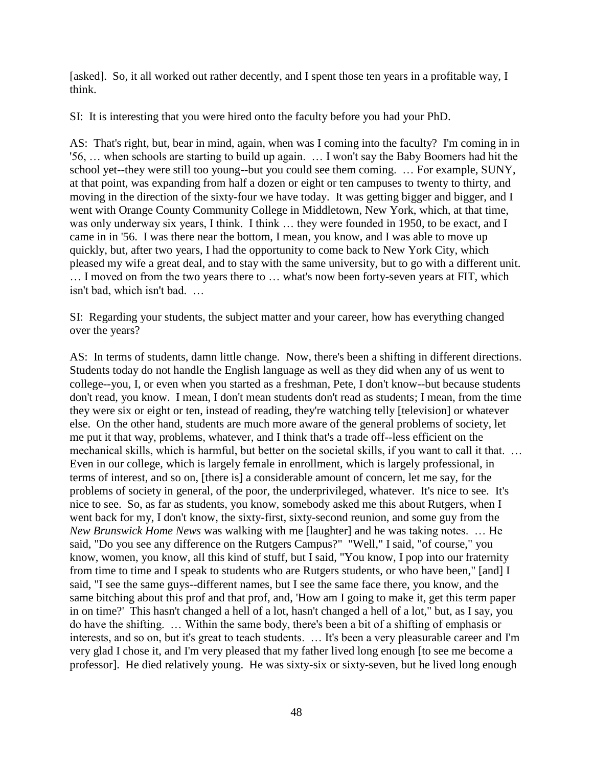[asked]. So, it all worked out rather decently, and I spent those ten years in a profitable way, I think.

SI: It is interesting that you were hired onto the faculty before you had your PhD.

AS: That's right, but, bear in mind, again, when was I coming into the faculty? I'm coming in in '56, … when schools are starting to build up again. … I won't say the Baby Boomers had hit the school yet--they were still too young--but you could see them coming. … For example, SUNY, at that point, was expanding from half a dozen or eight or ten campuses to twenty to thirty, and moving in the direction of the sixty-four we have today. It was getting bigger and bigger, and I went with Orange County Community College in Middletown, New York, which, at that time, was only underway six years, I think. I think … they were founded in 1950, to be exact, and I came in in '56. I was there near the bottom, I mean, you know, and I was able to move up quickly, but, after two years, I had the opportunity to come back to New York City, which pleased my wife a great deal, and to stay with the same university, but to go with a different unit. … I moved on from the two years there to … what's now been forty-seven years at FIT, which isn't bad, which isn't bad. …

SI: Regarding your students, the subject matter and your career, how has everything changed over the years?

AS: In terms of students, damn little change. Now, there's been a shifting in different directions. Students today do not handle the English language as well as they did when any of us went to college--you, I, or even when you started as a freshman, Pete, I don't know--but because students don't read, you know. I mean, I don't mean students don't read as students; I mean, from the time they were six or eight or ten, instead of reading, they're watching telly [television] or whatever else. On the other hand, students are much more aware of the general problems of society, let me put it that way, problems, whatever, and I think that's a trade off--less efficient on the mechanical skills, which is harmful, but better on the societal skills, if you want to call it that. … Even in our college, which is largely female in enrollment, which is largely professional, in terms of interest, and so on, [there is] a considerable amount of concern, let me say, for the problems of society in general, of the poor, the underprivileged, whatever. It's nice to see. It's nice to see. So, as far as students, you know, somebody asked me this about Rutgers, when I went back for my, I don't know, the sixty-first, sixty-second reunion, and some guy from the *New Brunswick Home News* was walking with me [laughter] and he was taking notes. … He said, "Do you see any difference on the Rutgers Campus?" "Well," I said, "of course," you know, women, you know, all this kind of stuff, but I said, "You know, I pop into our fraternity from time to time and I speak to students who are Rutgers students, or who have been," [and] I said, "I see the same guys--different names, but I see the same face there, you know, and the same bitching about this prof and that prof, and, 'How am I going to make it, get this term paper in on time?' This hasn't changed a hell of a lot, hasn't changed a hell of a lot," but, as I say, you do have the shifting. … Within the same body, there's been a bit of a shifting of emphasis or interests, and so on, but it's great to teach students. … It's been a very pleasurable career and I'm very glad I chose it, and I'm very pleased that my father lived long enough [to see me become a professor]. He died relatively young. He was sixty-six or sixty-seven, but he lived long enough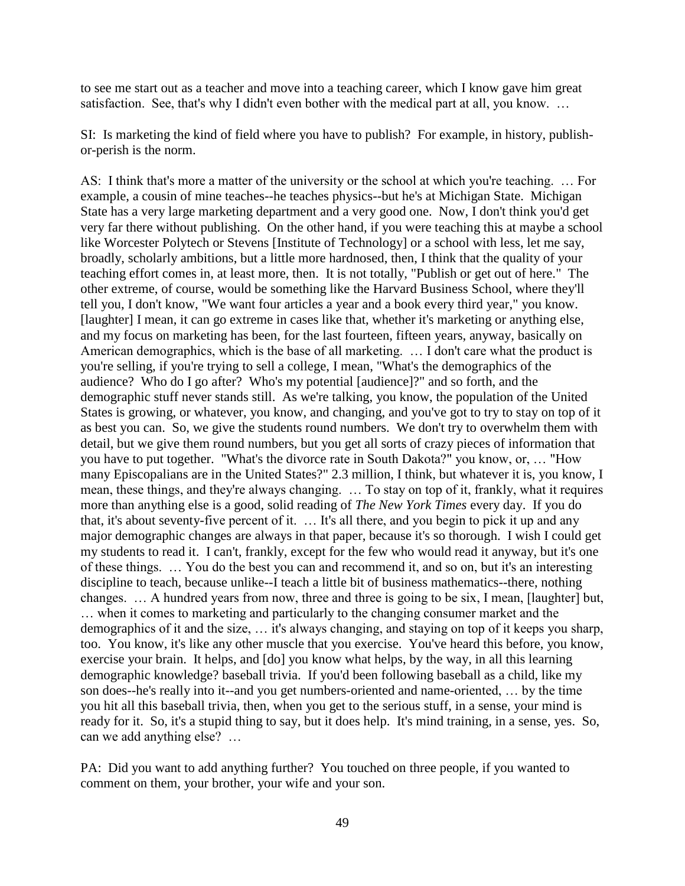to see me start out as a teacher and move into a teaching career, which I know gave him great satisfaction. See, that's why I didn't even bother with the medical part at all, you know. …

SI: Is marketing the kind of field where you have to publish? For example, in history, publish-or-perish is the norm.

AS: I think that's more a matter of the university or the school at which you're teaching. … For example, a cousin of mine teaches--he teaches physics--but he's at Michigan State. Michigan State has a very large marketing department and a very good one. Now, I don't think you'd get very far there without publishing. On the other hand, if you were teaching this at maybe a school like Worcester Polytech or Stevens [Institute of Technology] or a school with less, let me say, broadly, scholarly ambitions, but a little more hardnosed, then, I think that the quality of your teaching effort comes in, at least more, then. It is not totally, "Publish or get out of here." The other extreme, of course, would be something like the Harvard Business School, where they'll tell you, I don't know, "We want four articles a year and a book every third year," you know. [laughter] I mean, it can go extreme in cases like that, whether it's marketing or anything else, and my focus on marketing has been, for the last fourteen, fifteen years, anyway, basically on American demographics, which is the base of all marketing. … I don't care what the product is you're selling, if you're trying to sell a college, I mean, "What's the demographics of the audience? Who do I go after? Who's my potential [audience]?" and so forth, and the demographic stuff never stands still. As we're talking, you know, the population of the United States is growing, or whatever, you know, and changing, and you've got to try to stay on top of it as best you can. So, we give the students round numbers. We don't try to overwhelm them with detail, but we give them round numbers, but you get all sorts of crazy pieces of information that you have to put together. "What's the divorce rate in South Dakota?" you know, or, … "How many Episcopalians are in the United States?" 2.3 million, I think, but whatever it is, you know, I mean, these things, and they're always changing. … To stay on top of it, frankly, what it requires more than anything else is a good, solid reading of *The New York Times* every day. If you do that, it's about seventy-five percent of it. … It's all there, and you begin to pick it up and any major demographic changes are always in that paper, because it's so thorough. I wish I could get my students to read it. I can't, frankly, except for the few who would read it anyway, but it's one of these things. … You do the best you can and recommend it, and so on, but it's an interesting discipline to teach, because unlike--I teach a little bit of business mathematics--there, nothing changes. … A hundred years from now, three and three is going to be six, I mean, [laughter] but, … when it comes to marketing and particularly to the changing consumer market and the demographics of it and the size, … it's always changing, and staying on top of it keeps you sharp, too. You know, it's like any other muscle that you exercise. You've heard this before, you know, exercise your brain. It helps, and [do] you know what helps, by the way, in all this learning demographic knowledge? baseball trivia. If you'd been following baseball as a child, like my son does--he's really into it--and you get numbers-oriented and name-oriented, … by the time you hit all this baseball trivia, then, when you get to the serious stuff, in a sense, your mind is ready for it. So, it's a stupid thing to say, but it does help. It's mind training, in a sense, yes. So, can we add anything else? …

PA: Did you want to add anything further? You touched on three people, if you wanted to comment on them, your brother, your wife and your son.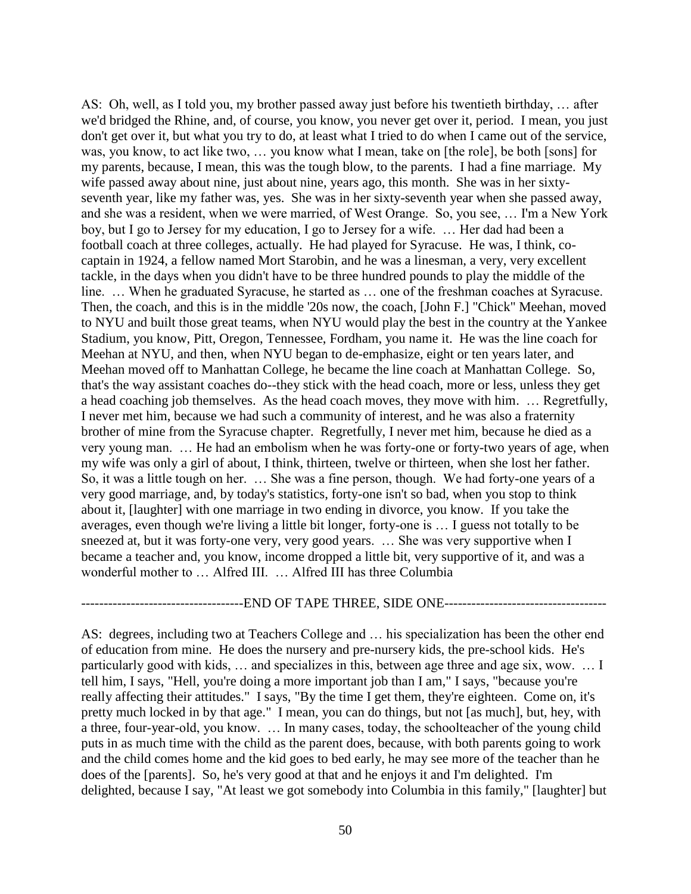AS: Oh, well, as I told you, my brother passed away just before his twentieth birthday, … after we'd bridged the Rhine, and, of course, you know, you never get over it, period. I mean, you just don't get over it, but what you try to do, at least what I tried to do when I came out of the service, was, you know, to act like two, … you know what I mean, take on [the role], be both [sons] for my parents, because, I mean, this was the tough blow, to the parents. I had a fine marriage. My wife passed away about nine, just about nine, years ago, this month. She was in her sixty-seventh year, like my father was, yes. She was in her sixty-seventh year when she passed away, and she was a resident, when we were married, of West Orange. So, you see, … I'm a New York boy, but I go to Jersey for my education, I go to Jersey for a wife. … Her dad had been a football coach at three colleges, actually. He had played for Syracuse. He was, I think, co-captain in 1924, a fellow named Mort Starobin, and he was a linesman, a very, very excellent tackle, in the days when you didn't have to be three hundred pounds to play the middle of the line. … When he graduated Syracuse, he started as … one of the freshman coaches at Syracuse. Then, the coach, and this is in the middle '20s now, the coach, [John F.] "Chick" Meehan, moved to NYU and built those great teams, when NYU would play the best in the country at the Yankee Stadium, you know, Pitt, Oregon, Tennessee, Fordham, you name it. He was the line coach for Meehan at NYU, and then, when NYU began to de-emphasize, eight or ten years later, and Meehan moved off to Manhattan College, he became the line coach at Manhattan College. So, that's the way assistant coaches do--they stick with the head coach, more or less, unless they get a head coaching job themselves. As the head coach moves, they move with him. … Regretfully, I never met him, because we had such a community of interest, and he was also a fraternity brother of mine from the Syracuse chapter. Regretfully, I never met him, because he died as a very young man. … He had an embolism when he was forty-one or forty-two years of age, when my wife was only a girl of about, I think, thirteen, twelve or thirteen, when she lost her father. So, it was a little tough on her. … She was a fine person, though. We had forty-one years of a very good marriage, and, by today's statistics, forty-one isn't so bad, when you stop to think about it, [laughter] with one marriage in two ending in divorce, you know. If you take the averages, even though we're living a little bit longer, forty-one is … I guess not totally to be sneezed at, but it was forty-one very, very good years. … She was very supportive when I became a teacher and, you know, income dropped a little bit, very supportive of it, and was a wonderful mother to … Alfred III. … Alfred III has three Columbia

------------------------------------END OF TAPE THREE, SIDE ONE------------------------------------

AS: degrees, including two at Teachers College and … his specialization has been the other end of education from mine. He does the nursery and pre-nursery kids, the pre-school kids. He's particularly good with kids, … and specializes in this, between age three and age six, wow. … I tell him, I says, "Hell, you're doing a more important job than I am," I says, "because you're really affecting their attitudes." I says, "By the time I get them, they're eighteen. Come on, it's pretty much locked in by that age." I mean, you can do things, but not [as much], but, hey, with a three, four-year-old, you know. … In many cases, today, the schoolteacher of the young child puts in as much time with the child as the parent does, because, with both parents going to work and the child comes home and the kid goes to bed early, he may see more of the teacher than he does of the [parents]. So, he's very good at that and he enjoys it and I'm delighted. I'm delighted, because I say, "At least we got somebody into Columbia in this family," [laughter] but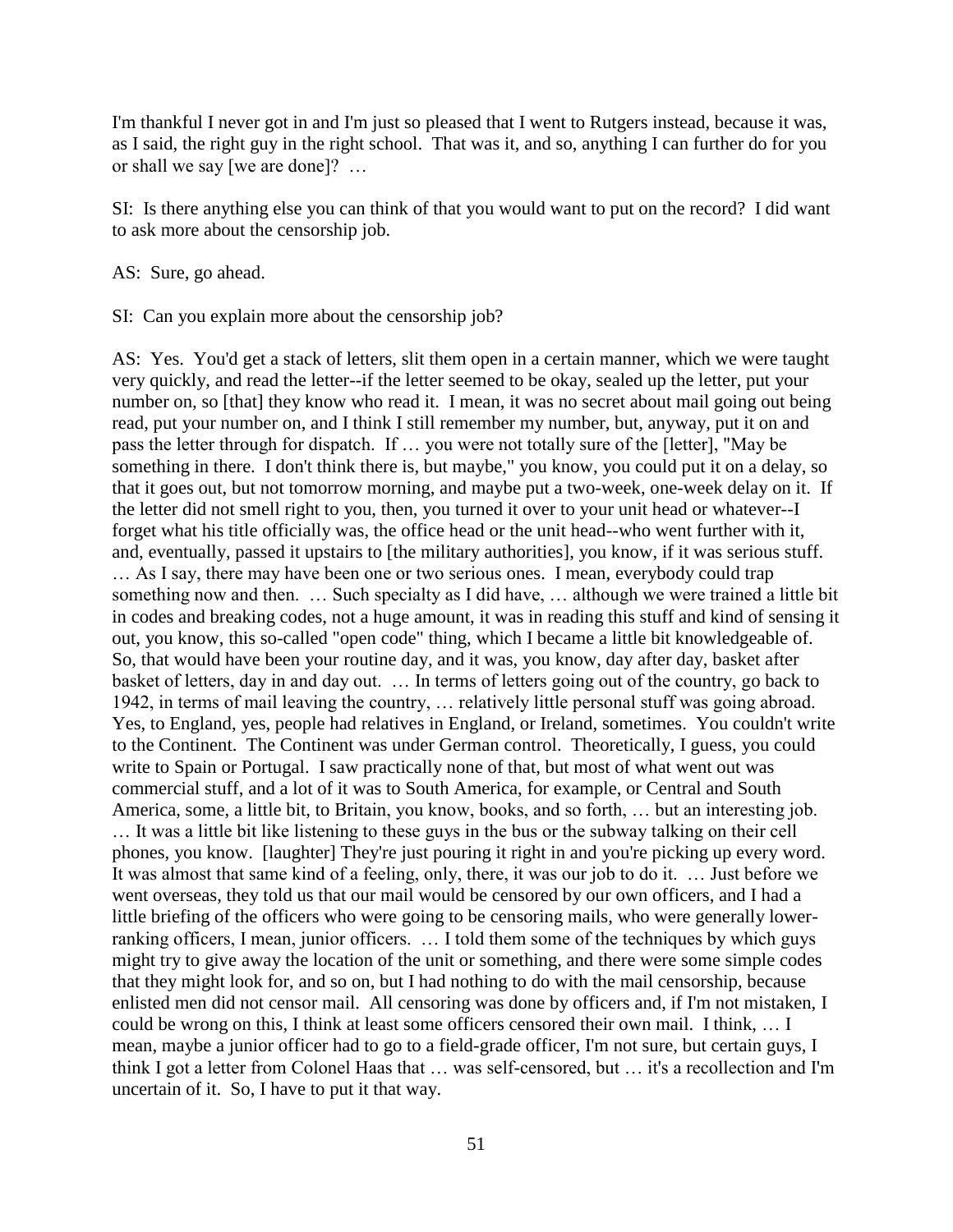I'm thankful I never got in and I'm just so pleased that I went to Rutgers instead, because it was, as I said, the right guy in the right school. That was it, and so, anything I can further do for you or shall we say [we are done]? …

SI: Is there anything else you can think of that you would want to put on the record? I did want to ask more about the censorship job.

AS: Sure, go ahead.

SI: Can you explain more about the censorship job?

AS: Yes. You'd get a stack of letters, slit them open in a certain manner, which we were taught very quickly, and read the letter--if the letter seemed to be okay, sealed up the letter, put your number on, so [that] they know who read it. I mean, it was no secret about mail going out being read, put your number on, and I think I still remember my number, but, anyway, put it on and pass the letter through for dispatch. If … you were not totally sure of the [letter], "May be something in there. I don't think there is, but maybe," you know, you could put it on a delay, so that it goes out, but not tomorrow morning, and maybe put a two-week, one-week delay on it. If the letter did not smell right to you, then, you turned it over to your unit head or whatever--I forget what his title officially was, the office head or the unit head--who went further with it, and, eventually, passed it upstairs to [the military authorities], you know, if it was serious stuff. … As I say, there may have been one or two serious ones. I mean, everybody could trap something now and then. … Such specialty as I did have, … although we were trained a little bit in codes and breaking codes, not a huge amount, it was in reading this stuff and kind of sensing it out, you know, this so-called "open code" thing, which I became a little bit knowledgeable of. So, that would have been your routine day, and it was, you know, day after day, basket after basket of letters, day in and day out. … In terms of letters going out of the country, go back to 1942, in terms of mail leaving the country, … relatively little personal stuff was going abroad. Yes, to England, yes, people had relatives in England, or Ireland, sometimes. You couldn't write to the Continent. The Continent was under German control. Theoretically, I guess, you could write to Spain or Portugal. I saw practically none of that, but most of what went out was commercial stuff, and a lot of it was to South America, for example, or Central and South America, some, a little bit, to Britain, you know, books, and so forth, … but an interesting job. … It was a little bit like listening to these guys in the bus or the subway talking on their cell phones, you know. [laughter] They're just pouring it right in and you're picking up every word. It was almost that same kind of a feeling, only, there, it was our job to do it. … Just before we went overseas, they told us that our mail would be censored by our own officers, and I had a little briefing of the officers who were going to be censoring mails, who were generally lower-ranking officers, I mean, junior officers. … I told them some of the techniques by which guys might try to give away the location of the unit or something, and there were some simple codes that they might look for, and so on, but I had nothing to do with the mail censorship, because enlisted men did not censor mail. All censoring was done by officers and, if I'm not mistaken, I could be wrong on this, I think at least some officers censored their own mail. I think, … I mean, maybe a junior officer had to go to a field-grade officer, I'm not sure, but certain guys, I think I got a letter from Colonel Haas that … was self-censored, but … it's a recollection and I'm uncertain of it. So, I have to put it that way.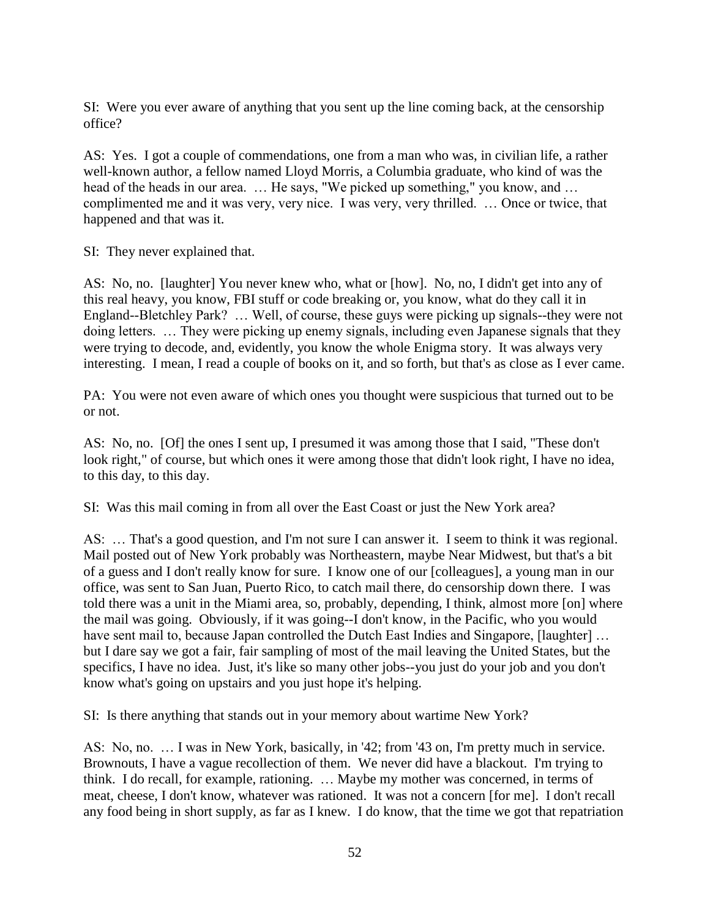SI: Were you ever aware of anything that you sent up the line coming back, at the censorship office?

AS: Yes. I got a couple of commendations, one from a man who was, in civilian life, a rather well-known author, a fellow named Lloyd Morris, a Columbia graduate, who kind of was the head of the heads in our area. … He says, "We picked up something," you know, and … complimented me and it was very, very nice. I was very, very thrilled. … Once or twice, that happened and that was it.

SI: They never explained that.

AS: No, no. [laughter] You never knew who, what or [how]. No, no, I didn't get into any of this real heavy, you know, FBI stuff or code breaking or, you know, what do they call it in England--Bletchley Park? … Well, of course, these guys were picking up signals--they were not doing letters. … They were picking up enemy signals, including even Japanese signals that they were trying to decode, and, evidently, you know the whole Enigma story. It was always very interesting. I mean, I read a couple of books on it, and so forth, but that's as close as I ever came.

PA: You were not even aware of which ones you thought were suspicious that turned out to be or not.

AS: No, no. [Of] the ones I sent up, I presumed it was among those that I said, "These don't look right," of course, but which ones it were among those that didn't look right, I have no idea, to this day, to this day.

SI: Was this mail coming in from all over the East Coast or just the New York area?

AS: … That's a good question, and I'm not sure I can answer it. I seem to think it was regional. Mail posted out of New York probably was Northeastern, maybe Near Midwest, but that's a bit of a guess and I don't really know for sure. I know one of our [colleagues], a young man in our office, was sent to San Juan, Puerto Rico, to catch mail there, do censorship down there. I was told there was a unit in the Miami area, so, probably, depending, I think, almost more [on] where the mail was going. Obviously, if it was going--I don't know, in the Pacific, who you would have sent mail to, because Japan controlled the Dutch East Indies and Singapore, [laughter] … but I dare say we got a fair, fair sampling of most of the mail leaving the United States, but the specifics, I have no idea. Just, it's like so many other jobs--you just do your job and you don't know what's going on upstairs and you just hope it's helping.

SI: Is there anything that stands out in your memory about wartime New York?

AS: No, no. … I was in New York, basically, in '42; from '43 on, I'm pretty much in service. Brownouts, I have a vague recollection of them. We never did have a blackout. I'm trying to think. I do recall, for example, rationing. … Maybe my mother was concerned, in terms of meat, cheese, I don't know, whatever was rationed. It was not a concern [for me]. I don't recall any food being in short supply, as far as I knew. I do know, that the time we got that repatriation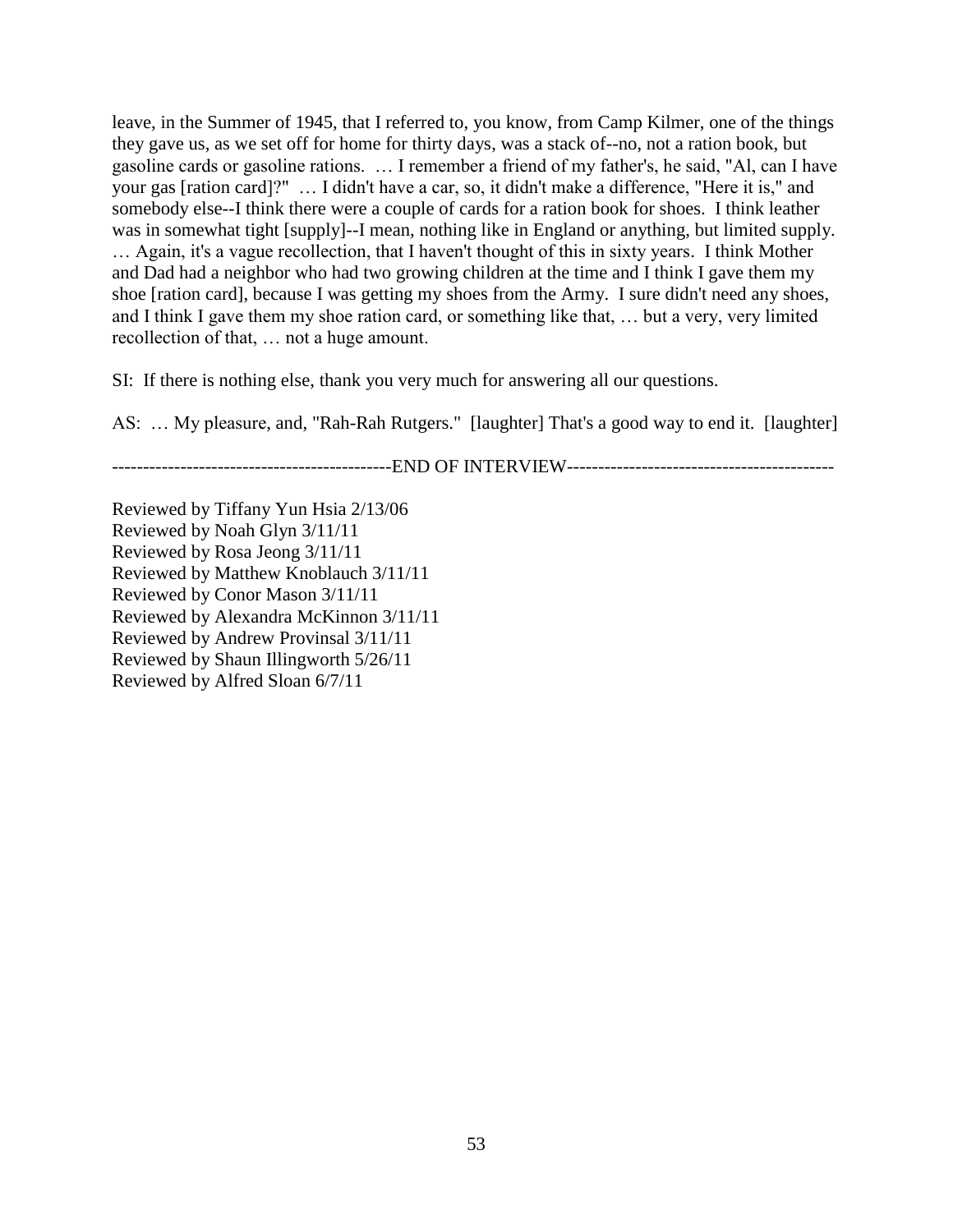leave, in the Summer of 1945, that I referred to, you know, from Camp Kilmer, one of the things they gave us, as we set off for home for thirty days, was a stack of--no, not a ration book, but gasoline cards or gasoline rations. … I remember a friend of my father's, he said, "Al, can I have your gas [ration card]?" … I didn't have a car, so, it didn't make a difference, "Here it is," and somebody else--I think there were a couple of cards for a ration book for shoes. I think leather was in somewhat tight [supply]--I mean, nothing like in England or anything, but limited supply. … Again, it's a vague recollection, that I haven't thought of this in sixty years. I think Mother and Dad had a neighbor who had two growing children at the time and I think I gave them my shoe [ration card], because I was getting my shoes from the Army. I sure didn't need any shoes, and I think I gave them my shoe ration card, or something like that, … but a very, very limited recollection of that, … not a huge amount.

SI: If there is nothing else, thank you very much for answering all our questions.

AS: … My pleasure, and, "Rah-Rah Rutgers." [laughter] That's a good way to end it. [laughter]

---------------------------------------------END OF INTERVIEW-------------------------------------------

Reviewed by Tiffany Yun Hsia 2/13/06
Reviewed by Noah Glyn 3/11/11
Reviewed by Rosa Jeong 3/11/11
Reviewed by Matthew Knoblauch 3/11/11
Reviewed by Conor Mason 3/11/11
Reviewed by Alexandra McKinnon 3/11/11
Reviewed by Andrew Provinsal 3/11/11
Reviewed by Shaun Illingworth 5/26/11
Reviewed by Alfred Sloan 6/7/11